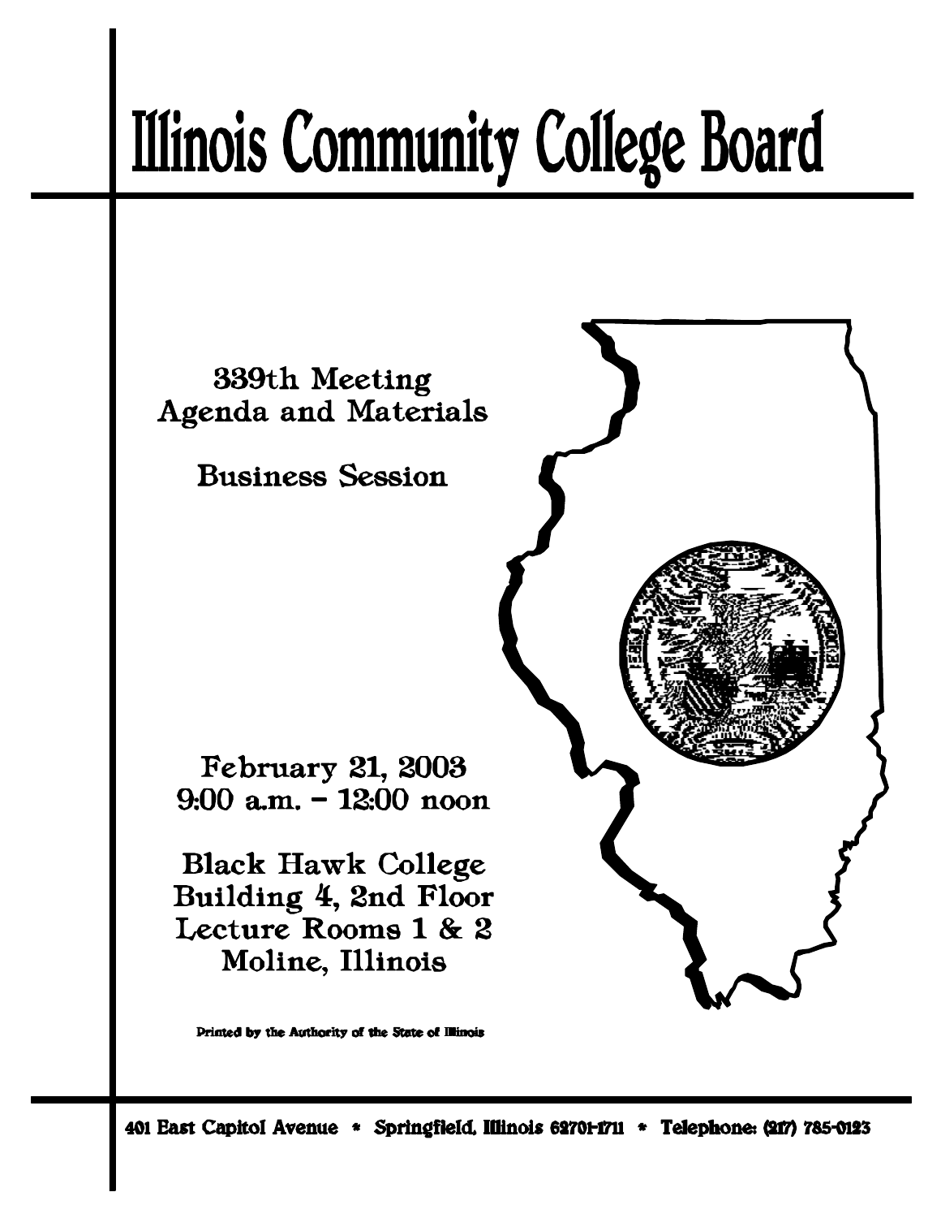# Illinois Community College Board

339th Meeting
Agenda and Materials

Business Session

February 21, 2003
9:00 a.m. – 12:00 noon

Black Hawk College
Building 4, 2nd Floor
Lecture Rooms 1 & 2
Moline, Illinois

Printed by the Authority of the State of Illinois

401 East Capitol Avenue * Springfield, Illinois 62701-1711 * Telephone: (217) 785-0123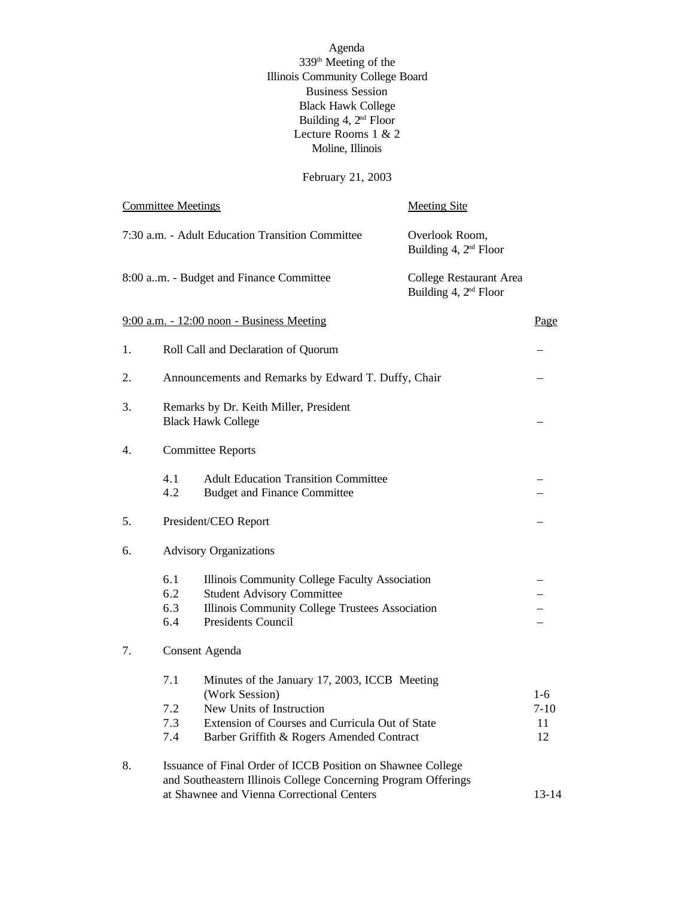Agenda
339th Meeting of the
Illinois Community College Board
Business Session
Black Hawk College
Building 4, 2nd Floor
Lecture Rooms 1 & 2
Moline, Illinois

February 21, 2003

| Committee Meetings | Meeting Site |
| --- | --- |
| 7:30 a.m. - Adult Education Transition Committee | Overlook Room, Building 4, 2nd Floor |
| 8:00 a..m. - Budget and Finance Committee | College Restaurant Area Building 4, 2nd Floor |

| 9:00 a.m. - 12:00 noon - Business Meeting | | Page |
| --- | --- | --- |
| 1. | Roll Call and Declaration of Quorum | – |
| 2. | Announcements and Remarks by Edward T. Duffy, Chair | – |
| 3. | Remarks by Dr. Keith Miller, President Black Hawk College | – |
| 4. | Committee Reports | |
| | 4.1 Adult Education Transition Committee | – |
| | 4.2 Budget and Finance Committee | – |
| 5. | President/CEO Report | – |
| 6. | Advisory Organizations | |
| | 6.1 Illinois Community College Faculty Association | – |
| | 6.2 Student Advisory Committee | – |
| | 6.3 Illinois Community College Trustees Association | – |
| | 6.4 Presidents Council | – |
| 7. | Consent Agenda | |
| | 7.1 Minutes of the January 17, 2003, ICCB Meeting (Work Session) | 1-6 |
| | 7.2 New Units of Instruction | 7-10 |
| | 7.3 Extension of Courses and Curricula Out of State | 11 |
| | 7.4 Barber Griffith & Rogers Amended Contract | 12 |
| 8. | Issuance of Final Order of ICCB Position on Shawnee College and Southeastern Illinois College Concerning Program Offerings at Shawnee and Vienna Correctional Centers | 13-14 |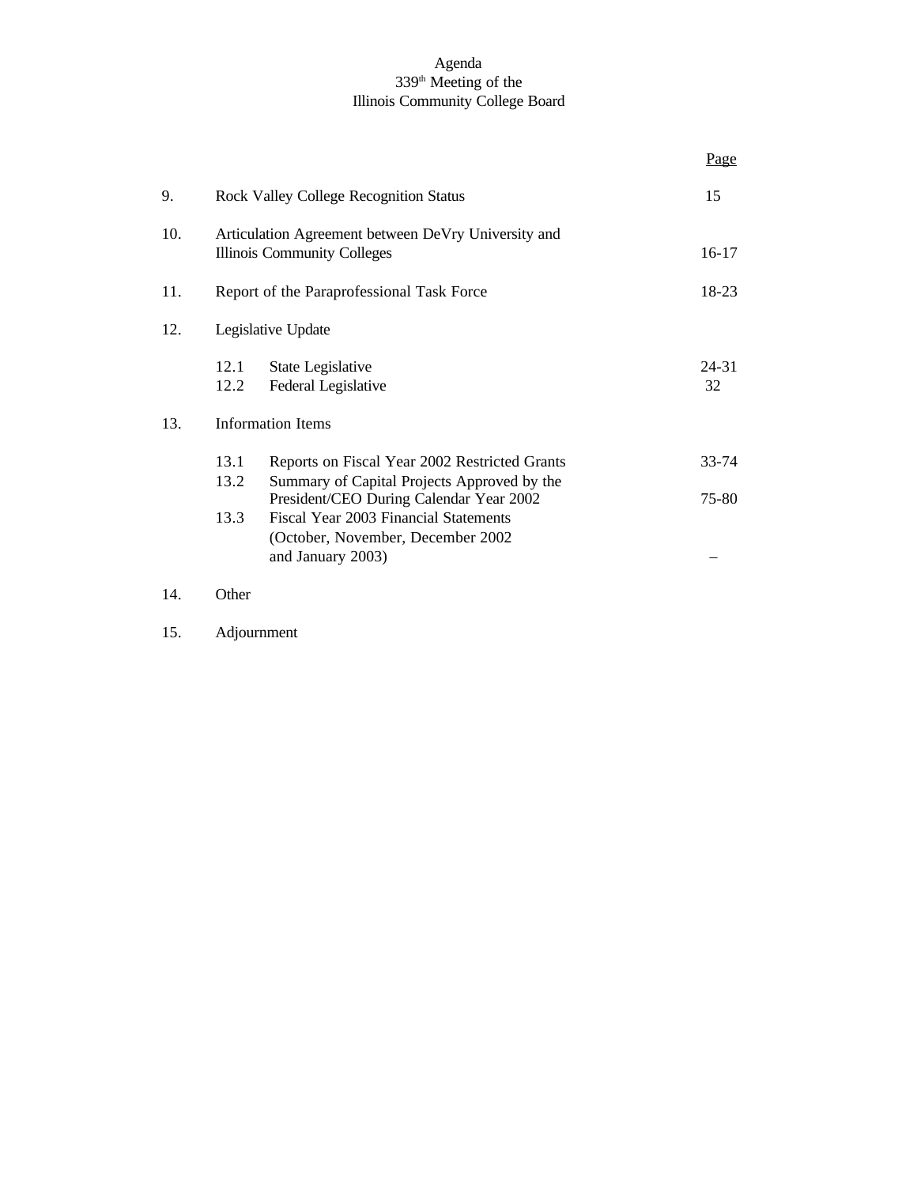Agenda
339th Meeting of the
Illinois Community College Board

| | | Page |
|---|---|---|
| 9. | Rock Valley College Recognition Status | 15 |
| 10. | Articulation Agreement between DeVry University and Illinois Community Colleges | 16-17 |
| 11. | Report of the Paraprofessional Task Force | 18-23 |
| 12. | Legislative Update | |
| | 12.1 State Legislative | 24-31 |
| | 12.2 Federal Legislative | 32 |
| 13. | Information Items | |
| | 13.1 Reports on Fiscal Year 2002 Restricted Grants | 33-74 |
| | 13.2 Summary of Capital Projects Approved by the President/CEO During Calendar Year 2002 | 75-80 |
| | 13.3 Fiscal Year 2003 Financial Statements (October, November, December 2002 and January 2003) | – |
| 14. | Other | |
| 15. | Adjournment | |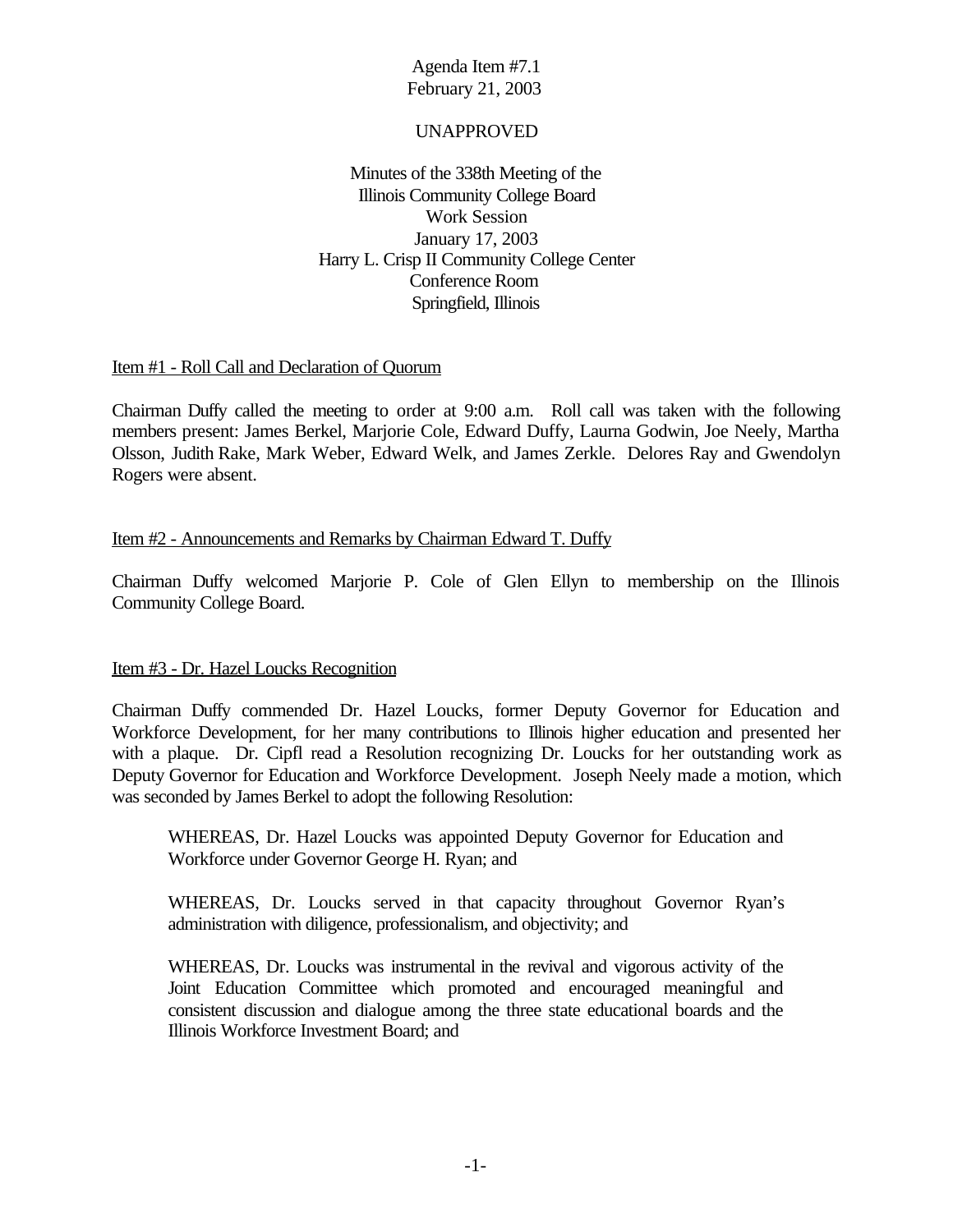Agenda Item #7.1
February 21, 2003

UNAPPROVED

Minutes of the 338th Meeting of the
Illinois Community College Board
Work Session
January 17, 2003
Harry L. Crisp II Community College Center
Conference Room
Springfield, Illinois

Item #1 - Roll Call and Declaration of Quorum

Chairman Duffy called the meeting to order at 9:00 a.m. Roll call was taken with the following members present: James Berkel, Marjorie Cole, Edward Duffy, Laurna Godwin, Joe Neely, Martha Olsson, Judith Rake, Mark Weber, Edward Welk, and James Zerkle. Delores Ray and Gwendolyn Rogers were absent.

Item #2 - Announcements and Remarks by Chairman Edward T. Duffy

Chairman Duffy welcomed Marjorie P. Cole of Glen Ellyn to membership on the Illinois Community College Board.

Item #3 - Dr. Hazel Loucks Recognition

Chairman Duffy commended Dr. Hazel Loucks, former Deputy Governor for Education and Workforce Development, for her many contributions to Illinois higher education and presented her with a plaque. Dr. Cipfl read a Resolution recognizing Dr. Loucks for her outstanding work as Deputy Governor for Education and Workforce Development. Joseph Neely made a motion, which was seconded by James Berkel to adopt the following Resolution:

> WHEREAS, Dr. Hazel Loucks was appointed Deputy Governor for Education and Workforce under Governor George H. Ryan; and
>
> WHEREAS, Dr. Loucks served in that capacity throughout Governor Ryan's administration with diligence, professionalism, and objectivity; and
>
> WHEREAS, Dr. Loucks was instrumental in the revival and vigorous activity of the Joint Education Committee which promoted and encouraged meaningful and consistent discussion and dialogue among the three state educational boards and the Illinois Workforce Investment Board; and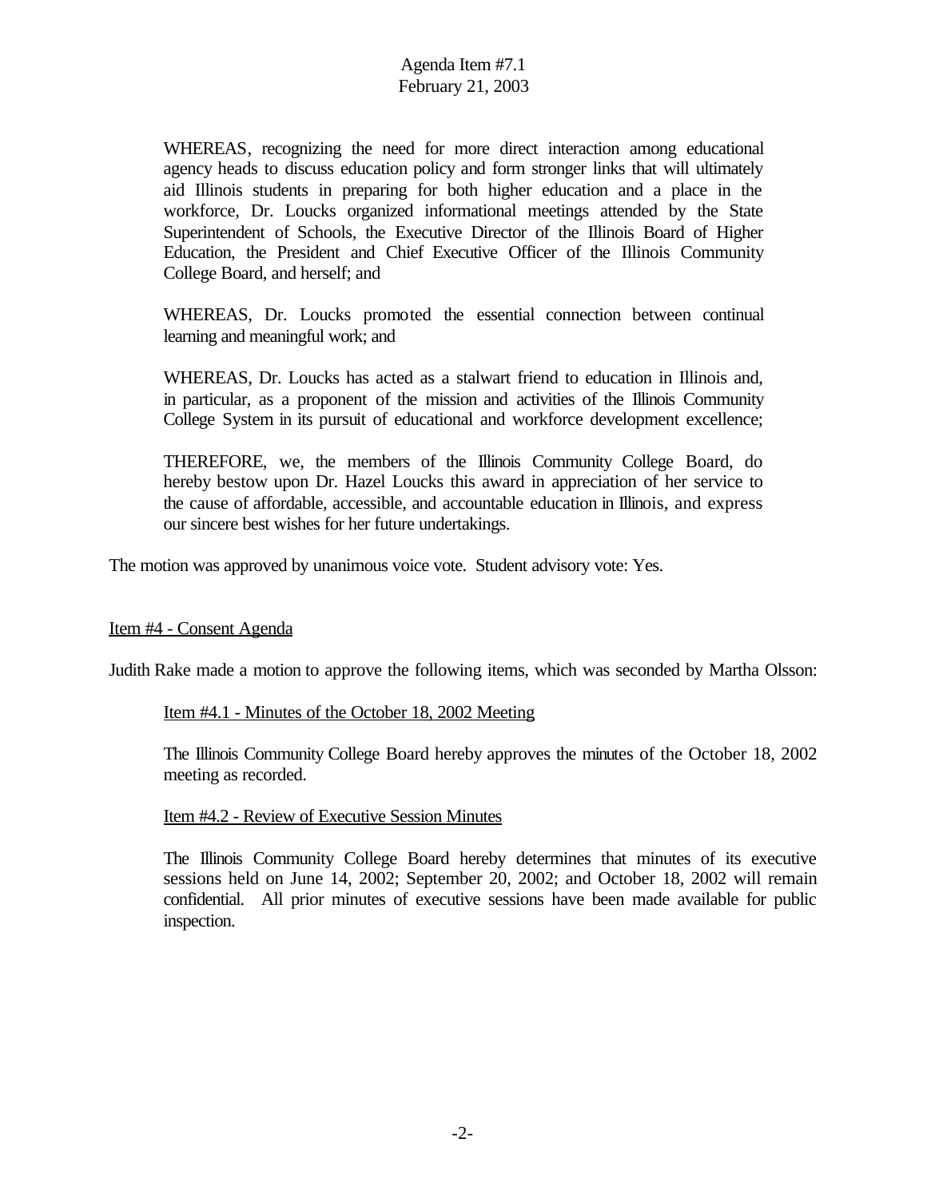WHEREAS, recognizing the need for more direct interaction among educational agency heads to discuss education policy and form stronger links that will ultimately aid Illinois students in preparing for both higher education and a place in the workforce, Dr. Loucks organized informational meetings attended by the State Superintendent of Schools, the Executive Director of the Illinois Board of Higher Education, the President and Chief Executive Officer of the Illinois Community College Board, and herself; and

WHEREAS, Dr. Loucks promoted the essential connection between continual learning and meaningful work; and

WHEREAS, Dr. Loucks has acted as a stalwart friend to education in Illinois and, in particular, as a proponent of the mission and activities of the Illinois Community College System in its pursuit of educational and workforce development excellence;

THEREFORE, we, the members of the Illinois Community College Board, do hereby bestow upon Dr. Hazel Loucks this award in appreciation of her service to the cause of affordable, accessible, and accountable education in Illinois, and express our sincere best wishes for her future undertakings.

The motion was approved by unanimous voice vote. Student advisory vote: Yes.

Item #4 - Consent Agenda

Judith Rake made a motion to approve the following items, which was seconded by Martha Olsson:

Item #4.1 - Minutes of the October 18, 2002 Meeting

The Illinois Community College Board hereby approves the minutes of the October 18, 2002 meeting as recorded.

Item #4.2 - Review of Executive Session Minutes

The Illinois Community College Board hereby determines that minutes of its executive sessions held on June 14, 2002; September 20, 2002; and October 18, 2002 will remain confidential. All prior minutes of executive sessions have been made available for public inspection.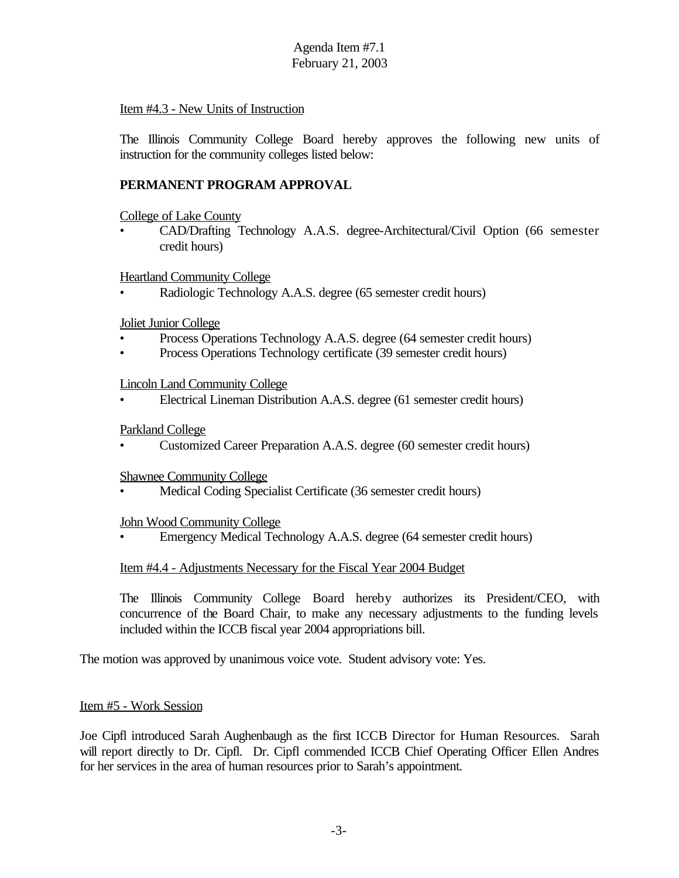Item #4.3 - New Units of Instruction

The Illinois Community College Board hereby approves the following new units of instruction for the community colleges listed below:

**PERMANENT PROGRAM APPROVAL**

College of Lake County
- CAD/Drafting Technology A.A.S. degree-Architectural/Civil Option (66 semester credit hours)

Heartland Community College
- Radiologic Technology A.A.S. degree (65 semester credit hours)

Joliet Junior College
- Process Operations Technology A.A.S. degree (64 semester credit hours)
- Process Operations Technology certificate (39 semester credit hours)

Lincoln Land Community College
- Electrical Lineman Distribution A.A.S. degree (61 semester credit hours)

Parkland College
- Customized Career Preparation A.A.S. degree (60 semester credit hours)

Shawnee Community College
- Medical Coding Specialist Certificate (36 semester credit hours)

John Wood Community College
- Emergency Medical Technology A.A.S. degree (64 semester credit hours)

Item #4.4 - Adjustments Necessary for the Fiscal Year 2004 Budget

The Illinois Community College Board hereby authorizes its President/CEO, with concurrence of the Board Chair, to make any necessary adjustments to the funding levels included within the ICCB fiscal year 2004 appropriations bill.

The motion was approved by unanimous voice vote. Student advisory vote: Yes.

Item #5 - Work Session

Joe Cipfl introduced Sarah Aughenbaugh as the first ICCB Director for Human Resources. Sarah will report directly to Dr. Cipfl. Dr. Cipfl commended ICCB Chief Operating Officer Ellen Andres for her services in the area of human resources prior to Sarah's appointment.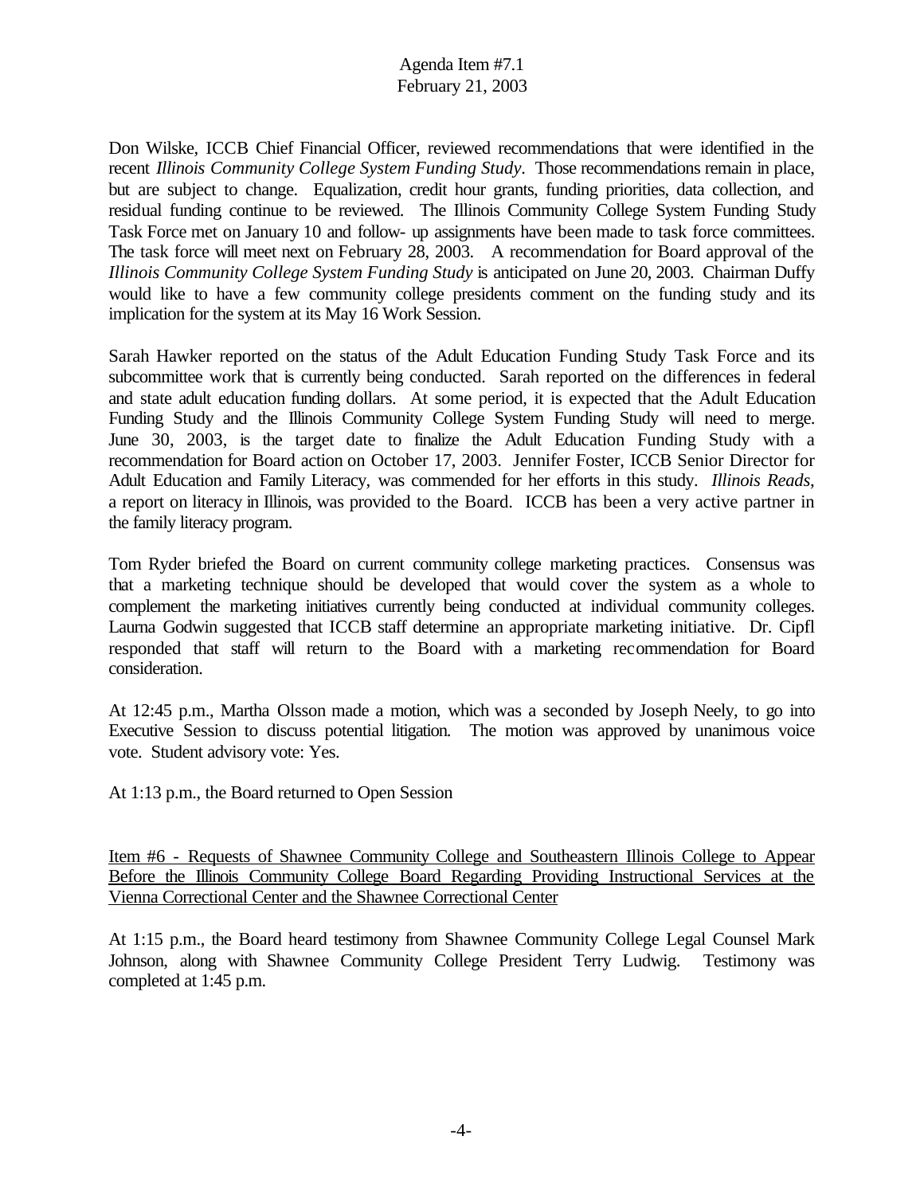Don Wilske, ICCB Chief Financial Officer, reviewed recommendations that were identified in the recent *Illinois Community College System Funding Study*. Those recommendations remain in place, but are subject to change. Equalization, credit hour grants, funding priorities, data collection, and residual funding continue to be reviewed. The Illinois Community College System Funding Study Task Force met on January 10 and follow- up assignments have been made to task force committees. The task force will meet next on February 28, 2003. A recommendation for Board approval of the *Illinois Community College System Funding Study* is anticipated on June 20, 2003. Chairman Duffy would like to have a few community college presidents comment on the funding study and its implication for the system at its May 16 Work Session.

Sarah Hawker reported on the status of the Adult Education Funding Study Task Force and its subcommittee work that is currently being conducted. Sarah reported on the differences in federal and state adult education funding dollars. At some period, it is expected that the Adult Education Funding Study and the Illinois Community College System Funding Study will need to merge. June 30, 2003, is the target date to finalize the Adult Education Funding Study with a recommendation for Board action on October 17, 2003. Jennifer Foster, ICCB Senior Director for Adult Education and Family Literacy, was commended for her efforts in this study. *Illinois Reads*, a report on literacy in Illinois, was provided to the Board. ICCB has been a very active partner in the family literacy program.

Tom Ryder briefed the Board on current community college marketing practices. Consensus was that a marketing technique should be developed that would cover the system as a whole to complement the marketing initiatives currently being conducted at individual community colleges. Laurna Godwin suggested that ICCB staff determine an appropriate marketing initiative. Dr. Cipfl responded that staff will return to the Board with a marketing recommendation for Board consideration.

At 12:45 p.m., Martha Olsson made a motion, which was a seconded by Joseph Neely, to go into Executive Session to discuss potential litigation. The motion was approved by unanimous voice vote. Student advisory vote: Yes.

At 1:13 p.m., the Board returned to Open Session

Item #6 - Requests of Shawnee Community College and Southeastern Illinois College to Appear Before the Illinois Community College Board Regarding Providing Instructional Services at the Vienna Correctional Center and the Shawnee Correctional Center

At 1:15 p.m., the Board heard testimony from Shawnee Community College Legal Counsel Mark Johnson, along with Shawnee Community College President Terry Ludwig. Testimony was completed at 1:45 p.m.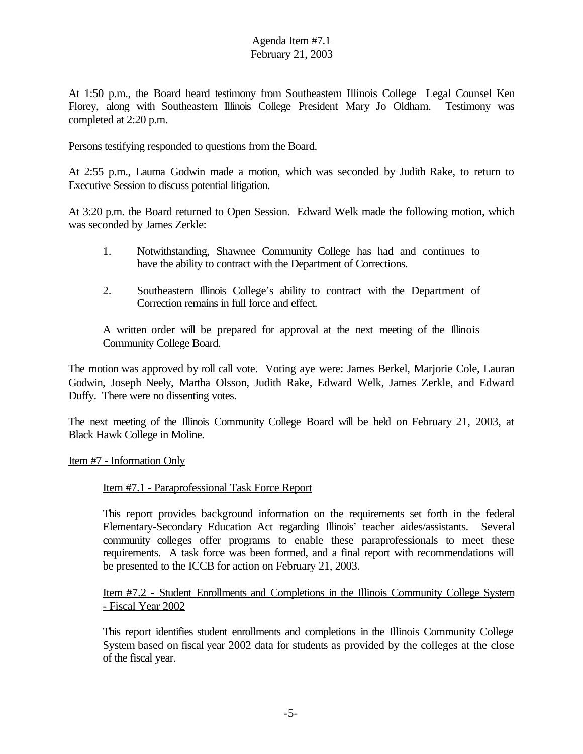At 1:50 p.m., the Board heard testimony from Southeastern Illinois College Legal Counsel Ken Florey, along with Southeastern Illinois College President Mary Jo Oldham. Testimony was completed at 2:20 p.m.

Persons testifying responded to questions from the Board.

At 2:55 p.m., Laurna Godwin made a motion, which was seconded by Judith Rake, to return to Executive Session to discuss potential litigation.

At 3:20 p.m. the Board returned to Open Session. Edward Welk made the following motion, which was seconded by James Zerkle:

1. Notwithstanding, Shawnee Community College has had and continues to have the ability to contract with the Department of Corrections.

2. Southeastern Illinois College's ability to contract with the Department of Correction remains in full force and effect.

A written order will be prepared for approval at the next meeting of the Illinois Community College Board.

The motion was approved by roll call vote. Voting aye were: James Berkel, Marjorie Cole, Lauran Godwin, Joseph Neely, Martha Olsson, Judith Rake, Edward Welk, James Zerkle, and Edward Duffy. There were no dissenting votes.

The next meeting of the Illinois Community College Board will be held on February 21, 2003, at Black Hawk College in Moline.

Item #7 - Information Only

Item #7.1 - Paraprofessional Task Force Report

This report provides background information on the requirements set forth in the federal Elementary-Secondary Education Act regarding Illinois' teacher aides/assistants. Several community colleges offer programs to enable these paraprofessionals to meet these requirements. A task force was been formed, and a final report with recommendations will be presented to the ICCB for action on February 21, 2003.

Item #7.2 - Student Enrollments and Completions in the Illinois Community College System - Fiscal Year 2002

This report identifies student enrollments and completions in the Illinois Community College System based on fiscal year 2002 data for students as provided by the colleges at the close of the fiscal year.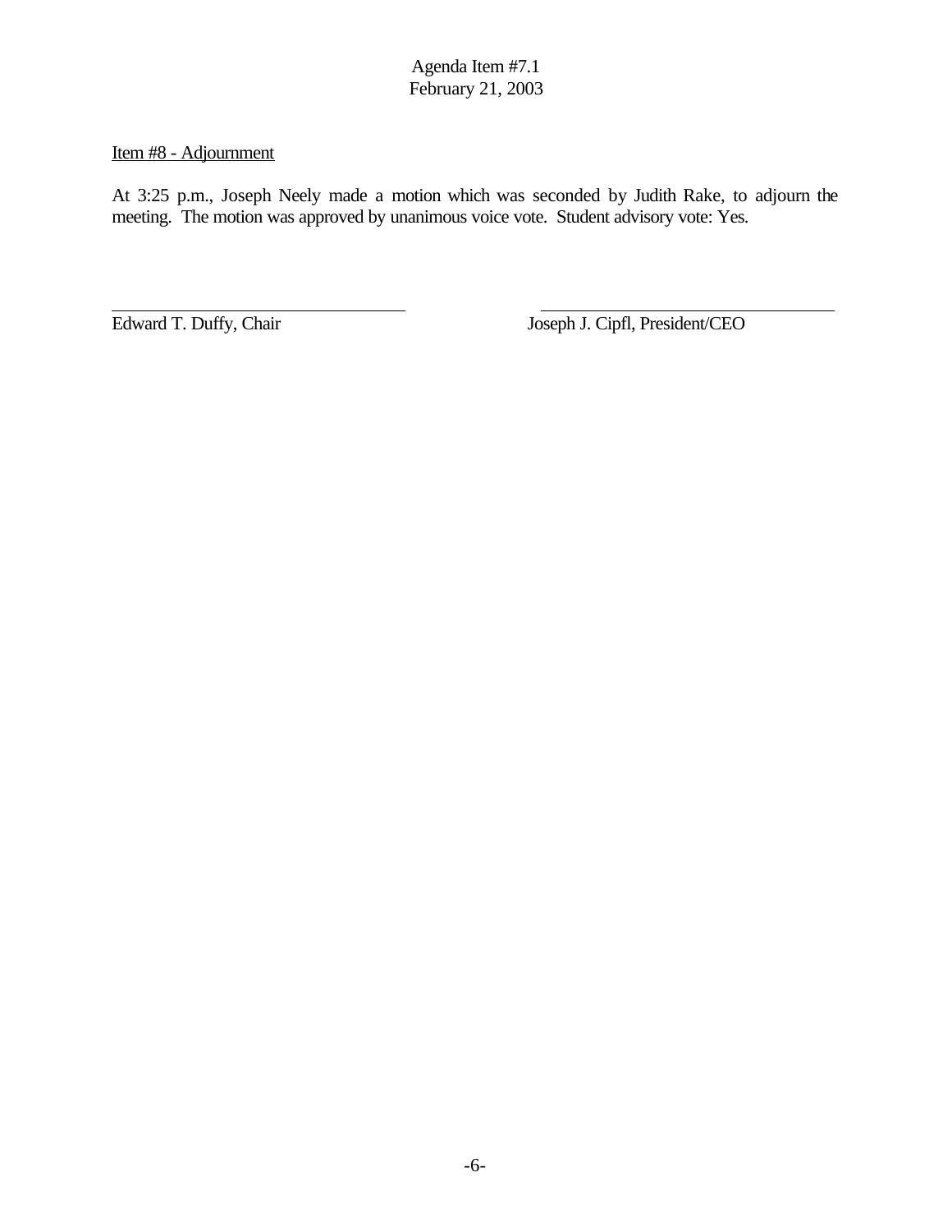Agenda Item #7.1
February 21, 2003

Item #8 - Adjournment

At 3:25 p.m., Joseph Neely made a motion which was seconded by Judith Rake, to adjourn the meeting. The motion was approved by unanimous voice vote. Student advisory vote: Yes.

Edward T. Duffy, Chair

Joseph J. Cipfl, President/CEO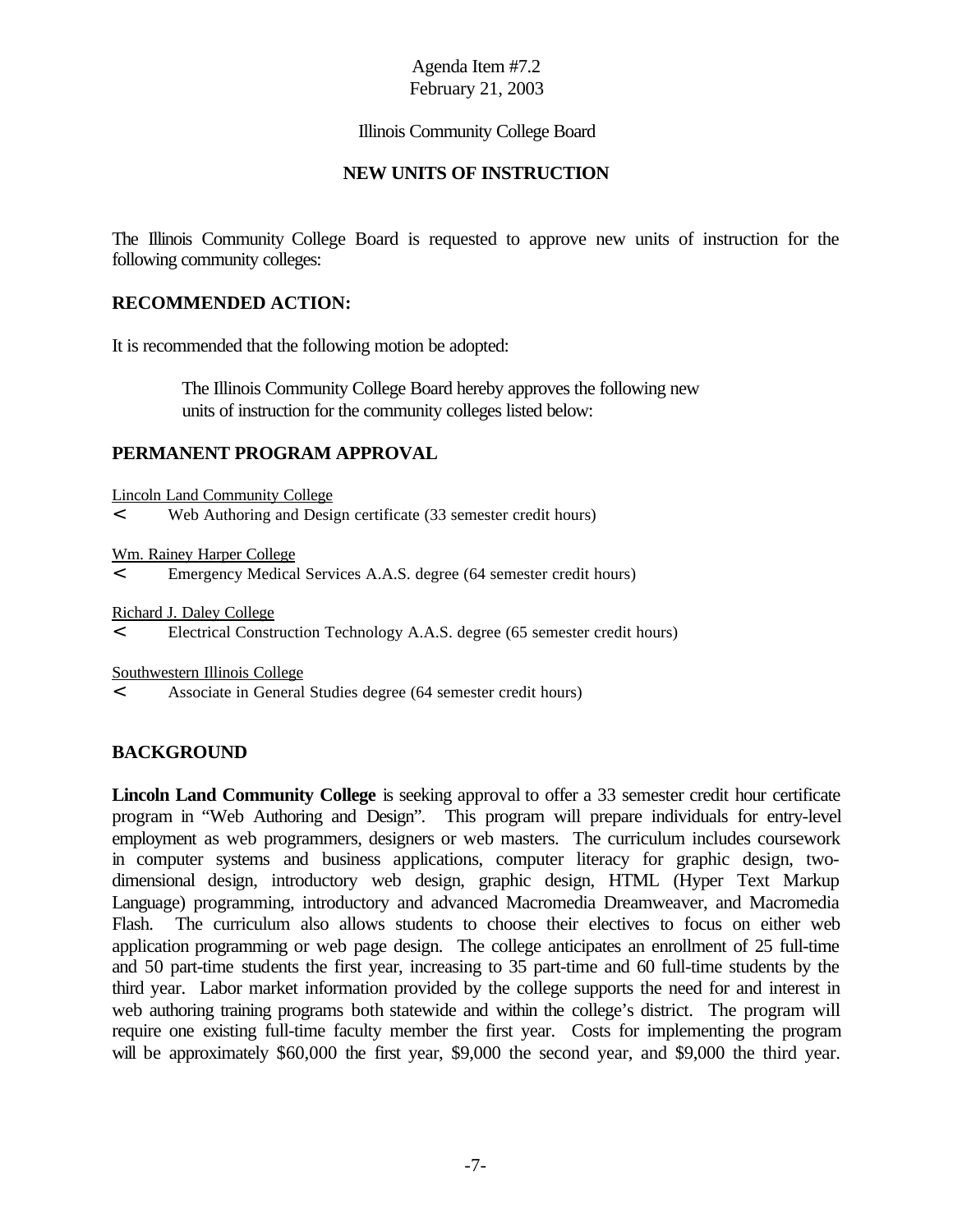Agenda Item #7.2
February 21, 2003

Illinois Community College Board

## NEW UNITS OF INSTRUCTION

The Illinois Community College Board is requested to approve new units of instruction for the following community colleges:

### RECOMMENDED ACTION:

It is recommended that the following motion be adopted:

> The Illinois Community College Board hereby approves the following new units of instruction for the community colleges listed below:

### PERMANENT PROGRAM APPROVAL

Lincoln Land Community College

- Web Authoring and Design certificate (33 semester credit hours)

Wm. Rainey Harper College

- Emergency Medical Services A.A.S. degree (64 semester credit hours)

Richard J. Daley College

- Electrical Construction Technology A.A.S. degree (65 semester credit hours)

Southwestern Illinois College

- Associate in General Studies degree (64 semester credit hours)

### BACKGROUND

**Lincoln Land Community College** is seeking approval to offer a 33 semester credit hour certificate program in "Web Authoring and Design". This program will prepare individuals for entry-level employment as web programmers, designers or web masters. The curriculum includes coursework in computer systems and business applications, computer literacy for graphic design, two-dimensional design, introductory web design, graphic design, HTML (Hyper Text Markup Language) programming, introductory and advanced Macromedia Dreamweaver, and Macromedia Flash. The curriculum also allows students to choose their electives to focus on either web application programming or web page design. The college anticipates an enrollment of 25 full-time and 50 part-time students the first year, increasing to 35 part-time and 60 full-time students by the third year. Labor market information provided by the college supports the need for and interest in web authoring training programs both statewide and within the college's district. The program will require one existing full-time faculty member the first year. Costs for implementing the program will be approximately $60,000 the first year, $9,000 the second year, and $9,000 the third year.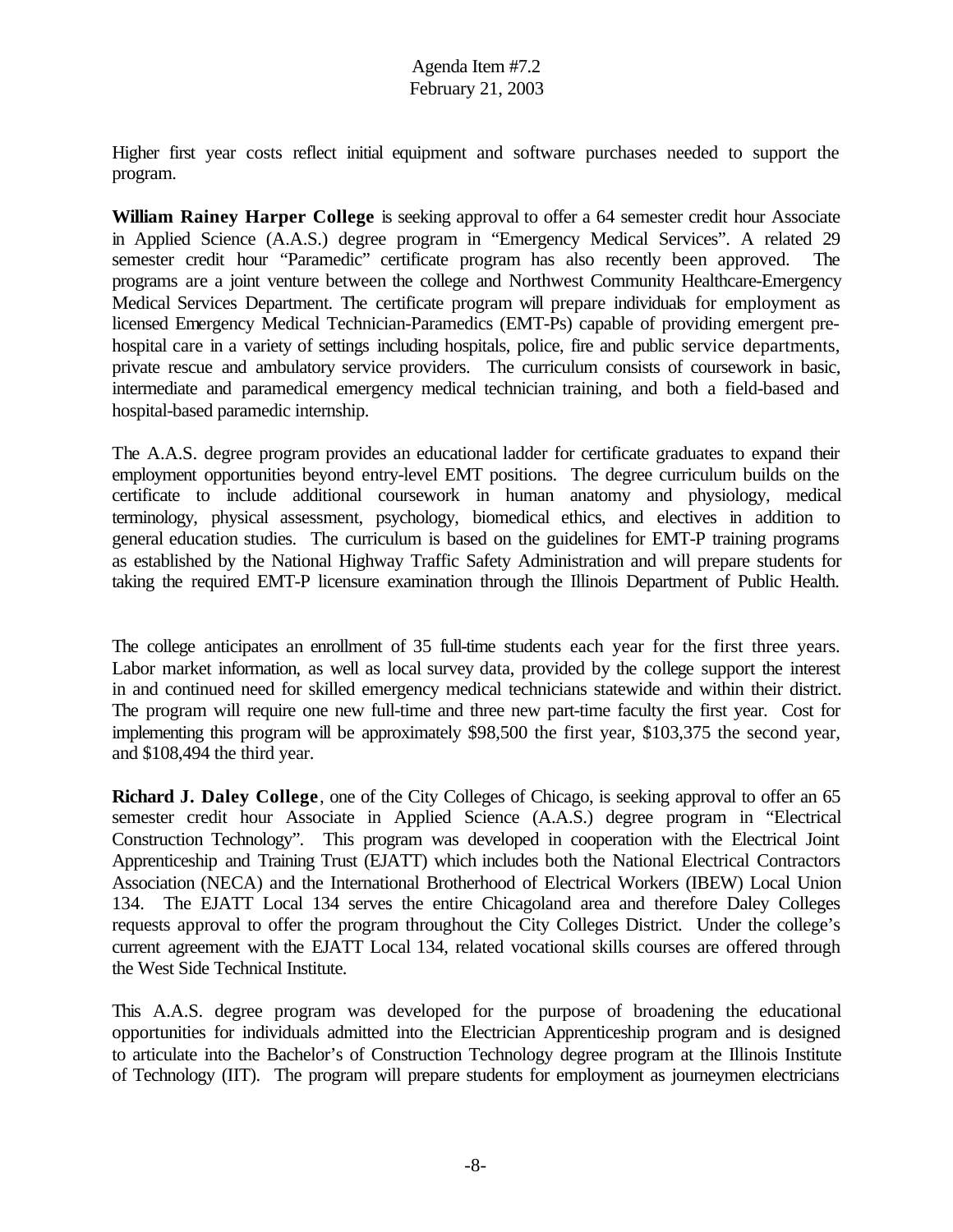Higher first year costs reflect initial equipment and software purchases needed to support the program.

**William Rainey Harper College** is seeking approval to offer a 64 semester credit hour Associate in Applied Science (A.A.S.) degree program in "Emergency Medical Services". A related 29 semester credit hour "Paramedic" certificate program has also recently been approved. The programs are a joint venture between the college and Northwest Community Healthcare-Emergency Medical Services Department. The certificate program will prepare individuals for employment as licensed Emergency Medical Technician-Paramedics (EMT-Ps) capable of providing emergent pre-hospital care in a variety of settings including hospitals, police, fire and public service departments, private rescue and ambulatory service providers. The curriculum consists of coursework in basic, intermediate and paramedical emergency medical technician training, and both a field-based and hospital-based paramedic internship.

The A.A.S. degree program provides an educational ladder for certificate graduates to expand their employment opportunities beyond entry-level EMT positions. The degree curriculum builds on the certificate to include additional coursework in human anatomy and physiology, medical terminology, physical assessment, psychology, biomedical ethics, and electives in addition to general education studies. The curriculum is based on the guidelines for EMT-P training programs as established by the National Highway Traffic Safety Administration and will prepare students for taking the required EMT-P licensure examination through the Illinois Department of Public Health.

The college anticipates an enrollment of 35 full-time students each year for the first three years. Labor market information, as well as local survey data, provided by the college support the interest in and continued need for skilled emergency medical technicians statewide and within their district. The program will require one new full-time and three new part-time faculty the first year. Cost for implementing this program will be approximately $98,500 the first year, $103,375 the second year, and $108,494 the third year.

**Richard J. Daley College**, one of the City Colleges of Chicago, is seeking approval to offer an 65 semester credit hour Associate in Applied Science (A.A.S.) degree program in "Electrical Construction Technology". This program was developed in cooperation with the Electrical Joint Apprenticeship and Training Trust (EJATT) which includes both the National Electrical Contractors Association (NECA) and the International Brotherhood of Electrical Workers (IBEW) Local Union 134. The EJATT Local 134 serves the entire Chicagoland area and therefore Daley Colleges requests approval to offer the program throughout the City Colleges District. Under the college's current agreement with the EJATT Local 134, related vocational skills courses are offered through the West Side Technical Institute.

This A.A.S. degree program was developed for the purpose of broadening the educational opportunities for individuals admitted into the Electrician Apprenticeship program and is designed to articulate into the Bachelor's of Construction Technology degree program at the Illinois Institute of Technology (IIT). The program will prepare students for employment as journeymen electricians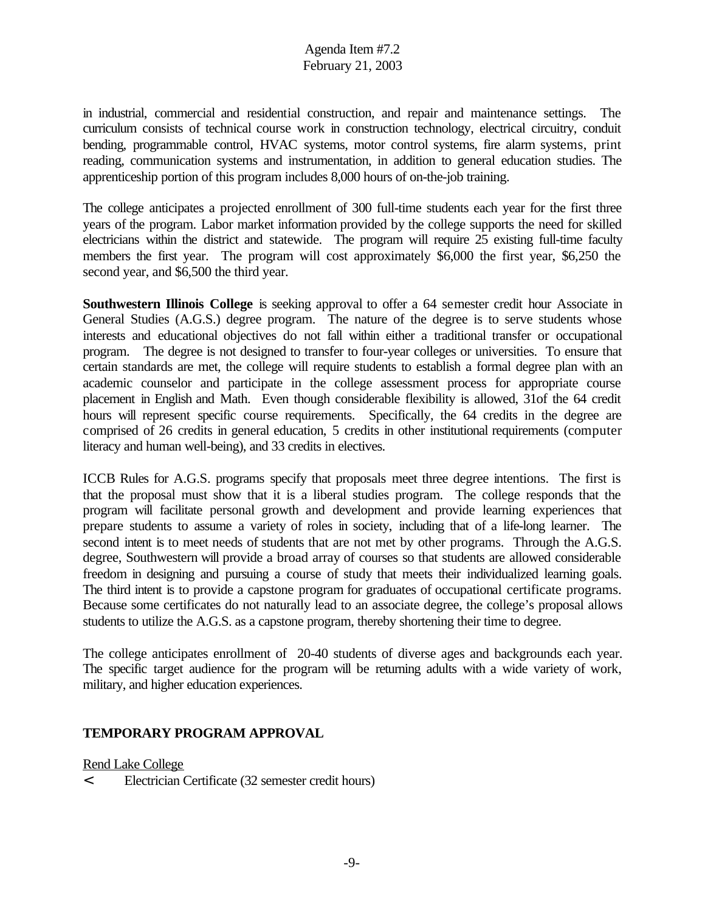in industrial, commercial and residential construction, and repair and maintenance settings. The curriculum consists of technical course work in construction technology, electrical circuitry, conduit bending, programmable control, HVAC systems, motor control systems, fire alarm systems, print reading, communication systems and instrumentation, in addition to general education studies. The apprenticeship portion of this program includes 8,000 hours of on-the-job training.

The college anticipates a projected enrollment of 300 full-time students each year for the first three years of the program. Labor market information provided by the college supports the need for skilled electricians within the district and statewide. The program will require 25 existing full-time faculty members the first year. The program will cost approximately $6,000 the first year, $6,250 the second year, and $6,500 the third year.

**Southwestern Illinois College** is seeking approval to offer a 64 semester credit hour Associate in General Studies (A.G.S.) degree program. The nature of the degree is to serve students whose interests and educational objectives do not fall within either a traditional transfer or occupational program. The degree is not designed to transfer to four-year colleges or universities. To ensure that certain standards are met, the college will require students to establish a formal degree plan with an academic counselor and participate in the college assessment process for appropriate course placement in English and Math. Even though considerable flexibility is allowed, 31of the 64 credit hours will represent specific course requirements. Specifically, the 64 credits in the degree are comprised of 26 credits in general education, 5 credits in other institutional requirements (computer literacy and human well-being), and 33 credits in electives.

ICCB Rules for A.G.S. programs specify that proposals meet three degree intentions. The first is that the proposal must show that it is a liberal studies program. The college responds that the program will facilitate personal growth and development and provide learning experiences that prepare students to assume a variety of roles in society, including that of a life-long learner. The second intent is to meet needs of students that are not met by other programs. Through the A.G.S. degree, Southwestern will provide a broad array of courses so that students are allowed considerable freedom in designing and pursuing a course of study that meets their individualized learning goals. The third intent is to provide a capstone program for graduates of occupational certificate programs. Because some certificates do not naturally lead to an associate degree, the college's proposal allows students to utilize the A.G.S. as a capstone program, thereby shortening their time to degree.

The college anticipates enrollment of 20-40 students of diverse ages and backgrounds each year. The specific target audience for the program will be returning adults with a wide variety of work, military, and higher education experiences.

**TEMPORARY PROGRAM APPROVAL**

Rend Lake College

- Electrician Certificate (32 semester credit hours)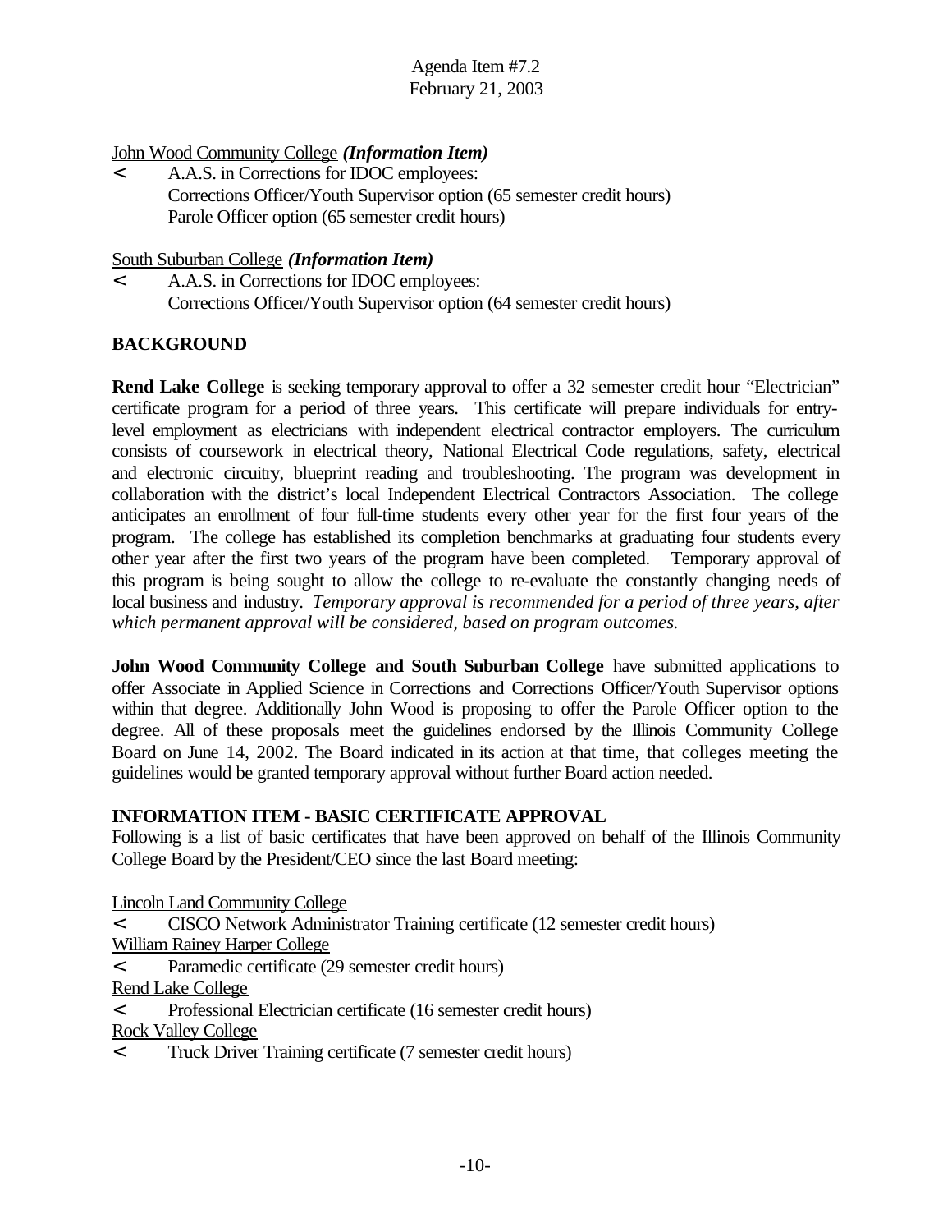John Wood Community College ***(Information Item)***

- A.A.S. in Corrections for IDOC employees:
  Corrections Officer/Youth Supervisor option (65 semester credit hours)
  Parole Officer option (65 semester credit hours)

South Suburban College ***(Information Item)***

- A.A.S. in Corrections for IDOC employees:
  Corrections Officer/Youth Supervisor option (64 semester credit hours)

## BACKGROUND

**Rend Lake College** is seeking temporary approval to offer a 32 semester credit hour "Electrician" certificate program for a period of three years. This certificate will prepare individuals for entry-level employment as electricians with independent electrical contractor employers. The curriculum consists of coursework in electrical theory, National Electrical Code regulations, safety, electrical and electronic circuitry, blueprint reading and troubleshooting. The program was development in collaboration with the district's local Independent Electrical Contractors Association. The college anticipates an enrollment of four full-time students every other year for the first four years of the program. The college has established its completion benchmarks at graduating four students every other year after the first two years of the program have been completed. Temporary approval of this program is being sought to allow the college to re-evaluate the constantly changing needs of local business and industry. *Temporary approval is recommended for a period of three years, after which permanent approval will be considered, based on program outcomes.*

**John Wood Community College and South Suburban College** have submitted applications to offer Associate in Applied Science in Corrections and Corrections Officer/Youth Supervisor options within that degree. Additionally John Wood is proposing to offer the Parole Officer option to the degree. All of these proposals meet the guidelines endorsed by the Illinois Community College Board on June 14, 2002. The Board indicated in its action at that time, that colleges meeting the guidelines would be granted temporary approval without further Board action needed.

## INFORMATION ITEM - BASIC CERTIFICATE APPROVAL

Following is a list of basic certificates that have been approved on behalf of the Illinois Community College Board by the President/CEO since the last Board meeting:

Lincoln Land Community College

- CISCO Network Administrator Training certificate (12 semester credit hours)

William Rainey Harper College

- Paramedic certificate (29 semester credit hours)

Rend Lake College

- Professional Electrician certificate (16 semester credit hours)

Rock Valley College

- Truck Driver Training certificate (7 semester credit hours)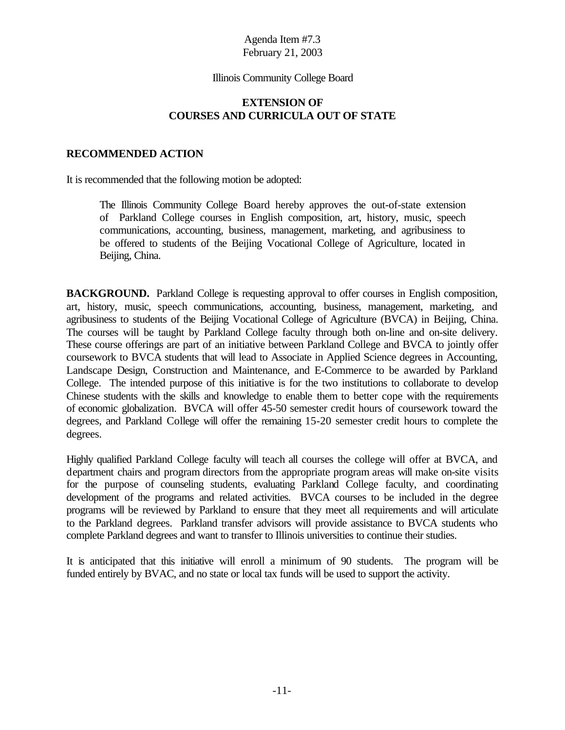Agenda Item #7.3
February 21, 2003

Illinois Community College Board

## EXTENSION OF COURSES AND CURRICULA OUT OF STATE

### RECOMMENDED ACTION

It is recommended that the following motion be adopted:

> The Illinois Community College Board hereby approves the out-of-state extension of Parkland College courses in English composition, art, history, music, speech communications, accounting, business, management, marketing, and agribusiness to be offered to students of the Beijing Vocational College of Agriculture, located in Beijing, China.

**BACKGROUND.** Parkland College is requesting approval to offer courses in English composition, art, history, music, speech communications, accounting, business, management, marketing, and agribusiness to students of the Beijing Vocational College of Agriculture (BVCA) in Beijing, China. The courses will be taught by Parkland College faculty through both on-line and on-site delivery. These course offerings are part of an initiative between Parkland College and BVCA to jointly offer coursework to BVCA students that will lead to Associate in Applied Science degrees in Accounting, Landscape Design, Construction and Maintenance, and E-Commerce to be awarded by Parkland College. The intended purpose of this initiative is for the two institutions to collaborate to develop Chinese students with the skills and knowledge to enable them to better cope with the requirements of economic globalization. BVCA will offer 45-50 semester credit hours of coursework toward the degrees, and Parkland College will offer the remaining 15-20 semester credit hours to complete the degrees.

Highly qualified Parkland College faculty will teach all courses the college will offer at BVCA, and department chairs and program directors from the appropriate program areas will make on-site visits for the purpose of counseling students, evaluating Parkland College faculty, and coordinating development of the programs and related activities. BVCA courses to be included in the degree programs will be reviewed by Parkland to ensure that they meet all requirements and will articulate to the Parkland degrees. Parkland transfer advisors will provide assistance to BVCA students who complete Parkland degrees and want to transfer to Illinois universities to continue their studies.

It is anticipated that this initiative will enroll a minimum of 90 students. The program will be funded entirely by BVAC, and no state or local tax funds will be used to support the activity.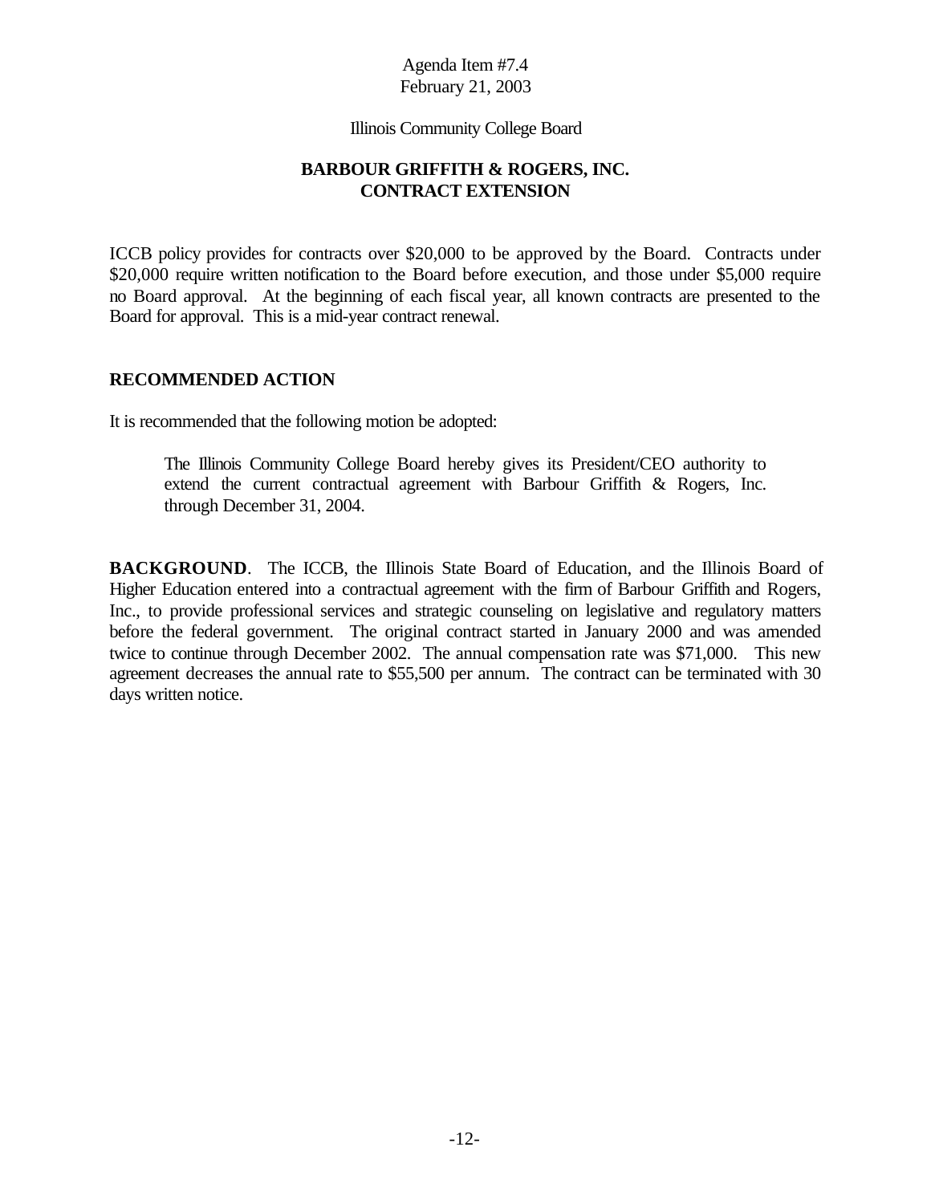Agenda Item #7.4
February 21, 2003

Illinois Community College Board

## BARBOUR GRIFFITH & ROGERS, INC.
## CONTRACT EXTENSION

ICCB policy provides for contracts over $20,000 to be approved by the Board. Contracts under $20,000 require written notification to the Board before execution, and those under $5,000 require no Board approval. At the beginning of each fiscal year, all known contracts are presented to the Board for approval. This is a mid-year contract renewal.

### RECOMMENDED ACTION

It is recommended that the following motion be adopted:

> The Illinois Community College Board hereby gives its President/CEO authority to extend the current contractual agreement with Barbour Griffith & Rogers, Inc. through December 31, 2004.

**BACKGROUND**. The ICCB, the Illinois State Board of Education, and the Illinois Board of Higher Education entered into a contractual agreement with the firm of Barbour Griffith and Rogers, Inc., to provide professional services and strategic counseling on legislative and regulatory matters before the federal government. The original contract started in January 2000 and was amended twice to continue through December 2002. The annual compensation rate was $71,000. This new agreement decreases the annual rate to $55,500 per annum. The contract can be terminated with 30 days written notice.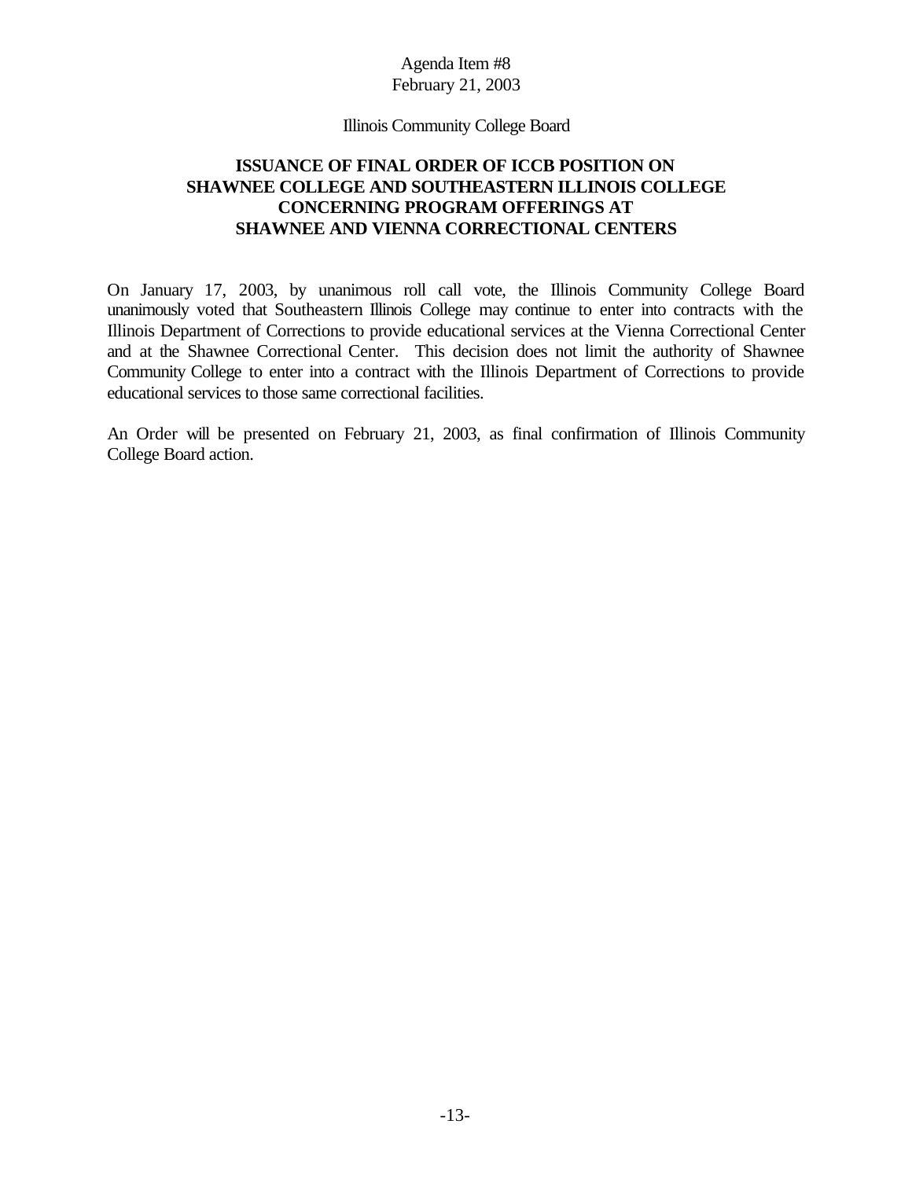Agenda Item #8
February 21, 2003

Illinois Community College Board

## ISSUANCE OF FINAL ORDER OF ICCB POSITION ON SHAWNEE COLLEGE AND SOUTHEASTERN ILLINOIS COLLEGE CONCERNING PROGRAM OFFERINGS AT SHAWNEE AND VIENNA CORRECTIONAL CENTERS

On January 17, 2003, by unanimous roll call vote, the Illinois Community College Board unanimously voted that Southeastern Illinois College may continue to enter into contracts with the Illinois Department of Corrections to provide educational services at the Vienna Correctional Center and at the Shawnee Correctional Center. This decision does not limit the authority of Shawnee Community College to enter into a contract with the Illinois Department of Corrections to provide educational services to those same correctional facilities.

An Order will be presented on February 21, 2003, as final confirmation of Illinois Community College Board action.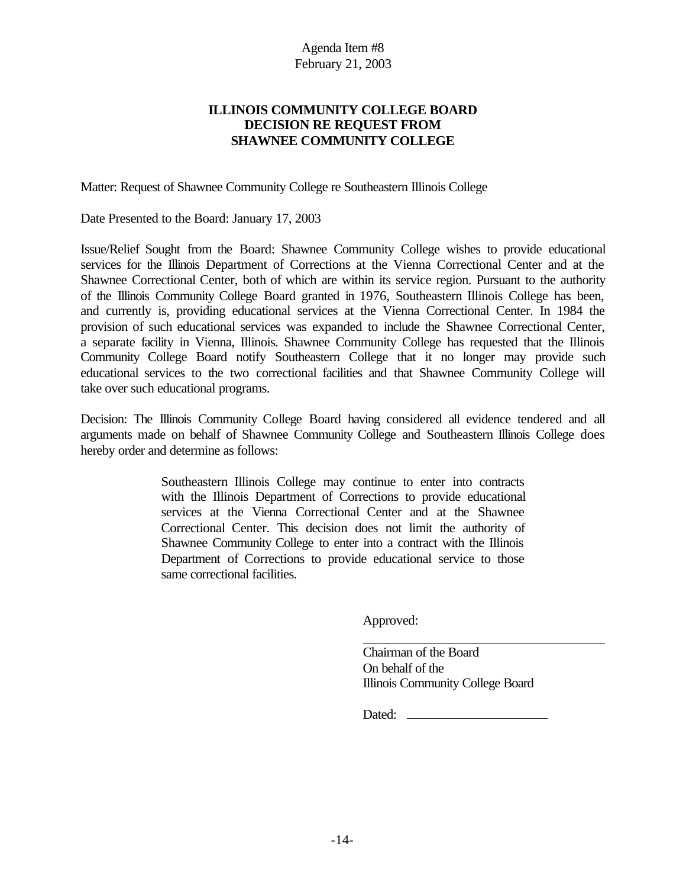Agenda Item #8
February 21, 2003

## ILLINOIS COMMUNITY COLLEGE BOARD
## DECISION RE REQUEST FROM
## SHAWNEE COMMUNITY COLLEGE

Matter: Request of Shawnee Community College re Southeastern Illinois College

Date Presented to the Board: January 17, 2003

Issue/Relief Sought from the Board: Shawnee Community College wishes to provide educational services for the Illinois Department of Corrections at the Vienna Correctional Center and at the Shawnee Correctional Center, both of which are within its service region. Pursuant to the authority of the Illinois Community College Board granted in 1976, Southeastern Illinois College has been, and currently is, providing educational services at the Vienna Correctional Center. In 1984 the provision of such educational services was expanded to include the Shawnee Correctional Center, a separate facility in Vienna, Illinois. Shawnee Community College has requested that the Illinois Community College Board notify Southeastern College that it no longer may provide such educational services to the two correctional facilities and that Shawnee Community College will take over such educational programs.

Decision: The Illinois Community College Board having considered all evidence tendered and all arguments made on behalf of Shawnee Community College and Southeastern Illinois College does hereby order and determine as follows:

> Southeastern Illinois College may continue to enter into contracts with the Illinois Department of Corrections to provide educational services at the Vienna Correctional Center and at the Shawnee Correctional Center. This decision does not limit the authority of Shawnee Community College to enter into a contract with the Illinois Department of Corrections to provide educational service to those same correctional facilities.

Approved:

\_\_\_\_\_\_\_\_\_\_\_\_\_\_\_\_\_\_\_\_\_\_\_\_\_\_\_\_\_\_\_\_\_\_\_\_\_\_
Chairman of the Board
On behalf of the
Illinois Community College Board

Dated: \_\_\_\_\_\_\_\_\_\_\_\_\_\_\_\_\_\_\_\_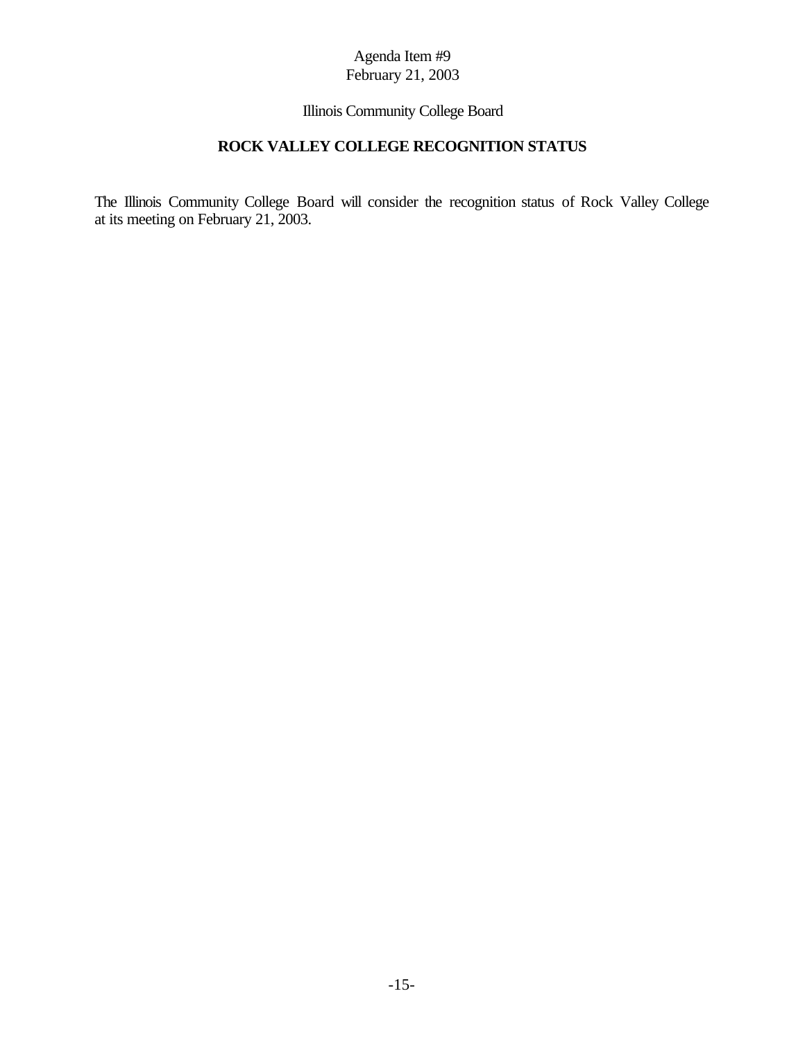Agenda Item #9
February 21, 2003

Illinois Community College Board

## ROCK VALLEY COLLEGE RECOGNITION STATUS

The Illinois Community College Board will consider the recognition status of Rock Valley College at its meeting on February 21, 2003.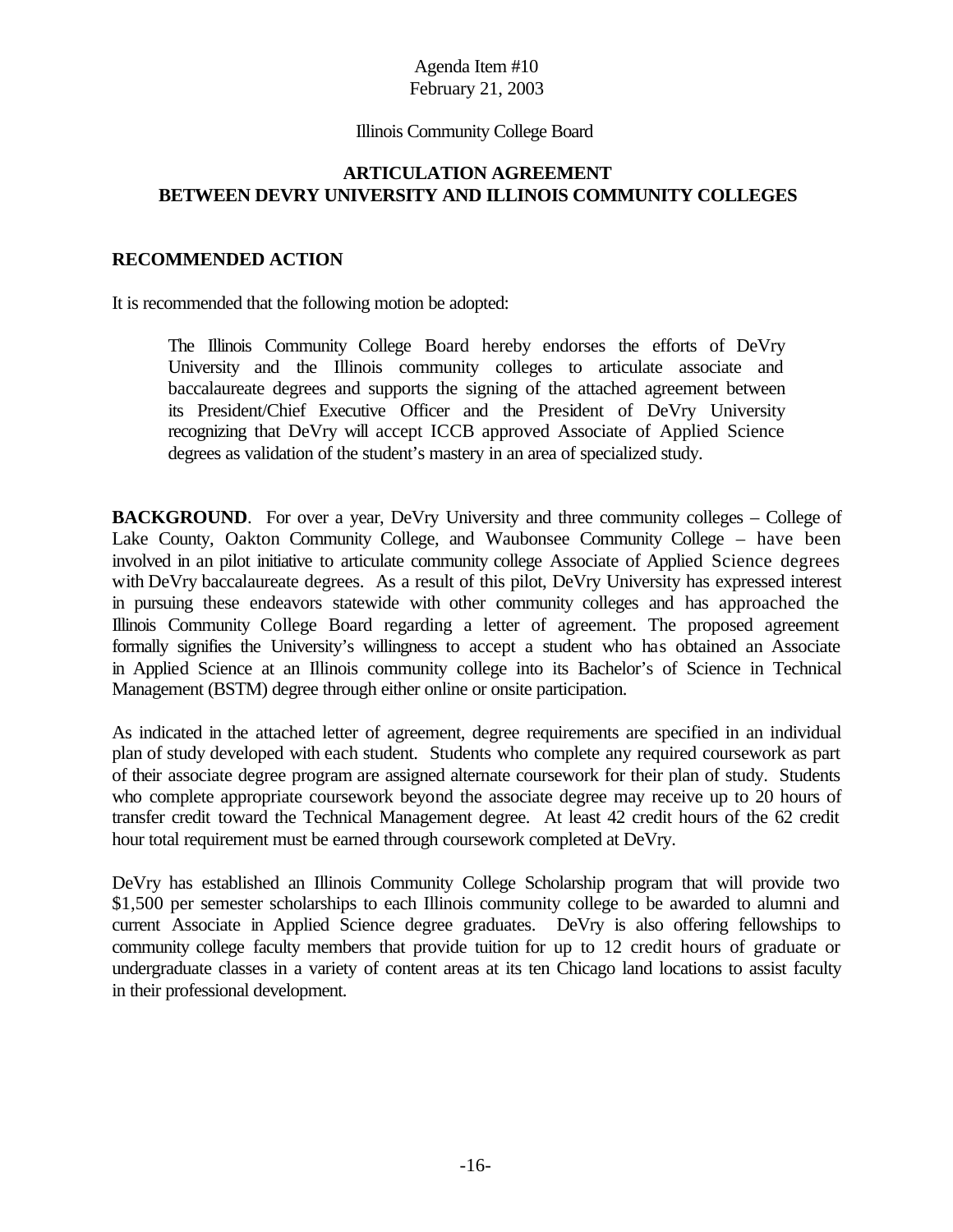Agenda Item #10
February 21, 2003

Illinois Community College Board

## ARTICULATION AGREEMENT BETWEEN DEVRY UNIVERSITY AND ILLINOIS COMMUNITY COLLEGES

### RECOMMENDED ACTION

It is recommended that the following motion be adopted:

> The Illinois Community College Board hereby endorses the efforts of DeVry University and the Illinois community colleges to articulate associate and baccalaureate degrees and supports the signing of the attached agreement between its President/Chief Executive Officer and the President of DeVry University recognizing that DeVry will accept ICCB approved Associate of Applied Science degrees as validation of the student's mastery in an area of specialized study.

**BACKGROUND**. For over a year, DeVry University and three community colleges – College of Lake County, Oakton Community College, and Waubonsee Community College – have been involved in an pilot initiative to articulate community college Associate of Applied Science degrees with DeVry baccalaureate degrees. As a result of this pilot, DeVry University has expressed interest in pursuing these endeavors statewide with other community colleges and has approached the Illinois Community College Board regarding a letter of agreement. The proposed agreement formally signifies the University's willingness to accept a student who has obtained an Associate in Applied Science at an Illinois community college into its Bachelor's of Science in Technical Management (BSTM) degree through either online or onsite participation.

As indicated in the attached letter of agreement, degree requirements are specified in an individual plan of study developed with each student. Students who complete any required coursework as part of their associate degree program are assigned alternate coursework for their plan of study. Students who complete appropriate coursework beyond the associate degree may receive up to 20 hours of transfer credit toward the Technical Management degree. At least 42 credit hours of the 62 credit hour total requirement must be earned through coursework completed at DeVry.

DeVry has established an Illinois Community College Scholarship program that will provide two $1,500 per semester scholarships to each Illinois community college to be awarded to alumni and current Associate in Applied Science degree graduates. DeVry is also offering fellowships to community college faculty members that provide tuition for up to 12 credit hours of graduate or undergraduate classes in a variety of content areas at its ten Chicago land locations to assist faculty in their professional development.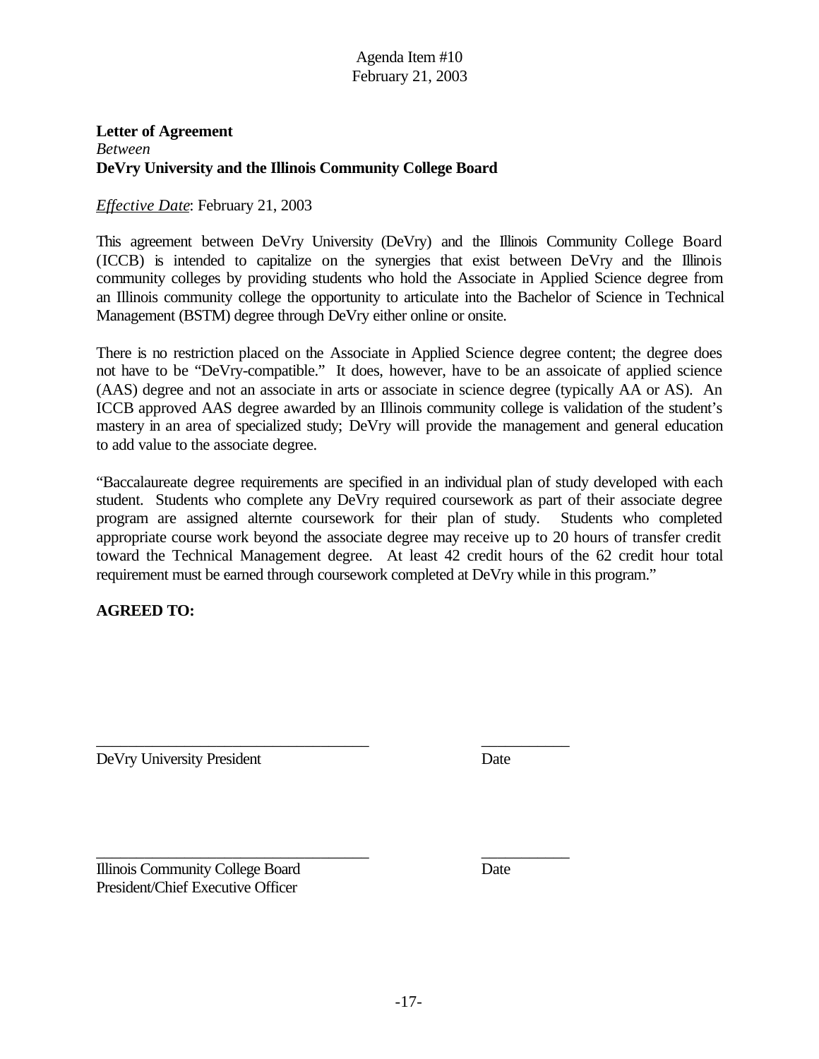Agenda Item #10
February 21, 2003

**Letter of Agreement**
*Between*
**DeVry University and the Illinois Community College Board**

*Effective Date*: February 21, 2003

This agreement between DeVry University (DeVry) and the Illinois Community College Board (ICCB) is intended to capitalize on the synergies that exist between DeVry and the Illinois community colleges by providing students who hold the Associate in Applied Science degree from an Illinois community college the opportunity to articulate into the Bachelor of Science in Technical Management (BSTM) degree through DeVry either online or onsite.

There is no restriction placed on the Associate in Applied Science degree content; the degree does not have to be "DeVry-compatible." It does, however, have to be an assoicate of applied science (AAS) degree and not an associate in arts or associate in science degree (typically AA or AS). An ICCB approved AAS degree awarded by an Illinois community college is validation of the student's mastery in an area of specialized study; DeVry will provide the management and general education to add value to the associate degree.

"Baccalaureate degree requirements are specified in an individual plan of study developed with each student. Students who complete any DeVry required coursework as part of their associate degree program are assigned alternte coursework for their plan of study. Students who completed appropriate course work beyond the associate degree may receive up to 20 hours of transfer credit toward the Technical Management degree. At least 42 credit hours of the 62 credit hour total requirement must be earned through coursework completed at DeVry while in this program."

**AGREED TO:**

\_\_\_\_\_\_\_\_\_\_\_\_\_\_\_\_\_\_\_\_\_\_\_\_\_\_\_\_\_\_\_\_\_\_\_ \_\_\_\_\_\_\_\_\_\_\_
DeVry University President Date

\_\_\_\_\_\_\_\_\_\_\_\_\_\_\_\_\_\_\_\_\_\_\_\_\_\_\_\_\_\_\_\_\_\_\_ \_\_\_\_\_\_\_\_\_\_\_
Illinois Community College Board Date
President/Chief Executive Officer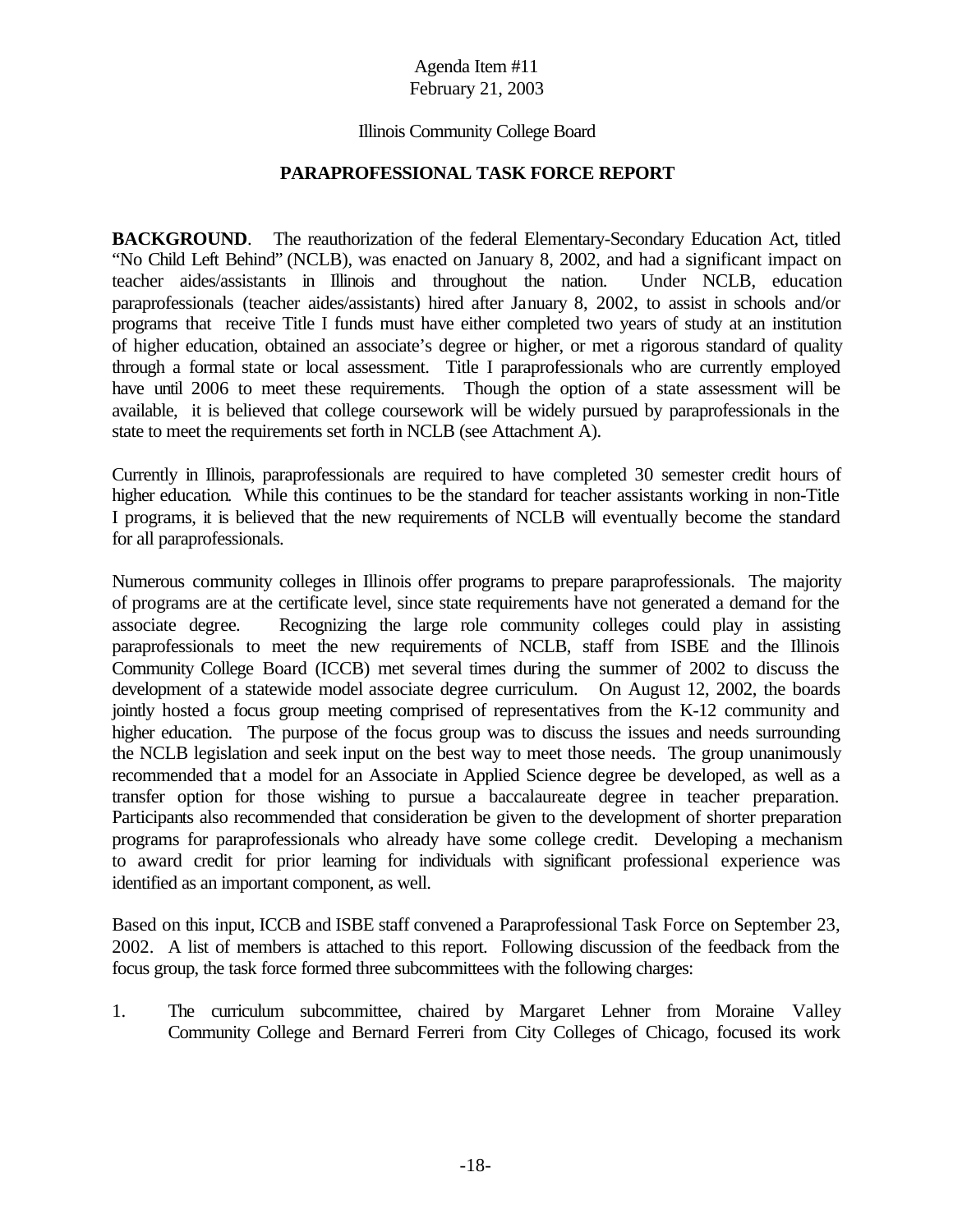Agenda Item #11
February 21, 2003

Illinois Community College Board

## PARAPROFESSIONAL TASK FORCE REPORT

**BACKGROUND**. The reauthorization of the federal Elementary-Secondary Education Act, titled "No Child Left Behind" (NCLB), was enacted on January 8, 2002, and had a significant impact on teacher aides/assistants in Illinois and throughout the nation. Under NCLB, education paraprofessionals (teacher aides/assistants) hired after January 8, 2002, to assist in schools and/or programs that receive Title I funds must have either completed two years of study at an institution of higher education, obtained an associate's degree or higher, or met a rigorous standard of quality through a formal state or local assessment. Title I paraprofessionals who are currently employed have until 2006 to meet these requirements. Though the option of a state assessment will be available, it is believed that college coursework will be widely pursued by paraprofessionals in the state to meet the requirements set forth in NCLB (see Attachment A).

Currently in Illinois, paraprofessionals are required to have completed 30 semester credit hours of higher education. While this continues to be the standard for teacher assistants working in non-Title I programs, it is believed that the new requirements of NCLB will eventually become the standard for all paraprofessionals.

Numerous community colleges in Illinois offer programs to prepare paraprofessionals. The majority of programs are at the certificate level, since state requirements have not generated a demand for the associate degree. Recognizing the large role community colleges could play in assisting paraprofessionals to meet the new requirements of NCLB, staff from ISBE and the Illinois Community College Board (ICCB) met several times during the summer of 2002 to discuss the development of a statewide model associate degree curriculum. On August 12, 2002, the boards jointly hosted a focus group meeting comprised of representatives from the K-12 community and higher education. The purpose of the focus group was to discuss the issues and needs surrounding the NCLB legislation and seek input on the best way to meet those needs. The group unanimously recommended that a model for an Associate in Applied Science degree be developed, as well as a transfer option for those wishing to pursue a baccalaureate degree in teacher preparation. Participants also recommended that consideration be given to the development of shorter preparation programs for paraprofessionals who already have some college credit. Developing a mechanism to award credit for prior learning for individuals with significant professional experience was identified as an important component, as well.

Based on this input, ICCB and ISBE staff convened a Paraprofessional Task Force on September 23, 2002. A list of members is attached to this report. Following discussion of the feedback from the focus group, the task force formed three subcommittees with the following charges:

1. The curriculum subcommittee, chaired by Margaret Lehner from Moraine Valley Community College and Bernard Ferreri from City Colleges of Chicago, focused its work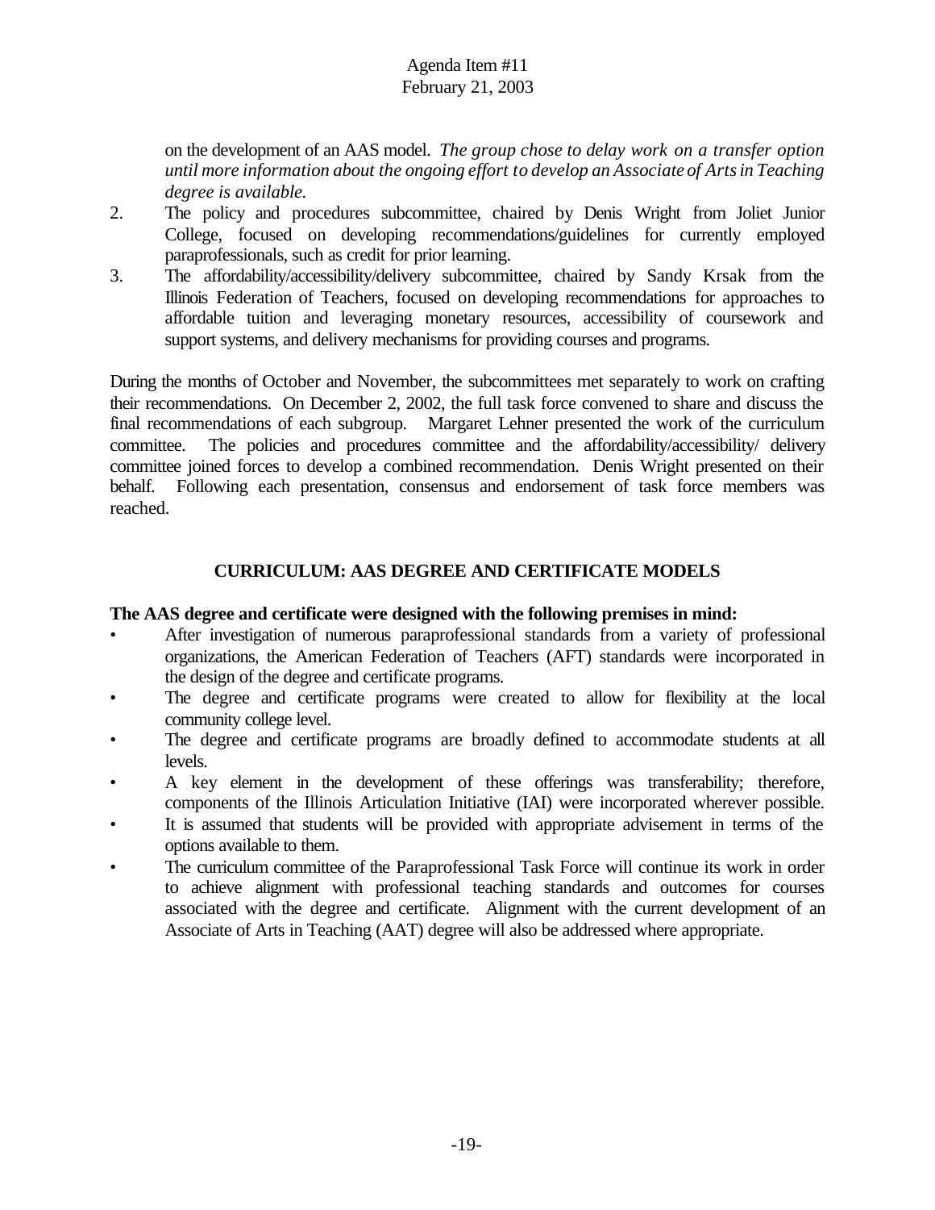on the development of an AAS model. *The group chose to delay work on a transfer option until more information about the ongoing effort to develop an Associate of Arts in Teaching degree is available.*

2. The policy and procedures subcommittee, chaired by Denis Wright from Joliet Junior College, focused on developing recommendations/guidelines for currently employed paraprofessionals, such as credit for prior learning.
3. The affordability/accessibility/delivery subcommittee, chaired by Sandy Krsak from the Illinois Federation of Teachers, focused on developing recommendations for approaches to affordable tuition and leveraging monetary resources, accessibility of coursework and support systems, and delivery mechanisms for providing courses and programs.

During the months of October and November, the subcommittees met separately to work on crafting their recommendations. On December 2, 2002, the full task force convened to share and discuss the final recommendations of each subgroup. Margaret Lehner presented the work of the curriculum committee. The policies and procedures committee and the affordability/accessibility/ delivery committee joined forces to develop a combined recommendation. Denis Wright presented on their behalf. Following each presentation, consensus and endorsement of task force members was reached.

## CURRICULUM: AAS DEGREE AND CERTIFICATE MODELS

**The AAS degree and certificate were designed with the following premises in mind:**

- After investigation of numerous paraprofessional standards from a variety of professional organizations, the American Federation of Teachers (AFT) standards were incorporated in the design of the degree and certificate programs.
- The degree and certificate programs were created to allow for flexibility at the local community college level.
- The degree and certificate programs are broadly defined to accommodate students at all levels.
- A key element in the development of these offerings was transferability; therefore, components of the Illinois Articulation Initiative (IAI) were incorporated wherever possible.
- It is assumed that students will be provided with appropriate advisement in terms of the options available to them.
- The curriculum committee of the Paraprofessional Task Force will continue its work in order to achieve alignment with professional teaching standards and outcomes for courses associated with the degree and certificate. Alignment with the current development of an Associate of Arts in Teaching (AAT) degree will also be addressed where appropriate.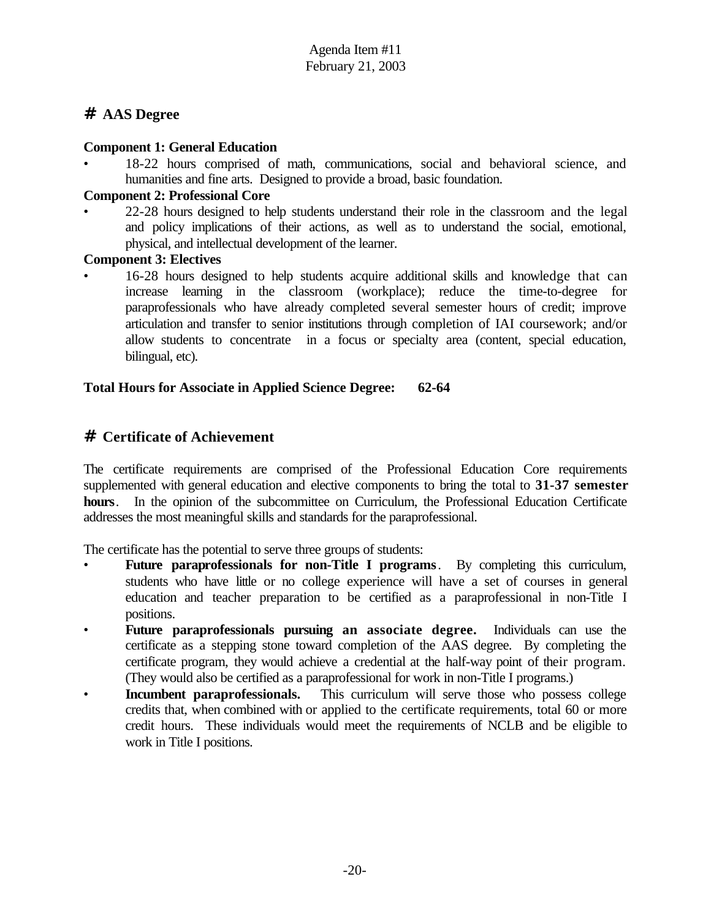## AAS Degree

**Component 1: General Education**

- 18-22 hours comprised of math, communications, social and behavioral science, and humanities and fine arts. Designed to provide a broad, basic foundation.

**Component 2: Professional Core**

- 22-28 hours designed to help students understand their role in the classroom and the legal and policy implications of their actions, as well as to understand the social, emotional, physical, and intellectual development of the learner.

**Component 3: Electives**

- 16-28 hours designed to help students acquire additional skills and knowledge that can increase learning in the classroom (workplace); reduce the time-to-degree for paraprofessionals who have already completed several semester hours of credit; improve articulation and transfer to senior institutions through completion of IAI coursework; and/or allow students to concentrate in a focus or specialty area (content, special education, bilingual, etc).

**Total Hours for Associate in Applied Science Degree: 62-64**

## Certificate of Achievement

The certificate requirements are comprised of the Professional Education Core requirements supplemented with general education and elective components to bring the total to **31-37 semester hours**. In the opinion of the subcommittee on Curriculum, the Professional Education Certificate addresses the most meaningful skills and standards for the paraprofessional.

The certificate has the potential to serve three groups of students:

- **Future paraprofessionals for non-Title I programs**. By completing this curriculum, students who have little or no college experience will have a set of courses in general education and teacher preparation to be certified as a paraprofessional in non-Title I positions.
- **Future paraprofessionals pursuing an associate degree.** Individuals can use the certificate as a stepping stone toward completion of the AAS degree. By completing the certificate program, they would achieve a credential at the half-way point of their program. (They would also be certified as a paraprofessional for work in non-Title I programs.)
- **Incumbent paraprofessionals.** This curriculum will serve those who possess college credits that, when combined with or applied to the certificate requirements, total 60 or more credit hours. These individuals would meet the requirements of NCLB and be eligible to work in Title I positions.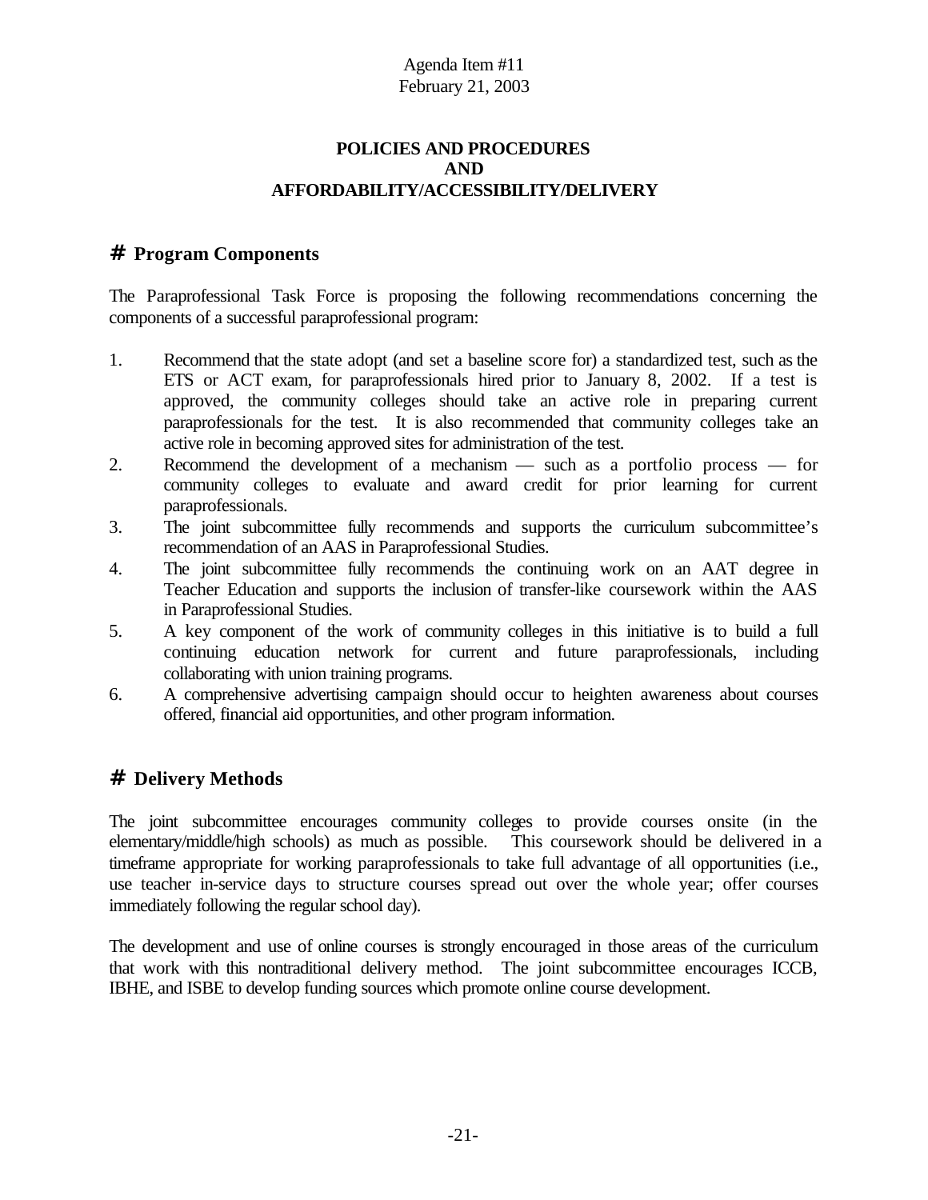Agenda Item #11
February 21, 2003

**POLICIES AND PROCEDURES**
**AND**
**AFFORDABILITY/ACCESSIBILITY/DELIVERY**

## # Program Components

The Paraprofessional Task Force is proposing the following recommendations concerning the components of a successful paraprofessional program:

1. Recommend that the state adopt (and set a baseline score for) a standardized test, such as the ETS or ACT exam, for paraprofessionals hired prior to January 8, 2002. If a test is approved, the community colleges should take an active role in preparing current paraprofessionals for the test. It is also recommended that community colleges take an active role in becoming approved sites for administration of the test.
2. Recommend the development of a mechanism — such as a portfolio process — for community colleges to evaluate and award credit for prior learning for current paraprofessionals.
3. The joint subcommittee fully recommends and supports the curriculum subcommittee's recommendation of an AAS in Paraprofessional Studies.
4. The joint subcommittee fully recommends the continuing work on an AAT degree in Teacher Education and supports the inclusion of transfer-like coursework within the AAS in Paraprofessional Studies.
5. A key component of the work of community colleges in this initiative is to build a full continuing education network for current and future paraprofessionals, including collaborating with union training programs.
6. A comprehensive advertising campaign should occur to heighten awareness about courses offered, financial aid opportunities, and other program information.

## # Delivery Methods

The joint subcommittee encourages community colleges to provide courses onsite (in the elementary/middle/high schools) as much as possible. This coursework should be delivered in a timeframe appropriate for working paraprofessionals to take full advantage of all opportunities (i.e., use teacher in-service days to structure courses spread out over the whole year; offer courses immediately following the regular school day).

The development and use of online courses is strongly encouraged in those areas of the curriculum that work with this nontraditional delivery method. The joint subcommittee encourages ICCB, IBHE, and ISBE to develop funding sources which promote online course development.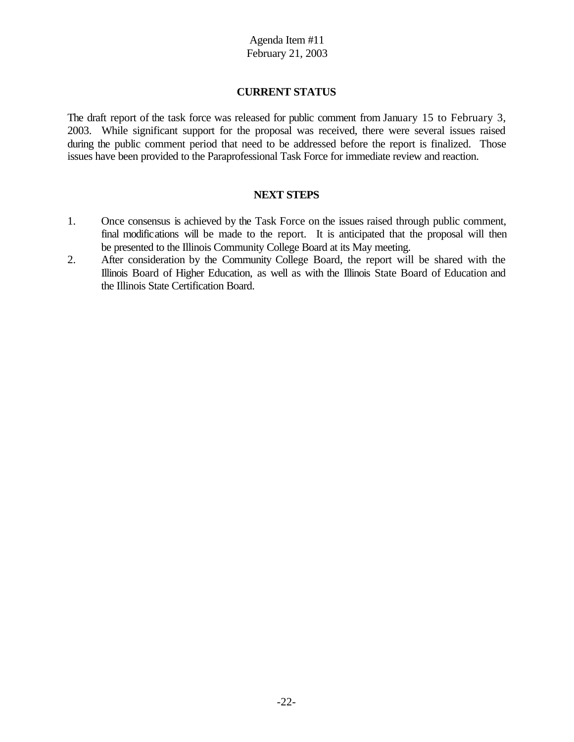## CURRENT STATUS

The draft report of the task force was released for public comment from January 15 to February 3, 2003. While significant support for the proposal was received, there were several issues raised during the public comment period that need to be addressed before the report is finalized. Those issues have been provided to the Paraprofessional Task Force for immediate review and reaction.

## NEXT STEPS

1. Once consensus is achieved by the Task Force on the issues raised through public comment, final modifications will be made to the report. It is anticipated that the proposal will then be presented to the Illinois Community College Board at its May meeting.
2. After consideration by the Community College Board, the report will be shared with the Illinois Board of Higher Education, as well as with the Illinois State Board of Education and the Illinois State Certification Board.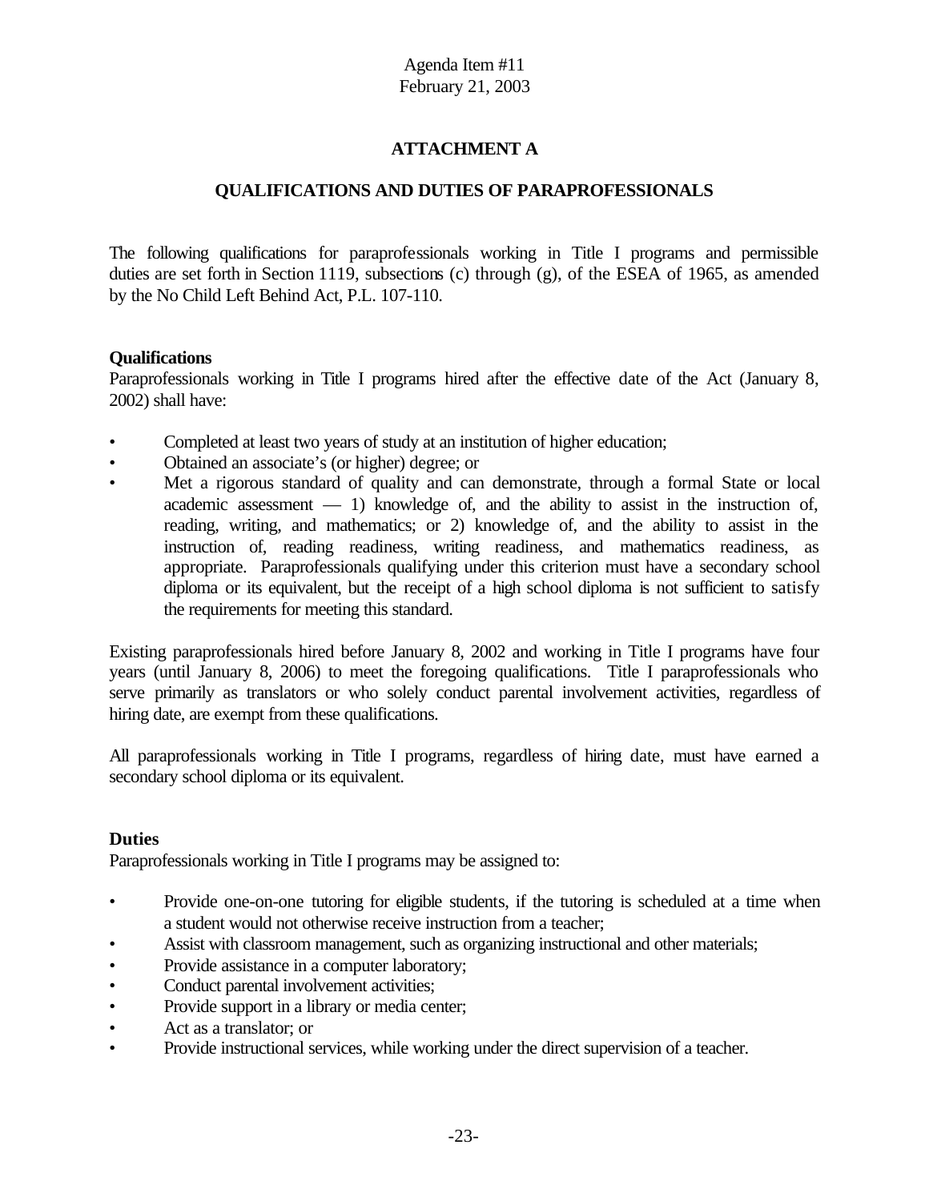Agenda Item #11
February 21, 2003

## ATTACHMENT A

## QUALIFICATIONS AND DUTIES OF PARAPROFESSIONALS

The following qualifications for paraprofessionals working in Title I programs and permissible duties are set forth in Section 1119, subsections (c) through (g), of the ESEA of 1965, as amended by the No Child Left Behind Act, P.L. 107-110.

**Qualifications**
Paraprofessionals working in Title I programs hired after the effective date of the Act (January 8, 2002) shall have:

- Completed at least two years of study at an institution of higher education;
- Obtained an associate's (or higher) degree; or
- Met a rigorous standard of quality and can demonstrate, through a formal State or local academic assessment — 1) knowledge of, and the ability to assist in the instruction of, reading, writing, and mathematics; or 2) knowledge of, and the ability to assist in the instruction of, reading readiness, writing readiness, and mathematics readiness, as appropriate. Paraprofessionals qualifying under this criterion must have a secondary school diploma or its equivalent, but the receipt of a high school diploma is not sufficient to satisfy the requirements for meeting this standard.

Existing paraprofessionals hired before January 8, 2002 and working in Title I programs have four years (until January 8, 2006) to meet the foregoing qualifications. Title I paraprofessionals who serve primarily as translators or who solely conduct parental involvement activities, regardless of hiring date, are exempt from these qualifications.

All paraprofessionals working in Title I programs, regardless of hiring date, must have earned a secondary school diploma or its equivalent.

**Duties**
Paraprofessionals working in Title I programs may be assigned to:

- Provide one-on-one tutoring for eligible students, if the tutoring is scheduled at a time when a student would not otherwise receive instruction from a teacher;
- Assist with classroom management, such as organizing instructional and other materials;
- Provide assistance in a computer laboratory;
- Conduct parental involvement activities;
- Provide support in a library or media center;
- Act as a translator; or
- Provide instructional services, while working under the direct supervision of a teacher.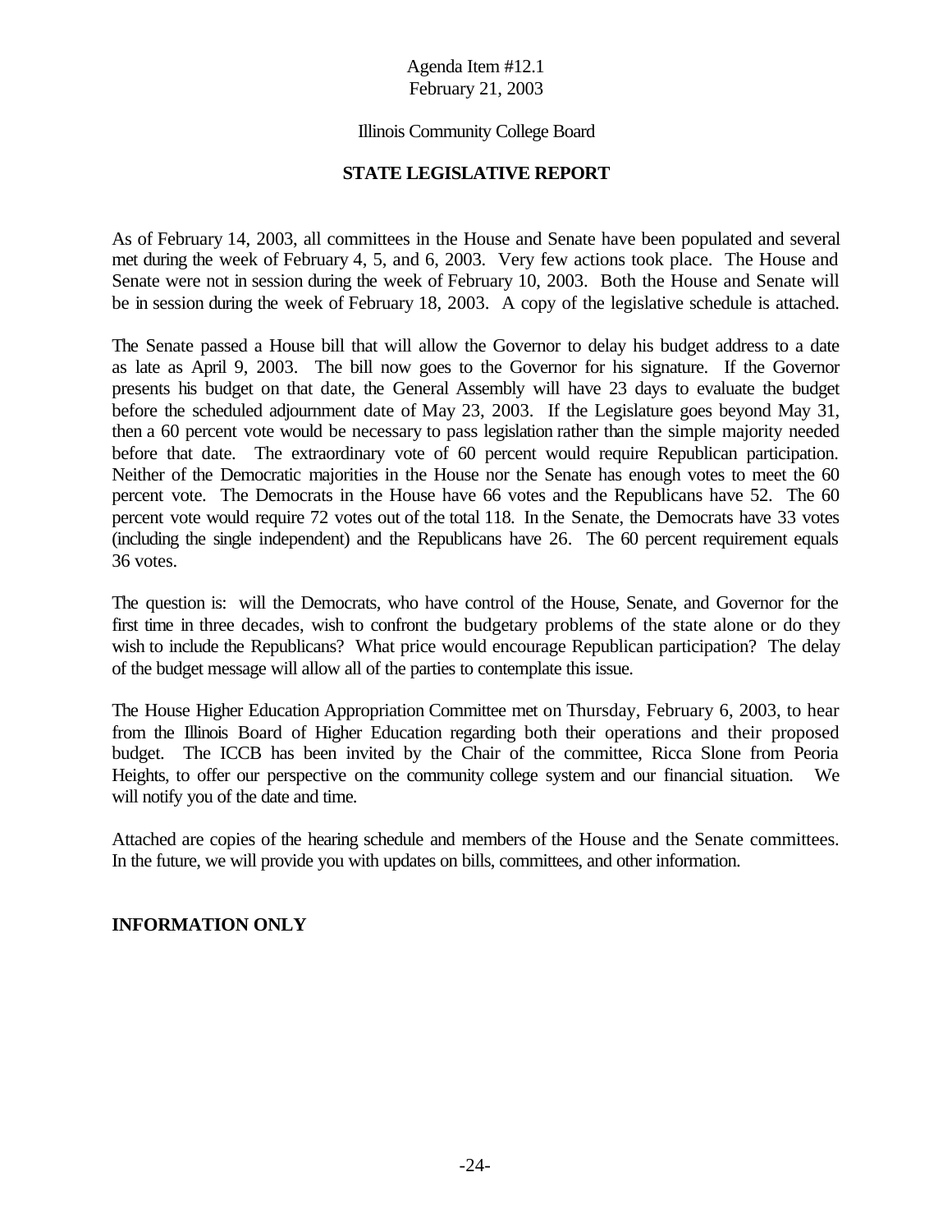Agenda Item #12.1
February 21, 2003

Illinois Community College Board

# STATE LEGISLATIVE REPORT

As of February 14, 2003, all committees in the House and Senate have been populated and several met during the week of February 4, 5, and 6, 2003. Very few actions took place. The House and Senate were not in session during the week of February 10, 2003. Both the House and Senate will be in session during the week of February 18, 2003. A copy of the legislative schedule is attached.

The Senate passed a House bill that will allow the Governor to delay his budget address to a date as late as April 9, 2003. The bill now goes to the Governor for his signature. If the Governor presents his budget on that date, the General Assembly will have 23 days to evaluate the budget before the scheduled adjournment date of May 23, 2003. If the Legislature goes beyond May 31, then a 60 percent vote would be necessary to pass legislation rather than the simple majority needed before that date. The extraordinary vote of 60 percent would require Republican participation. Neither of the Democratic majorities in the House nor the Senate has enough votes to meet the 60 percent vote. The Democrats in the House have 66 votes and the Republicans have 52. The 60 percent vote would require 72 votes out of the total 118. In the Senate, the Democrats have 33 votes (including the single independent) and the Republicans have 26. The 60 percent requirement equals 36 votes.

The question is: will the Democrats, who have control of the House, Senate, and Governor for the first time in three decades, wish to confront the budgetary problems of the state alone or do they wish to include the Republicans? What price would encourage Republican participation? The delay of the budget message will allow all of the parties to contemplate this issue.

The House Higher Education Appropriation Committee met on Thursday, February 6, 2003, to hear from the Illinois Board of Higher Education regarding both their operations and their proposed budget. The ICCB has been invited by the Chair of the committee, Ricca Slone from Peoria Heights, to offer our perspective on the community college system and our financial situation. We will notify you of the date and time.

Attached are copies of the hearing schedule and members of the House and the Senate committees. In the future, we will provide you with updates on bills, committees, and other information.

**INFORMATION ONLY**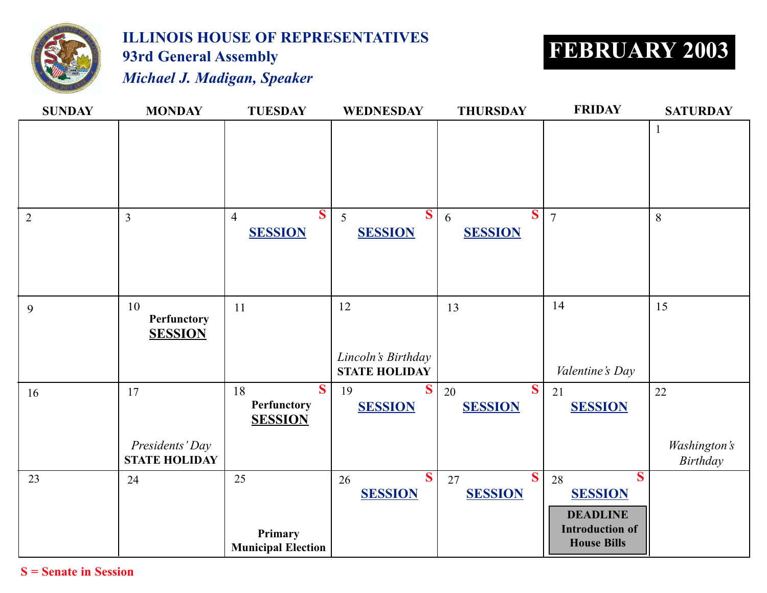# ILLINOIS HOUSE OF REPRESENTATIVES

## 93rd General Assembly

### *Michael J. Madigan, Speaker*

# FEBRUARY 2003

| SUNDAY | MONDAY | TUESDAY | WEDNESDAY | THURSDAY | FRIDAY | SATURDAY |
|---|---|---|---|---|---|---|
| | | | | | | 1 |
| 2 | 3 | 4 **S** **SESSION** | 5 **S** **SESSION** | 6 **S** **SESSION** | 7 | 8 |
| 9 | 10 **Perfunctory SESSION** | 11 | 12 *Lincoln's Birthday* **STATE HOLIDAY** | 13 | 14 *Valentine's Day* | 15 |
| 16 | 17 *Presidents' Day* **STATE HOLIDAY** | 18 **S** **Perfunctory SESSION** | 19 **S** **SESSION** | 20 **S** **SESSION** | 21 **SESSION** | 22 *Washington's Birthday* |
| 23 | 24 | 25 **Primary Municipal Election** | 26 **S** **SESSION** | 27 **S** **SESSION** | 28 **S** **SESSION** **DEADLINE Introduction of House Bills** | |

**S = Senate in Session**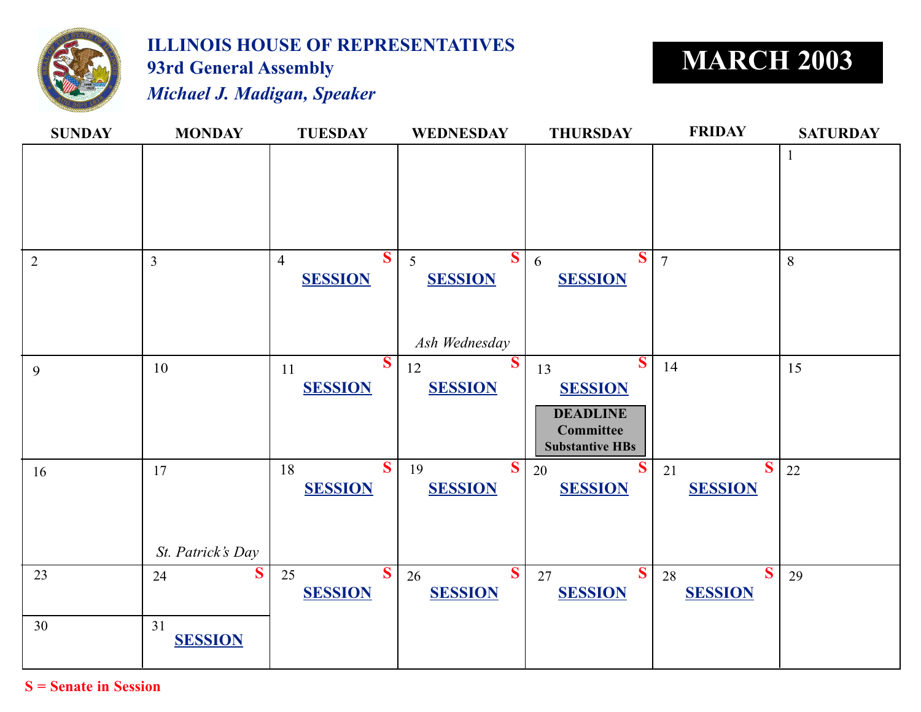# ILLINOIS HOUSE OF REPRESENTATIVES

## 93rd General Assembly

*Michael J. Madigan, Speaker*

## MARCH 2003

| SUNDAY | MONDAY | TUESDAY | WEDNESDAY | THURSDAY | FRIDAY | SATURDAY |
|---|---|---|---|---|---|---|
| | | | | | | 1 |
| 2 | 3 | 4 S **SESSION** | 5 S **SESSION** *Ash Wednesday* | 6 S **SESSION** | 7 | 8 |
| 9 | 10 | 11 S **SESSION** | 12 S **SESSION** | 13 S **SESSION** **DEADLINE Committee Substantive HBs** | 14 | 15 |
| 16 | 17 *St. Patrick's Day* | 18 S **SESSION** | 19 S **SESSION** | 20 S **SESSION** | 21 S **SESSION** | 22 |
| 23 | 24 S | 25 S **SESSION** | 26 S **SESSION** | 27 S **SESSION** | 28 S **SESSION** | 29 |
| 30 | 31 **SESSION** | | | | | |

**S = Senate in Session**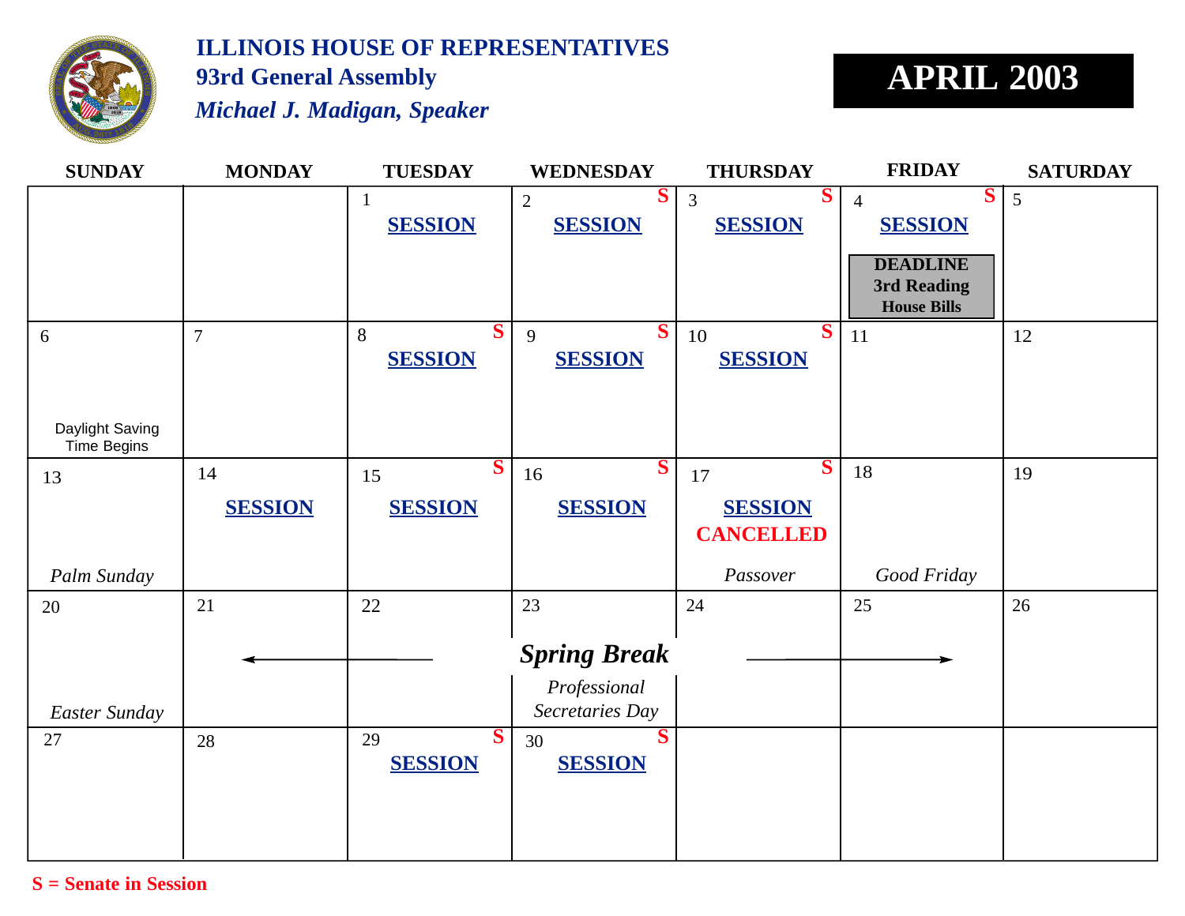# ILLINOIS HOUSE OF REPRESENTATIVES

## 93rd General Assembly

*Michael J. Madigan, Speaker*

## APRIL 2003

| SUNDAY | MONDAY | TUESDAY | WEDNESDAY | THURSDAY | FRIDAY | SATURDAY |
|---|---|---|---|---|---|---|
| | | 1 **SESSION** | 2 S **SESSION** | 3 S **SESSION** | 4 S **SESSION** **DEADLINE 3rd Reading House Bills** | 5 |
| 6 Daylight Saving Time Begins | 7 | 8 S **SESSION** | 9 S **SESSION** | 10 S **SESSION** | 11 | 12 |
| 13 *Palm Sunday* | 14 **SESSION** | 15 S **SESSION** | 16 S **SESSION** | 17 S **SESSION CANCELLED** *Passover* | 18 *Good Friday* | 19 |
| 20 *Easter Sunday* | 21 ← | 22 | 23 ***Spring Break*** *Professional Secretaries Day* | 24 | 25 → | 26 |
| 27 | 28 | 29 S **SESSION** | 30 S **SESSION** | | | |

**S = Senate in Session**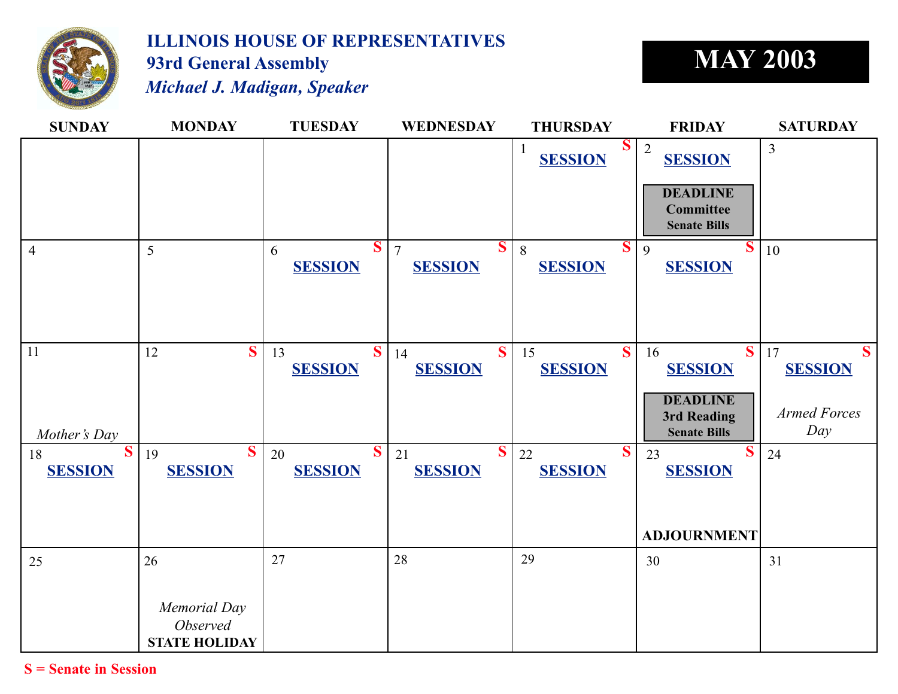# ILLINOIS HOUSE OF REPRESENTATIVES

## 93rd General Assembly

### *Michael J. Madigan, Speaker*

# MAY 2003

| SUNDAY | MONDAY | TUESDAY | WEDNESDAY | THURSDAY | FRIDAY | SATURDAY |
|---|---|---|---|---|---|---|
| | | | | 1 **S** **SESSION** | 2 **SESSION** **DEADLINE Committee Senate Bills** | 3 |
| 4 | 5 | 6 **S** **SESSION** | 7 **S** **SESSION** | 8 **S** **SESSION** | 9 **S** **SESSION** | 10 |
| 11 *Mother's Day* | 12 **S** | 13 **S** **SESSION** | 14 **S** **SESSION** | 15 **S** **SESSION** | 16 **S** **SESSION** **DEADLINE 3rd Reading Senate Bills** | 17 **S** **SESSION** *Armed Forces Day* |
| 18 **S** **SESSION** | 19 **S** **SESSION** | 20 **S** **SESSION** | 21 **S** **SESSION** | 22 **S** **SESSION** | 23 **S** **SESSION** **ADJOURNMENT** | 24 |
| 25 | 26 *Memorial Day Observed* **STATE HOLIDAY** | 27 | 28 | 29 | 30 | 31 |

**S = Senate in Session**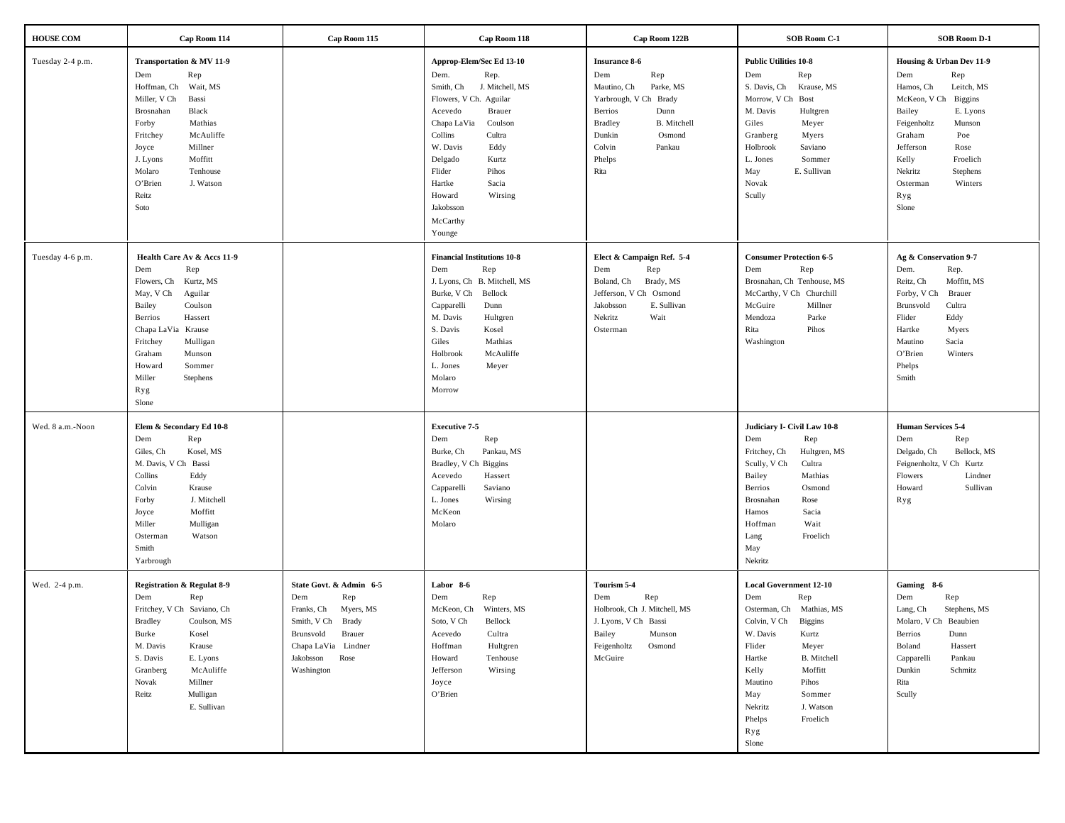| HOUSE COM | Cap Room 114 | Cap Room 115 | Cap Room 118 | Cap Room 122B | SOB Room C-1 | SOB Room D-1 |
|---|---|---|---|---|---|---|
| Tuesday 2-4 p.m. | **Transportation & MV 11-9**<br>Dem Rep<br>Hoffman, Ch Wait, MS<br>Miller, V Ch Bassi<br>Brosnahan Black<br>Forby Mathias<br>Fritchey McAuliffe<br>Joyce Millner<br>J. Lyons Moffitt<br>Molaro Tenhouse<br>O'Brien J. Watson<br>Reitz<br>Soto | | **Approp-Elem/Sec Ed 13-10**<br>Dem. Rep.<br>Smith, Ch J. Mitchell, MS<br>Flowers, V Ch. Aguilar<br>Acevedo Brauer<br>Chapa LaVia Coulson<br>Collins Cultra<br>W. Davis Eddy<br>Delgado Kurtz<br>Flider Pihos<br>Hartke Sacia<br>Howard Wirsing<br>Jakobsson<br>McCarthy<br>Younge | **Insurance 8-6**<br>Dem Rep<br>Mautino, Ch Parke, MS<br>Yarbrough, V Ch Brady<br>Berrios Dunn<br>Bradley B. Mitchell<br>Dunkin Osmond<br>Colvin Pankau<br>Phelps<br>Rita | **Public Utilities 10-8**<br>Dem Rep<br>S. Davis, Ch Krause, MS<br>Morrow, V Ch Bost<br>M. Davis Hultgren<br>Giles Meyer<br>Granberg Myers<br>Holbrook Saviano<br>L. Jones Sommer<br>May E. Sullivan<br>Novak<br>Scully | **Housing & Urban Dev 11-9**<br>Dem Rep<br>Hamos, Ch Leitch, MS<br>McKeon, V Ch Biggins<br>Bailey E. Lyons<br>Feigenholtz Munson<br>Graham Poe<br>Jefferson Rose<br>Kelly Froelich<br>Nekritz Stephens<br>Osterman Winters<br>Ryg<br>Slone |
| Tuesday 4-6 p.m. | **Health Care Av & Accs 11-9**<br>Dem Rep<br>Flowers, Ch Kurtz, MS<br>May, V Ch Aguilar<br>Bailey Coulson<br>Berrios Hassert<br>Chapa LaVia Krause<br>Fritchey Mulligan<br>Graham Munson<br>Howard Sommer<br>Miller Stephens<br>Ryg<br>Slone | | **Financial Institutions 10-8**<br>Dem Rep<br>J. Lyons, Ch B. Mitchell, MS<br>Burke, V Ch Bellock<br>Capparelli Dunn<br>M. Davis Hultgren<br>S. Davis Kosel<br>Giles Mathias<br>Holbrook McAuliffe<br>L. Jones Meyer<br>Molaro<br>Morrow | **Elect & Campaign Ref. 5-4**<br>Dem Rep<br>Boland, Ch Brady, MS<br>Jefferson, V Ch Osmond<br>Jakobsson E. Sullivan<br>Nekritz Wait<br>Osterman | **Consumer Protection 6-5**<br>Dem Rep<br>Brosnahan, Ch Tenhouse, MS<br>McCarthy, V Ch Churchill<br>McGuire Millner<br>Mendoza Parke<br>Rita Pihos<br>Washington | **Ag & Conservation 9-7**<br>Dem. Rep.<br>Reitz, Ch Moffitt, MS<br>Forby, V Ch Brauer<br>Brunsvold Cultra<br>Flider Eddy<br>Hartke Myers<br>Mautino Sacia<br>O'Brien Winters<br>Phelps<br>Smith |
| Wed. 8 a.m.-Noon | **Elem & Secondary Ed 10-8**<br>Dem Rep<br>Giles, Ch Kosel, MS<br>M. Davis, V Ch Bassi<br>Collins Eddy<br>Colvin Krause<br>Forby J. Mitchell<br>Joyce Moffitt<br>Miller Mulligan<br>Osterman Watson<br>Smith<br>Yarbrough | | **Executive 7-5**<br>Dem Rep<br>Burke, Ch Pankau, MS<br>Bradley, V Ch Biggins<br>Acevedo Hassert<br>Capparelli Saviano<br>L. Jones Wirsing<br>McKeon<br>Molaro | | **Judiciary I- Civil Law 10-8**<br>Dem Rep<br>Fritchey, Ch Hultgren, MS<br>Scully, V Ch Cultra<br>Bailey Mathias<br>Berrios Osmond<br>Brosnahan Rose<br>Hamos Sacia<br>Hoffman Wait<br>Lang Froelich<br>May<br>Nekritz | **Human Services 5-4**<br>Dem Rep<br>Delgado, Ch Bellock, MS<br>Feignenholtz, V Ch Kurtz<br>Flowers Lindner<br>Howard Sullivan<br>Ryg |
| Wed. 2-4 p.m. | **Registration & Regulat 8-9**<br>Dem Rep<br>Fritchey, V Ch Saviano, Ch<br>Bradley Coulson, MS<br>Burke Kosel<br>M. Davis Krause<br>S. Davis E. Lyons<br>Granberg McAuliffe<br>Novak Millner<br>Reitz Mulligan<br>E. Sullivan | **State Govt. & Admin 6-5**<br>Dem Rep<br>Franks, Ch Myers, MS<br>Smith, V Ch Brady<br>Brunsvold Brauer<br>Chapa LaVia Lindner<br>Jakobsson Rose<br>Washington | **Labor 8-6**<br>Dem Rep<br>McKeon, Ch Winters, MS<br>Soto, V Ch Bellock<br>Acevedo Cultra<br>Hoffman Hultgren<br>Howard Tenhouse<br>Jefferson Wirsing<br>Joyce<br>O'Brien | **Tourism 5-4**<br>Dem Rep<br>Holbrook, Ch J. Mitchell, MS<br>J. Lyons, V Ch Bassi<br>Bailey Munson<br>Feigenholtz Osmond<br>McGuire | **Local Government 12-10**<br>Dem Rep<br>Osterman, Ch Mathias, MS<br>Colvin, V Ch Biggins<br>W. Davis Kurtz<br>Flider Meyer<br>Hartke B. Mitchell<br>Kelly Moffitt<br>Mautino Pihos<br>May Sommer<br>Nekritz J. Watson<br>Phelps Froelich<br>Ryg<br>Slone | **Gaming 8-6**<br>Dem Rep<br>Lang, Ch Stephens, MS<br>Molaro, V Ch Beaubien<br>Berrios Dunn<br>Boland Hassert<br>Capparelli Pankau<br>Dunkin Schmitz<br>Rita<br>Scully |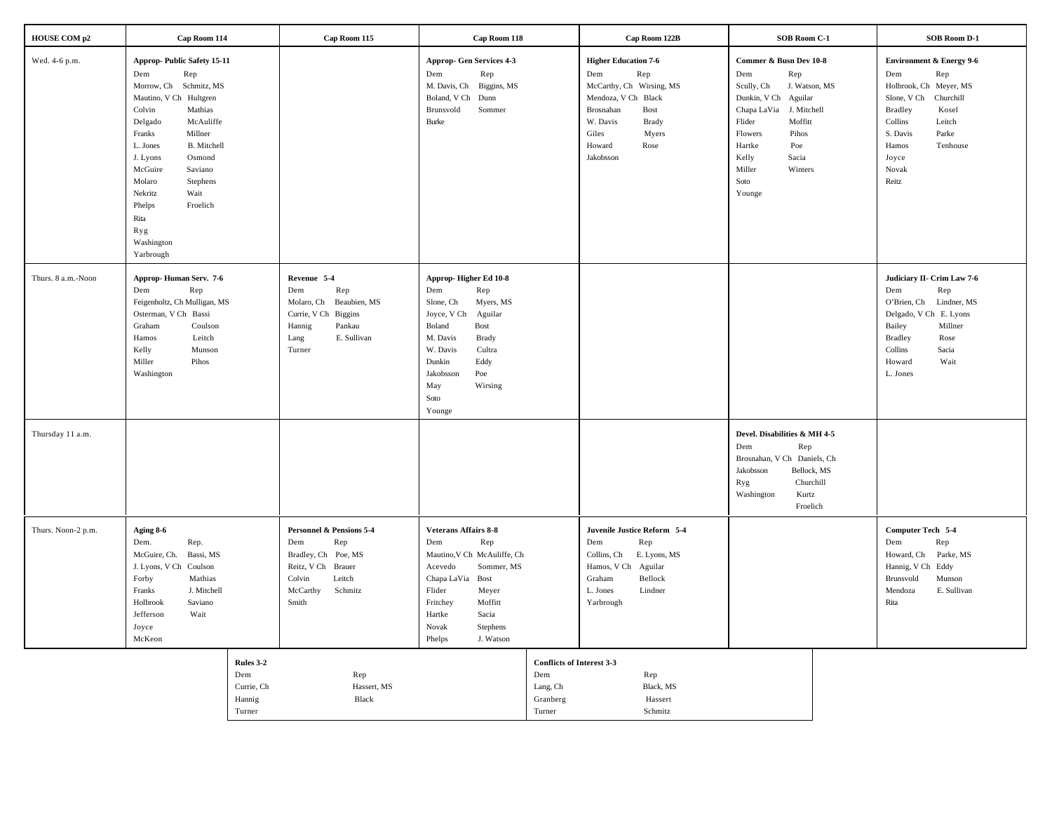| HOUSE COM p2 | Cap Room 114 | Cap Room 115 | Cap Room 118 | Cap Room 122B | SOB Room C-1 | SOB Room D-1 |
|---|---|---|---|---|---|---|
| Wed. 4-6 p.m. | **Approp- Public Safety 15-11**<br>Dem Rep<br>Morrow, Ch Schmitz, MS<br>Mautino, V Ch Hultgren<br>Colvin Mathias<br>Delgado McAuliffe<br>Franks Millner<br>L. Jones B. Mitchell<br>J. Lyons Osmond<br>McGuire Saviano<br>Molaro Stephens<br>Nekritz Wait<br>Phelps Froelich<br>Rita<br>Ryg<br>Washington<br>Yarbrough | | **Approp- Gen Services 4-3**<br>Dem Rep<br>M. Davis, Ch Biggins, MS<br>Boland, V Ch Dunn<br>Brunsvold Sommer<br>Burke | **Higher Education 7-6**<br>Dem Rep<br>McCarthy, Ch Wirsing, MS<br>Mendoza, V Ch Black<br>Brosnahan Bost<br>W. Davis Brady<br>Giles Myers<br>Howard Rose<br>Jakobsson | **Commer & Busn Dev 10-8**<br>Dem Rep<br>Scully, Ch J. Watson, MS<br>Dunkin, V Ch Aguilar<br>Chapa LaVia J. Mitchell<br>Flider Moffitt<br>Flowers Pihos<br>Hartke Poe<br>Kelly Sacia<br>Miller Winters<br>Soto<br>Younge | **Environment & Energy 9-6**<br>Dem Rep<br>Holbrook, Ch Meyer, MS<br>Slone, V Ch Churchill<br>Bradley Kosel<br>Collins Leitch<br>S. Davis Parke<br>Hamos Tenhouse<br>Joyce<br>Novak<br>Reitz |
| Thurs. 8 a.m.-Noon | **Approp- Human Serv. 7-6**<br>Dem Rep<br>Feigenholtz, Ch Mulligan, MS<br>Osterman, V Ch Bassi<br>Graham Coulson<br>Hamos Leitch<br>Kelly Munson<br>Miller Pihos<br>Washington | **Revenue 5-4**<br>Dem Rep<br>Molaro, Ch Beaubien, MS<br>Currie, V Ch Biggins<br>Hannig Pankau<br>Lang E. Sullivan<br>Turner | **Approp- Higher Ed 10-8**<br>Dem Rep<br>Slone, Ch Myers, MS<br>Joyce, V Ch Aguilar<br>Boland Bost<br>M. Davis Brady<br>W. Davis Cultra<br>Dunkin Eddy<br>Jakobsson Poe<br>May Wirsing<br>Soto<br>Younge | | | **Judiciary II- Crim Law 7-6**<br>Dem Rep<br>O'Brien, Ch Lindner, MS<br>Delgado, V Ch E. Lyons<br>Bailey Millner<br>Bradley Rose<br>Collins Sacia<br>Howard Wait<br>L. Jones |
| Thursday 11 a.m. | | | | | **Devel. Disabilities & MH 4-5**<br>Dem Rep<br>Brosnahan, V Ch Daniels, Ch<br>Jakobsson Bellock, MS<br>Ryg Churchill<br>Washington Kurtz<br>Froelich | |
| Thurs. Noon-2 p.m. | **Aging 8-6**<br>Dem. Rep.<br>McGuire, Ch. Bassi, MS<br>J. Lyons, V Ch Coulson<br>Forby Mathias<br>Franks J. Mitchell<br>Holbrook Saviano<br>Jefferson Wait<br>Joyce<br>McKeon | **Personnel & Pensions 5-4**<br>Dem Rep<br>Bradley, Ch Poe, MS<br>Reitz, V Ch Brauer<br>Colvin Leitch<br>McCarthy Schmitz<br>Smith | **Veterans Affairs 8-8**<br>Dem Rep<br>Mautino,V Ch McAuliffe, Ch<br>Acevedo Sommer, MS<br>Chapa LaVia Bost<br>Flider Meyer<br>Fritchey Moffitt<br>Hartke Sacia<br>Novak Stephens<br>Phelps J. Watson | **Juvenile Justice Reform 5-4**<br>Dem Rep<br>Collins, Ch E. Lyons, MS<br>Hamos, V Ch Aguilar<br>Graham Bellock<br>L. Jones Lindner<br>Yarbrough | | **Computer Tech 5-4**<br>Dem Rep<br>Howard, Ch Parke, MS<br>Hannig, V Ch Eddy<br>Brunsvold Munson<br>Mendoza E. Sullivan<br>Rita |

| Rules 3-2 | | Conflicts of Interest 3-3 | |
|---|---|---|---|
| Dem | Rep | Dem | Rep |
| Currie, Ch | Hassert, MS | Lang, Ch | Black, MS |
| Hannig | Black | Granberg | Hassert |
| Turner | | Turner | Schmitz |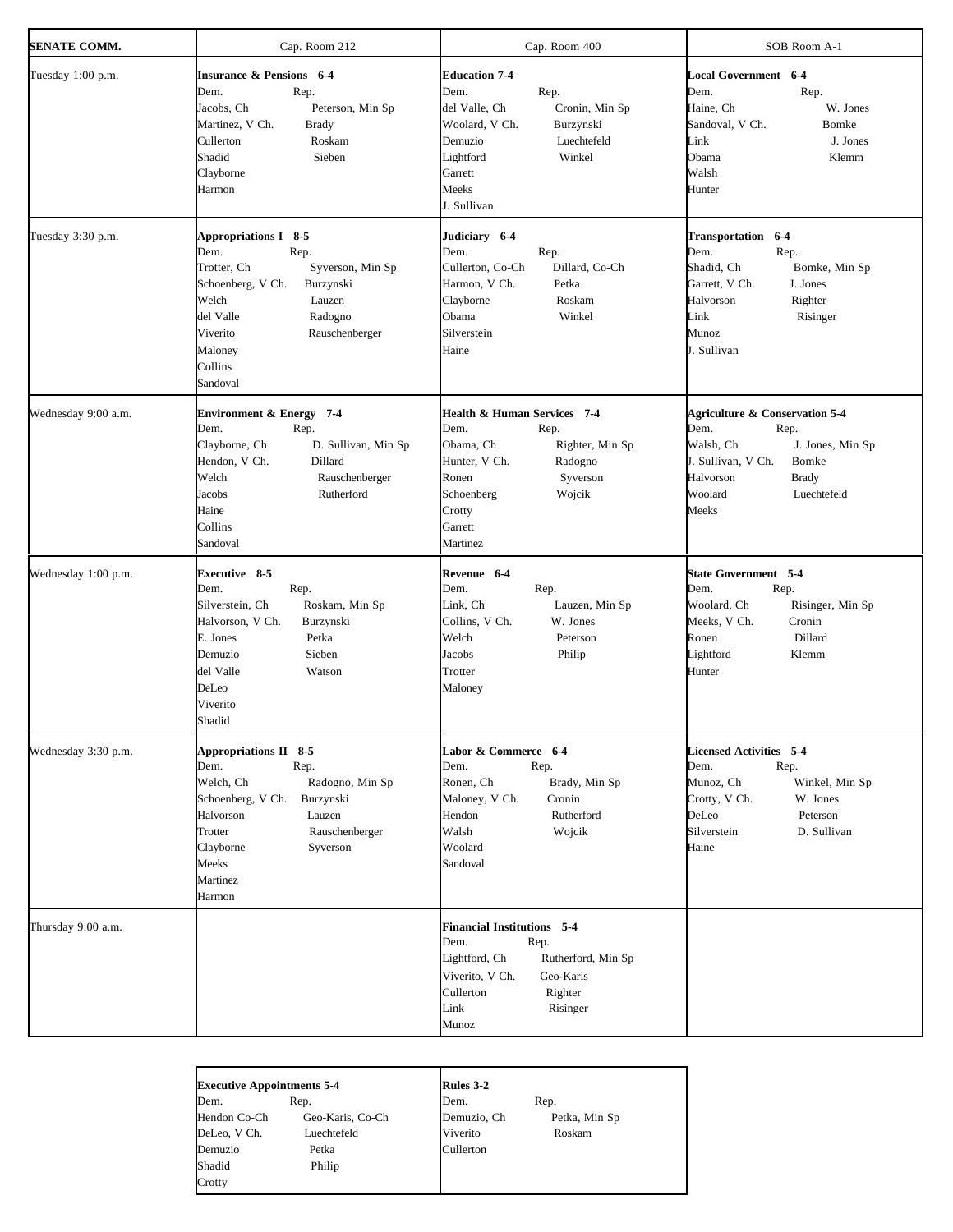| SENATE COMM. | Cap. Room 212 | Cap. Room 400 | SOB Room A-1 |
|---|---|---|---|
| Tuesday 1:00 p.m. | **Insurance & Pensions 6-4**<br>Dem. / Rep.<br>Jacobs, Ch / Peterson, Min Sp<br>Martinez, V Ch. / Brady<br>Cullerton / Roskam<br>Shadid / Sieben<br>Clayborne<br>Harmon | **Education 7-4**<br>Dem. / Rep.<br>del Valle, Ch / Cronin, Min Sp<br>Woolard, V Ch. / Burzynski<br>Demuzio / Luechtefeld<br>Lightford / Winkel<br>Garrett<br>Meeks<br>J. Sullivan | **Local Government 6-4**<br>Dem. / Rep.<br>Haine, Ch / W. Jones<br>Sandoval, V Ch. / Bomke<br>Link / J. Jones<br>Obama / Klemm<br>Walsh<br>Hunter |
| Tuesday 3:30 p.m. | **Appropriations I 8-5**<br>Dem. / Rep.<br>Trotter, Ch / Syverson, Min Sp<br>Schoenberg, V Ch. / Burzynski<br>Welch / Lauzen<br>del Valle / Radogno<br>Viverito / Rauschenberger<br>Maloney<br>Collins<br>Sandoval | **Judiciary 6-4**<br>Dem. / Rep.<br>Cullerton, Co-Ch / Dillard, Co-Ch<br>Harmon, V Ch. / Petka<br>Clayborne / Roskam<br>Obama / Winkel<br>Silverstein<br>Haine | **Transportation 6-4**<br>Dem. / Rep.<br>Shadid, Ch / Bomke, Min Sp<br>Garrett, V Ch. / J. Jones<br>Halvorson / Righter<br>Link / Risinger<br>Munoz<br>J. Sullivan |
| Wednesday 9:00 a.m. | **Environment & Energy 7-4**<br>Dem. / Rep.<br>Clayborne, Ch / D. Sullivan, Min Sp<br>Hendon, V Ch. / Dillard<br>Welch / Rauschenberger<br>Jacobs / Rutherford<br>Haine<br>Collins<br>Sandoval | **Health & Human Services 7-4**<br>Dem. / Rep.<br>Obama, Ch / Righter, Min Sp<br>Hunter, V Ch. / Radogno<br>Ronen / Syverson<br>Schoenberg / Wojcik<br>Crotty<br>Garrett<br>Martinez | **Agriculture & Conservation 5-4**<br>Dem. / Rep.<br>Walsh, Ch / J. Jones, Min Sp<br>J. Sullivan, V Ch. / Bomke<br>Halvorson / Brady<br>Woolard / Luechtefeld<br>Meeks |
| Wednesday 1:00 p.m. | **Executive 8-5**<br>Dem. / Rep.<br>Silverstein, Ch / Roskam, Min Sp<br>Halvorson, V Ch. / Burzynski<br>E. Jones / Petka<br>Demuzio / Sieben<br>del Valle / Watson<br>DeLeo<br>Viverito<br>Shadid | **Revenue 6-4**<br>Dem. / Rep.<br>Link, Ch / Lauzen, Min Sp<br>Collins, V Ch. / W. Jones<br>Welch / Peterson<br>Jacobs / Philip<br>Trotter<br>Maloney | **State Government 5-4**<br>Dem. / Rep.<br>Woolard, Ch / Risinger, Min Sp<br>Meeks, V Ch. / Cronin<br>Ronen / Dillard<br>Lightford / Klemm<br>Hunter |
| Wednesday 3:30 p.m. | **Appropriations II 8-5**<br>Dem. / Rep.<br>Welch, Ch / Radogno, Min Sp<br>Schoenberg, V Ch. / Burzynski<br>Halvorson / Lauzen<br>Trotter / Rauschenberger<br>Clayborne / Syverson<br>Meeks<br>Martinez<br>Harmon | **Labor & Commerce 6-4**<br>Dem. / Rep.<br>Ronen, Ch / Brady, Min Sp<br>Maloney, V Ch. / Cronin<br>Hendon / Rutherford<br>Walsh / Wojcik<br>Woolard<br>Sandoval | **Licensed Activities 5-4**<br>Dem. / Rep.<br>Munoz, Ch / Winkel, Min Sp<br>Crotty, V Ch. / W. Jones<br>DeLeo / Peterson<br>Silverstein / D. Sullivan<br>Haine |
| Thursday 9:00 a.m. | | **Financial Institutions 5-4**<br>Dem. / Rep.<br>Lightford, Ch / Rutherford, Min Sp<br>Viverito, V Ch. / Geo-Karis<br>Cullerton / Righter<br>Link / Risinger<br>Munoz | |

| Executive Appointments 5-4 | Rules 3-2 |
|---|---|
| Dem. / Rep.<br>Hendon Co-Ch / Geo-Karis, Co-Ch<br>DeLeo, V Ch. / Luechtefeld<br>Demuzio / Petka<br>Shadid / Philip<br>Crotty | Dem. / Rep.<br>Demuzio, Ch / Petka, Min Sp<br>Viverito / Roskam<br>Cullerton |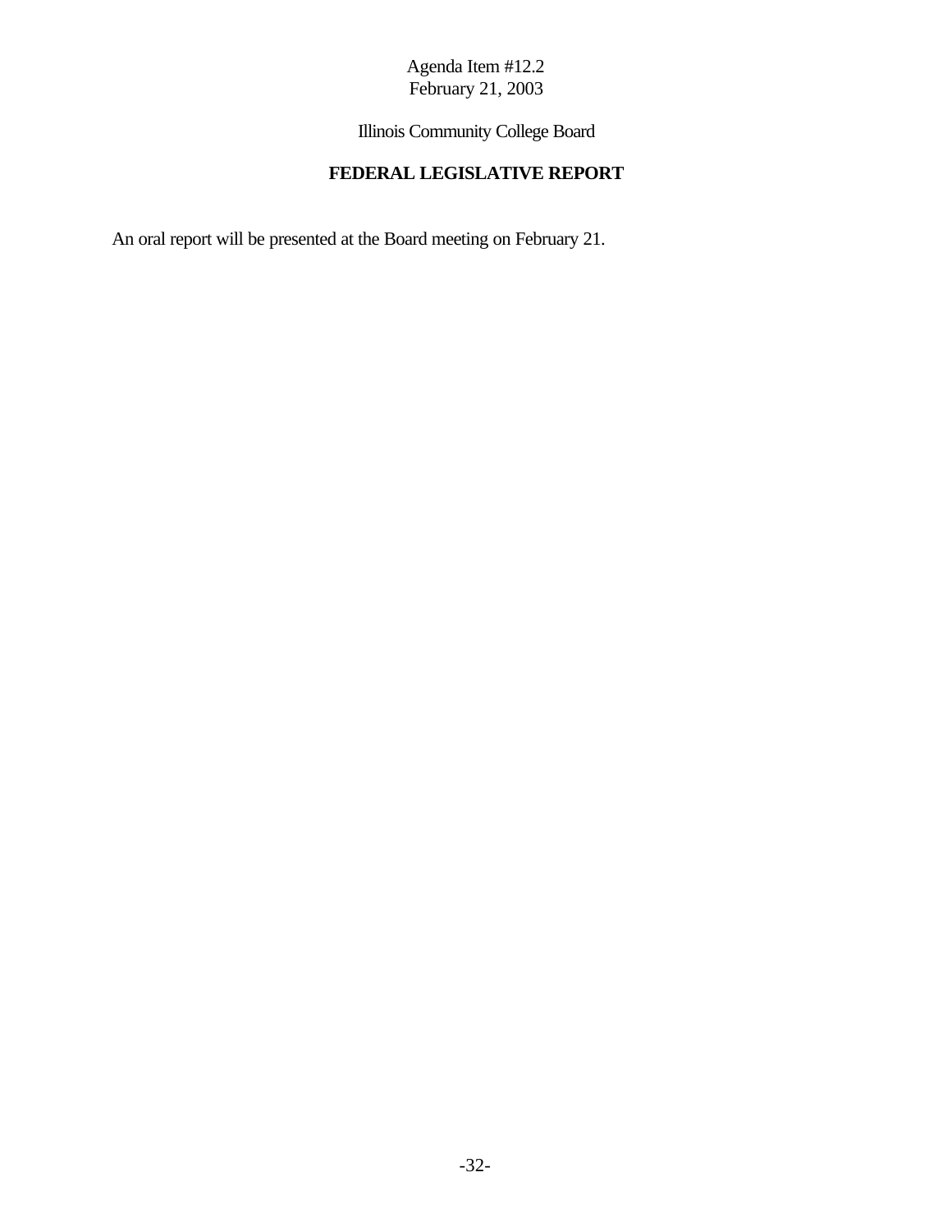Agenda Item #12.2
February 21, 2003

Illinois Community College Board

## FEDERAL LEGISLATIVE REPORT

An oral report will be presented at the Board meeting on February 21.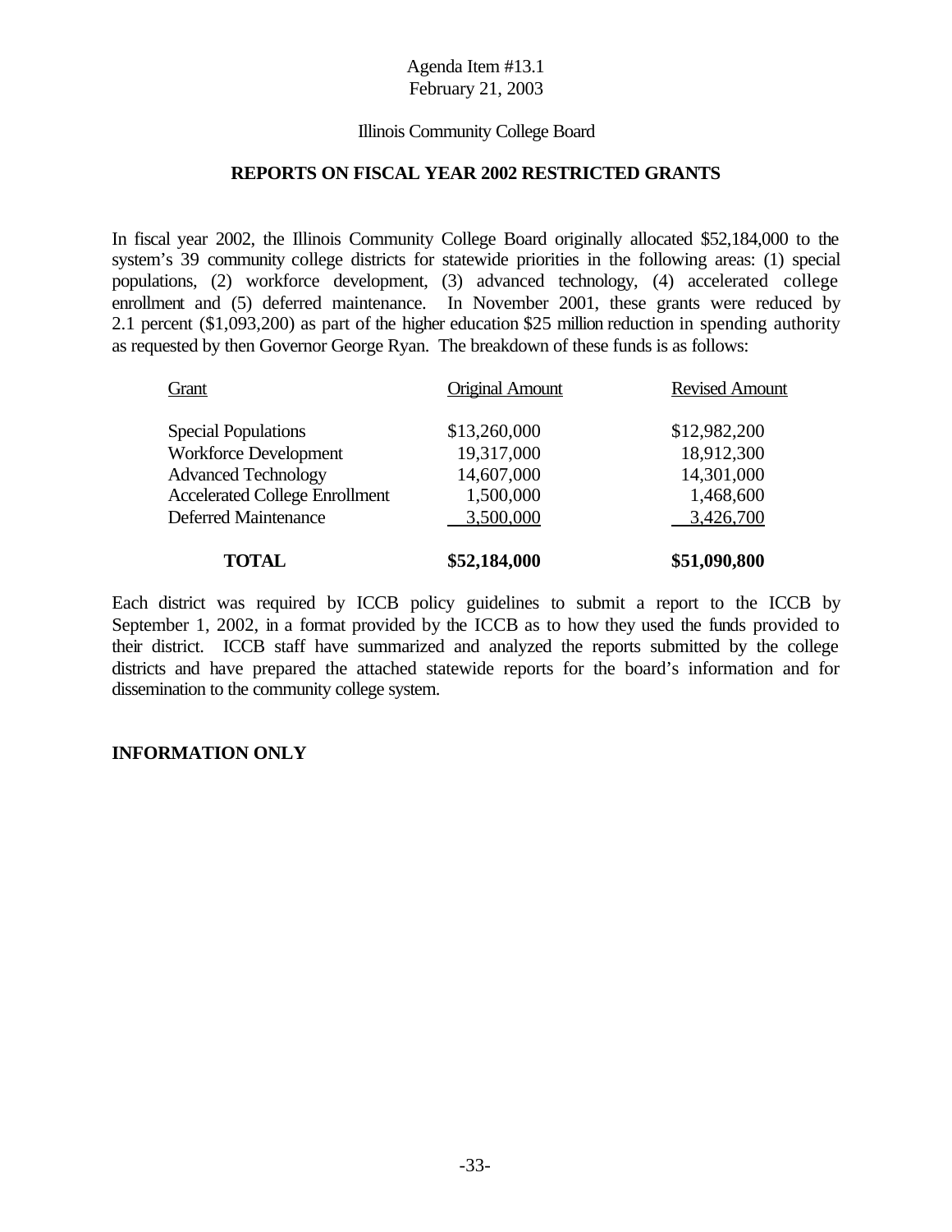Agenda Item #13.1
February 21, 2003

Illinois Community College Board

## REPORTS ON FISCAL YEAR 2002 RESTRICTED GRANTS

In fiscal year 2002, the Illinois Community College Board originally allocated $52,184,000 to the system's 39 community college districts for statewide priorities in the following areas: (1) special populations, (2) workforce development, (3) advanced technology, (4) accelerated college enrollment and (5) deferred maintenance. In November 2001, these grants were reduced by 2.1 percent ($1,093,200) as part of the higher education $25 million reduction in spending authority as requested by then Governor George Ryan. The breakdown of these funds is as follows:

| Grant | Original Amount | Revised Amount |
|---|---|---|
| Special Populations | $13,260,000 | $12,982,200 |
| Workforce Development | 19,317,000 | 18,912,300 |
| Advanced Technology | 14,607,000 | 14,301,000 |
| Accelerated College Enrollment | 1,500,000 | 1,468,600 |
| Deferred Maintenance | 3,500,000 | 3,426,700 |
| **TOTAL** | **$52,184,000** | **$51,090,800** |

Each district was required by ICCB policy guidelines to submit a report to the ICCB by September 1, 2002, in a format provided by the ICCB as to how they used the funds provided to their district. ICCB staff have summarized and analyzed the reports submitted by the college districts and have prepared the attached statewide reports for the board's information and for dissemination to the community college system.

**INFORMATION ONLY**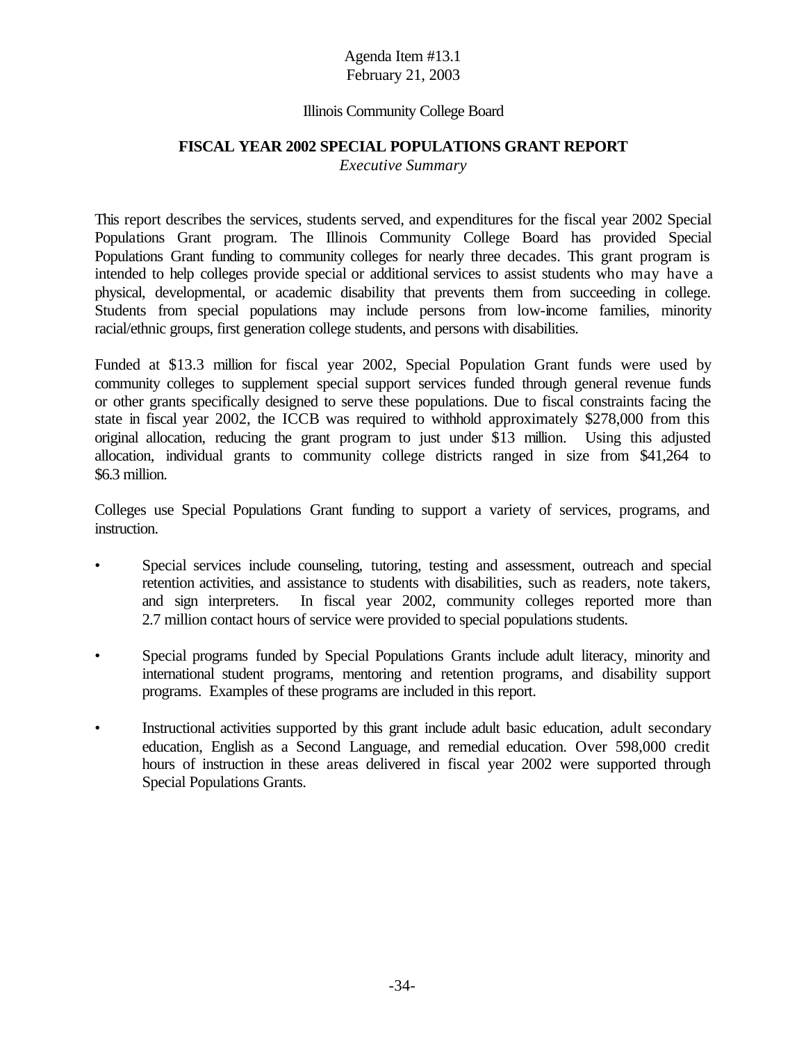Agenda Item #13.1
February 21, 2003

Illinois Community College Board

# FISCAL YEAR 2002 SPECIAL POPULATIONS GRANT REPORT

*Executive Summary*

This report describes the services, students served, and expenditures for the fiscal year 2002 Special Populations Grant program. The Illinois Community College Board has provided Special Populations Grant funding to community colleges for nearly three decades. This grant program is intended to help colleges provide special or additional services to assist students who may have a physical, developmental, or academic disability that prevents them from succeeding in college. Students from special populations may include persons from low-income families, minority racial/ethnic groups, first generation college students, and persons with disabilities.

Funded at $13.3 million for fiscal year 2002, Special Population Grant funds were used by community colleges to supplement special support services funded through general revenue funds or other grants specifically designed to serve these populations. Due to fiscal constraints facing the state in fiscal year 2002, the ICCB was required to withhold approximately $278,000 from this original allocation, reducing the grant program to just under $13 million. Using this adjusted allocation, individual grants to community college districts ranged in size from $41,264 to $6.3 million.

Colleges use Special Populations Grant funding to support a variety of services, programs, and instruction.

- Special services include counseling, tutoring, testing and assessment, outreach and special retention activities, and assistance to students with disabilities, such as readers, note takers, and sign interpreters. In fiscal year 2002, community colleges reported more than 2.7 million contact hours of service were provided to special populations students.
- Special programs funded by Special Populations Grants include adult literacy, minority and international student programs, mentoring and retention programs, and disability support programs. Examples of these programs are included in this report.
- Instructional activities supported by this grant include adult basic education, adult secondary education, English as a Second Language, and remedial education. Over 598,000 credit hours of instruction in these areas delivered in fiscal year 2002 were supported through Special Populations Grants.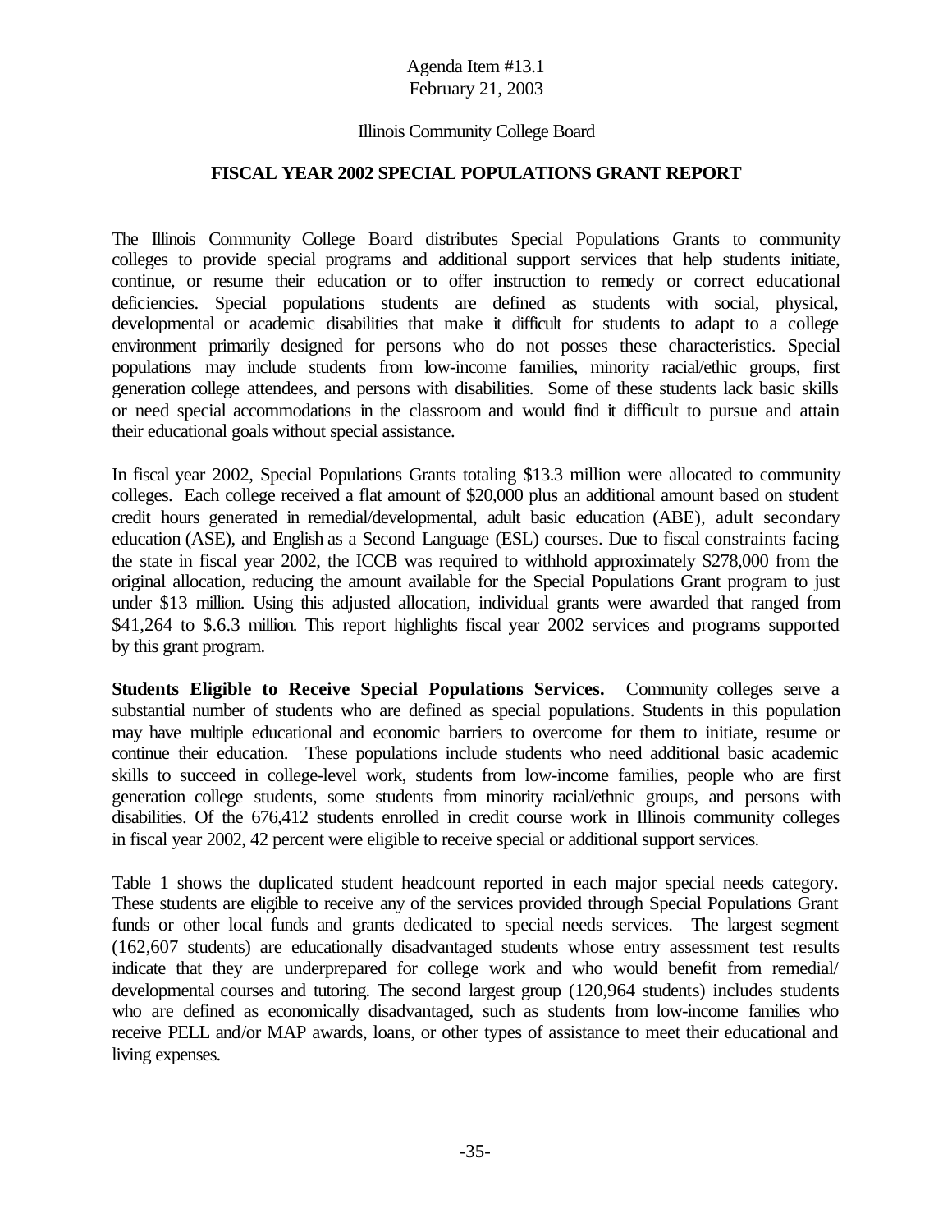Agenda Item #13.1
February 21, 2003

Illinois Community College Board

## FISCAL YEAR 2002 SPECIAL POPULATIONS GRANT REPORT

The Illinois Community College Board distributes Special Populations Grants to community colleges to provide special programs and additional support services that help students initiate, continue, or resume their education or to offer instruction to remedy or correct educational deficiencies. Special populations students are defined as students with social, physical, developmental or academic disabilities that make it difficult for students to adapt to a college environment primarily designed for persons who do not posses these characteristics. Special populations may include students from low-income families, minority racial/ethic groups, first generation college attendees, and persons with disabilities. Some of these students lack basic skills or need special accommodations in the classroom and would find it difficult to pursue and attain their educational goals without special assistance.

In fiscal year 2002, Special Populations Grants totaling $13.3 million were allocated to community colleges. Each college received a flat amount of $20,000 plus an additional amount based on student credit hours generated in remedial/developmental, adult basic education (ABE), adult secondary education (ASE), and English as a Second Language (ESL) courses. Due to fiscal constraints facing the state in fiscal year 2002, the ICCB was required to withhold approximately $278,000 from the original allocation, reducing the amount available for the Special Populations Grant program to just under $13 million. Using this adjusted allocation, individual grants were awarded that ranged from $41,264 to $.6.3 million. This report highlights fiscal year 2002 services and programs supported by this grant program.

**Students Eligible to Receive Special Populations Services.** Community colleges serve a substantial number of students who are defined as special populations. Students in this population may have multiple educational and economic barriers to overcome for them to initiate, resume or continue their education. These populations include students who need additional basic academic skills to succeed in college-level work, students from low-income families, people who are first generation college students, some students from minority racial/ethnic groups, and persons with disabilities. Of the 676,412 students enrolled in credit course work in Illinois community colleges in fiscal year 2002, 42 percent were eligible to receive special or additional support services.

Table 1 shows the duplicated student headcount reported in each major special needs category. These students are eligible to receive any of the services provided through Special Populations Grant funds or other local funds and grants dedicated to special needs services. The largest segment (162,607 students) are educationally disadvantaged students whose entry assessment test results indicate that they are underprepared for college work and who would benefit from remedial/ developmental courses and tutoring. The second largest group (120,964 students) includes students who are defined as economically disadvantaged, such as students from low-income families who receive PELL and/or MAP awards, loans, or other types of assistance to meet their educational and living expenses.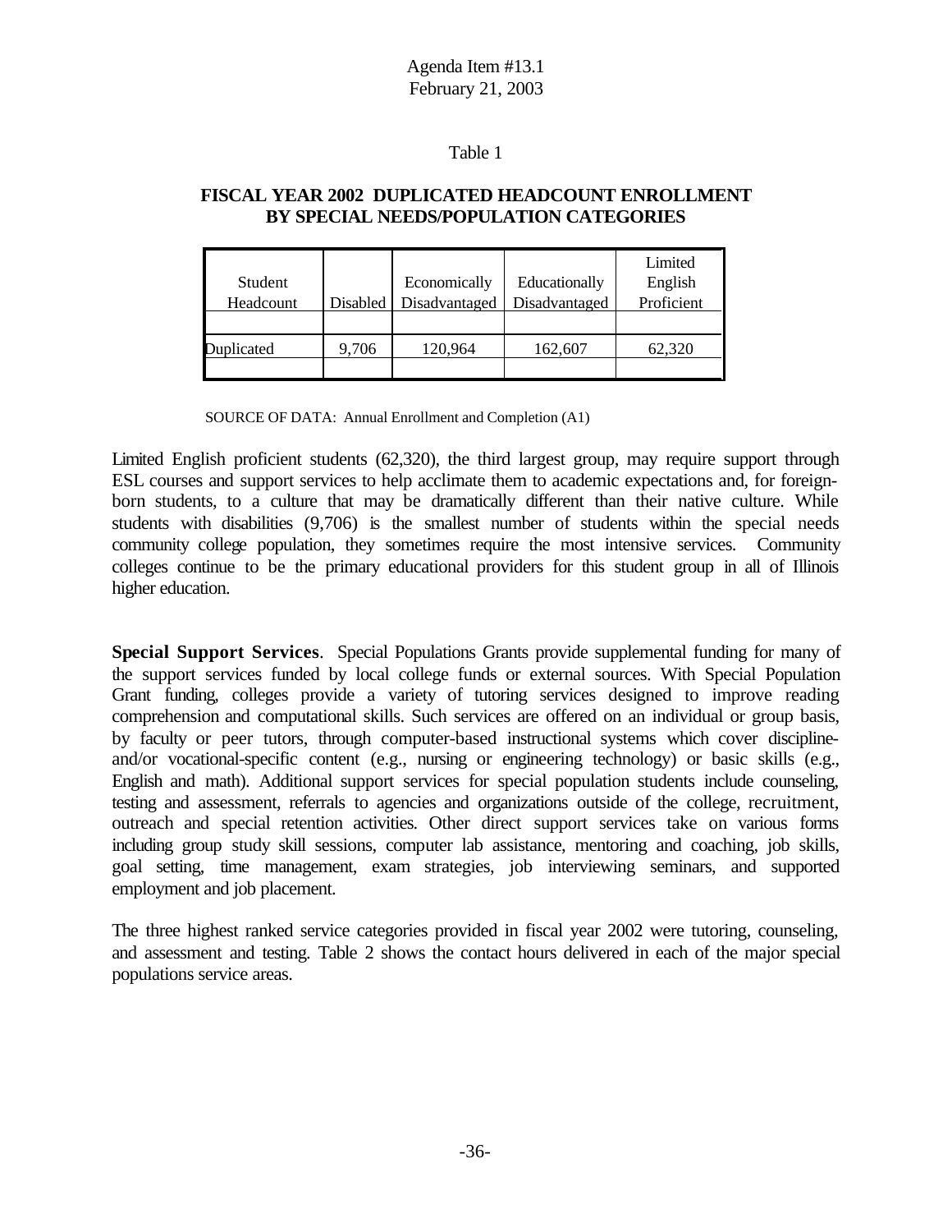Agenda Item #13.1
February 21, 2003

Table 1

**FISCAL YEAR 2002 DUPLICATED HEADCOUNT ENROLLMENT BY SPECIAL NEEDS/POPULATION CATEGORIES**

| Student Headcount | Disabled | Economically Disadvantaged | Educationally Disadvantaged | Limited English Proficient |
|---|---|---|---|---|
| Duplicated | 9,706 | 120,964 | 162,607 | 62,320 |

SOURCE OF DATA: Annual Enrollment and Completion (A1)

Limited English proficient students (62,320), the third largest group, may require support through ESL courses and support services to help acclimate them to academic expectations and, for foreign-born students, to a culture that may be dramatically different than their native culture. While students with disabilities (9,706) is the smallest number of students within the special needs community college population, they sometimes require the most intensive services. Community colleges continue to be the primary educational providers for this student group in all of Illinois higher education.

**Special Support Services**. Special Populations Grants provide supplemental funding for many of the support services funded by local college funds or external sources. With Special Population Grant funding, colleges provide a variety of tutoring services designed to improve reading comprehension and computational skills. Such services are offered on an individual or group basis, by faculty or peer tutors, through computer-based instructional systems which cover discipline- and/or vocational-specific content (e.g., nursing or engineering technology) or basic skills (e.g., English and math). Additional support services for special population students include counseling, testing and assessment, referrals to agencies and organizations outside of the college, recruitment, outreach and special retention activities. Other direct support services take on various forms including group study skill sessions, computer lab assistance, mentoring and coaching, job skills, goal setting, time management, exam strategies, job interviewing seminars, and supported employment and job placement.

The three highest ranked service categories provided in fiscal year 2002 were tutoring, counseling, and assessment and testing. Table 2 shows the contact hours delivered in each of the major special populations service areas.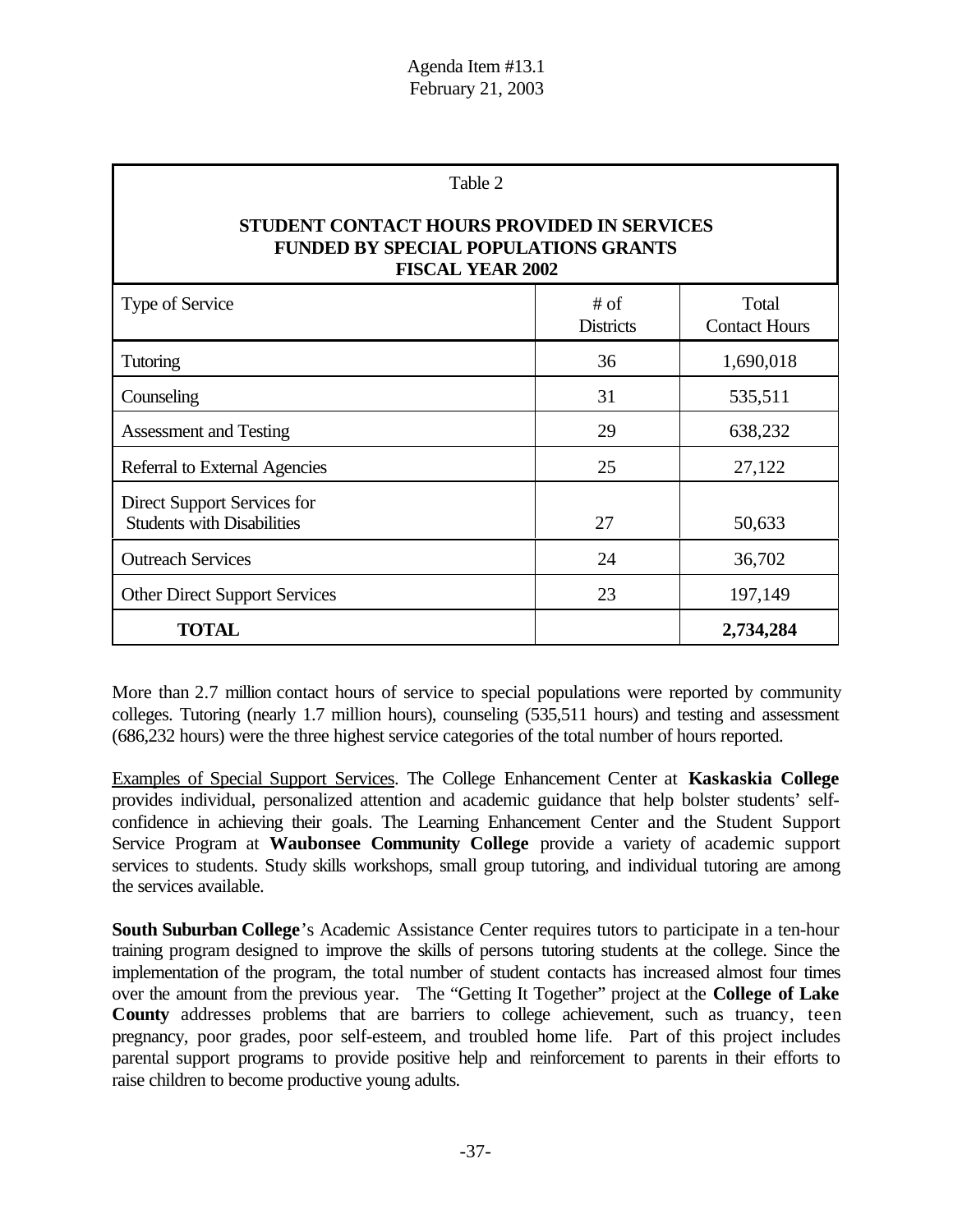Agenda Item #13.1
February 21, 2003

Table 2

**STUDENT CONTACT HOURS PROVIDED IN SERVICES FUNDED BY SPECIAL POPULATIONS GRANTS FISCAL YEAR 2002**

| Type of Service | # of Districts | Total Contact Hours |
|---|---|---|
| Tutoring | 36 | 1,690,018 |
| Counseling | 31 | 535,511 |
| Assessment and Testing | 29 | 638,232 |
| Referral to External Agencies | 25 | 27,122 |
| Direct Support Services for Students with Disabilities | 27 | 50,633 |
| Outreach Services | 24 | 36,702 |
| Other Direct Support Services | 23 | 197,149 |
| **TOTAL** | | **2,734,284** |

More than 2.7 million contact hours of service to special populations were reported by community colleges. Tutoring (nearly 1.7 million hours), counseling (535,511 hours) and testing and assessment (686,232 hours) were the three highest service categories of the total number of hours reported.

Examples of Special Support Services. The College Enhancement Center at **Kaskaskia College** provides individual, personalized attention and academic guidance that help bolster students' self-confidence in achieving their goals. The Learning Enhancement Center and the Student Support Service Program at **Waubonsee Community College** provide a variety of academic support services to students. Study skills workshops, small group tutoring, and individual tutoring are among the services available.

**South Suburban College**'s Academic Assistance Center requires tutors to participate in a ten-hour training program designed to improve the skills of persons tutoring students at the college. Since the implementation of the program, the total number of student contacts has increased almost four times over the amount from the previous year. The "Getting It Together" project at the **College of Lake County** addresses problems that are barriers to college achievement, such as truancy, teen pregnancy, poor grades, poor self-esteem, and troubled home life. Part of this project includes parental support programs to provide positive help and reinforcement to parents in their efforts to raise children to become productive young adults.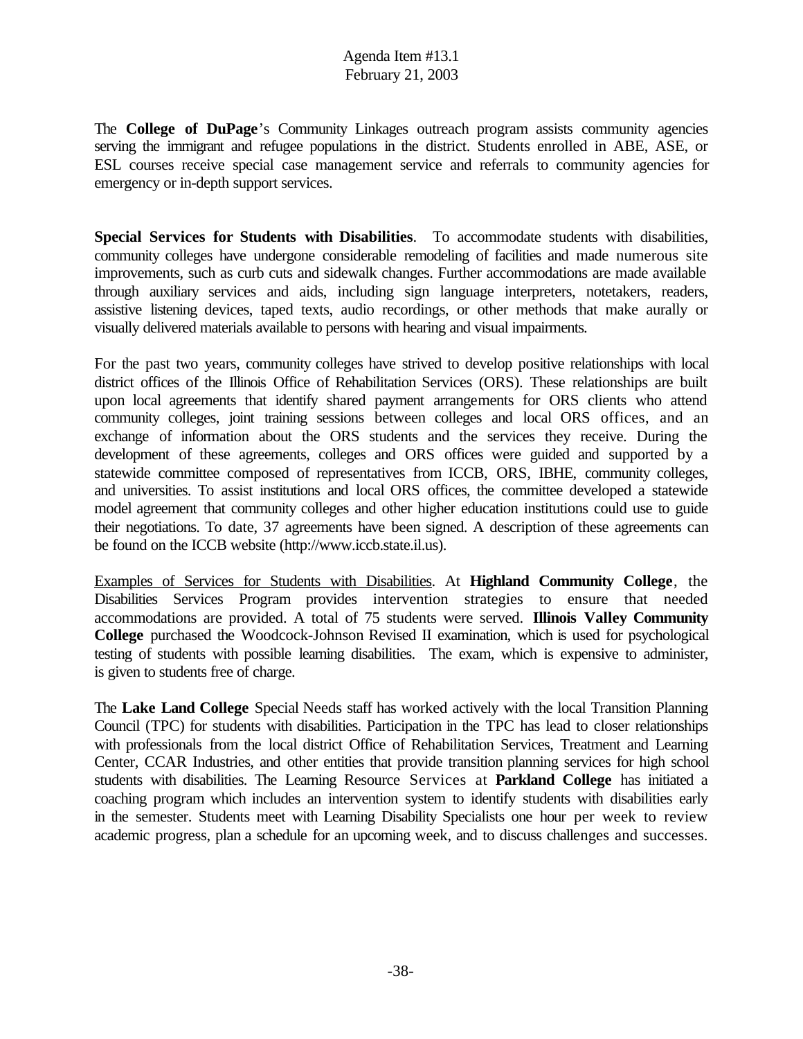The **College of DuPage**'s Community Linkages outreach program assists community agencies serving the immigrant and refugee populations in the district. Students enrolled in ABE, ASE, or ESL courses receive special case management service and referrals to community agencies for emergency or in-depth support services.

**Special Services for Students with Disabilities**. To accommodate students with disabilities, community colleges have undergone considerable remodeling of facilities and made numerous site improvements, such as curb cuts and sidewalk changes. Further accommodations are made available through auxiliary services and aids, including sign language interpreters, notetakers, readers, assistive listening devices, taped texts, audio recordings, or other methods that make aurally or visually delivered materials available to persons with hearing and visual impairments.

For the past two years, community colleges have strived to develop positive relationships with local district offices of the Illinois Office of Rehabilitation Services (ORS). These relationships are built upon local agreements that identify shared payment arrangements for ORS clients who attend community colleges, joint training sessions between colleges and local ORS offices, and an exchange of information about the ORS students and the services they receive. During the development of these agreements, colleges and ORS offices were guided and supported by a statewide committee composed of representatives from ICCB, ORS, IBHE, community colleges, and universities. To assist institutions and local ORS offices, the committee developed a statewide model agreement that community colleges and other higher education institutions could use to guide their negotiations. To date, 37 agreements have been signed. A description of these agreements can be found on the ICCB website (http://www.iccb.state.il.us).

Examples of Services for Students with Disabilities. At **Highland Community College**, the Disabilities Services Program provides intervention strategies to ensure that needed accommodations are provided. A total of 75 students were served. **Illinois Valley Community College** purchased the Woodcock-Johnson Revised II examination, which is used for psychological testing of students with possible learning disabilities. The exam, which is expensive to administer, is given to students free of charge.

The **Lake Land College** Special Needs staff has worked actively with the local Transition Planning Council (TPC) for students with disabilities. Participation in the TPC has lead to closer relationships with professionals from the local district Office of Rehabilitation Services, Treatment and Learning Center, CCAR Industries, and other entities that provide transition planning services for high school students with disabilities. The Learning Resource Services at **Parkland College** has initiated a coaching program which includes an intervention system to identify students with disabilities early in the semester. Students meet with Learning Disability Specialists one hour per week to review academic progress, plan a schedule for an upcoming week, and to discuss challenges and successes.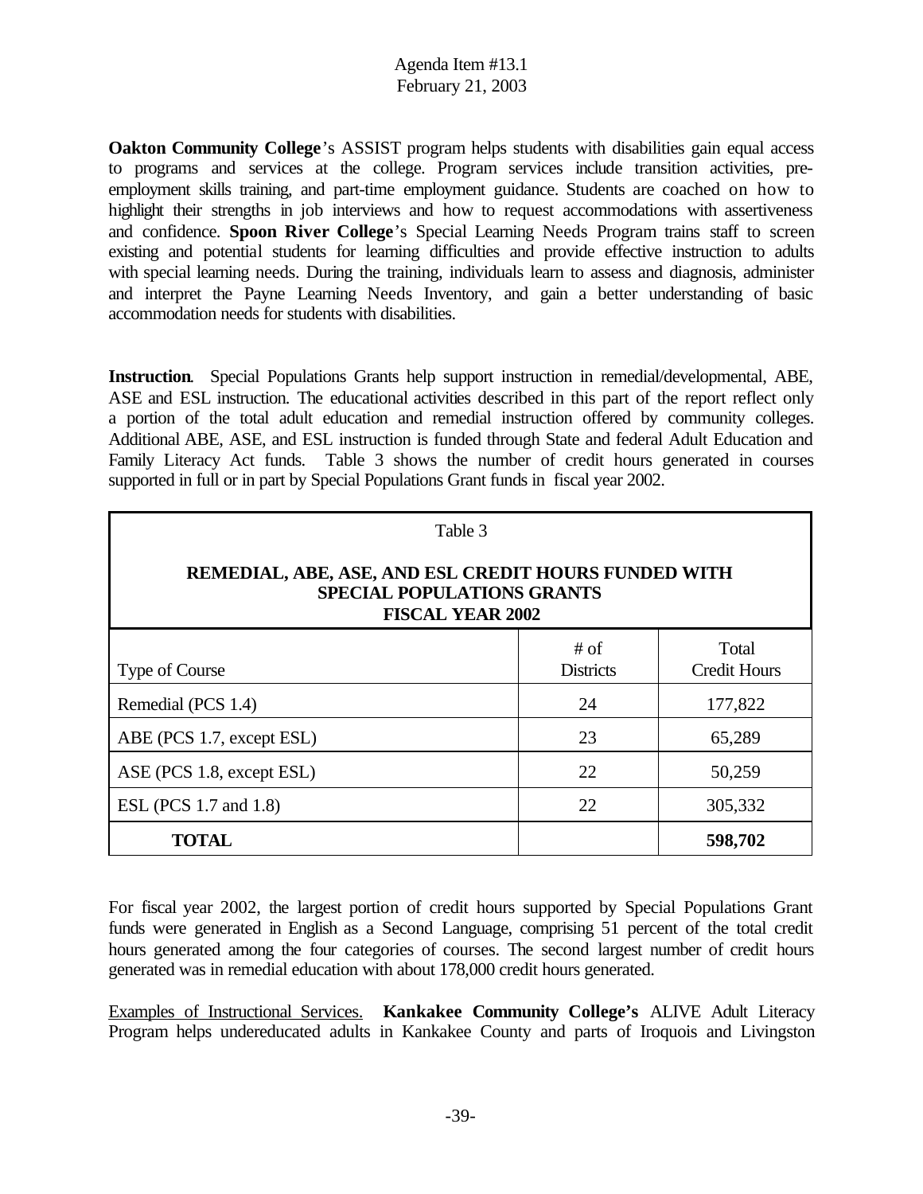**Oakton Community College**'s ASSIST program helps students with disabilities gain equal access to programs and services at the college. Program services include transition activities, pre-employment skills training, and part-time employment guidance. Students are coached on how to highlight their strengths in job interviews and how to request accommodations with assertiveness and confidence. **Spoon River College**'s Special Learning Needs Program trains staff to screen existing and potential students for learning difficulties and provide effective instruction to adults with special learning needs. During the training, individuals learn to assess and diagnosis, administer and interpret the Payne Learning Needs Inventory, and gain a better understanding of basic accommodation needs for students with disabilities.

**Instruction**. Special Populations Grants help support instruction in remedial/developmental, ABE, ASE and ESL instruction. The educational activities described in this part of the report reflect only a portion of the total adult education and remedial instruction offered by community colleges. Additional ABE, ASE, and ESL instruction is funded through State and federal Adult Education and Family Literacy Act funds. Table 3 shows the number of credit hours generated in courses supported in full or in part by Special Populations Grant funds in fiscal year 2002.

Table 3

**REMEDIAL, ABE, ASE, AND ESL CREDIT HOURS FUNDED WITH SPECIAL POPULATIONS GRANTS FISCAL YEAR 2002**

| Type of Course | # of Districts | Total Credit Hours |
|---|---|---|
| Remedial (PCS 1.4) | 24 | 177,822 |
| ABE (PCS 1.7, except ESL) | 23 | 65,289 |
| ASE (PCS 1.8, except ESL) | 22 | 50,259 |
| ESL (PCS 1.7 and 1.8) | 22 | 305,332 |
| **TOTAL** | | **598,702** |

For fiscal year 2002, the largest portion of credit hours supported by Special Populations Grant funds were generated in English as a Second Language, comprising 51 percent of the total credit hours generated among the four categories of courses. The second largest number of credit hours generated was in remedial education with about 178,000 credit hours generated.

Examples of Instructional Services. **Kankakee Community College's** ALIVE Adult Literacy Program helps undereducated adults in Kankakee County and parts of Iroquois and Livingston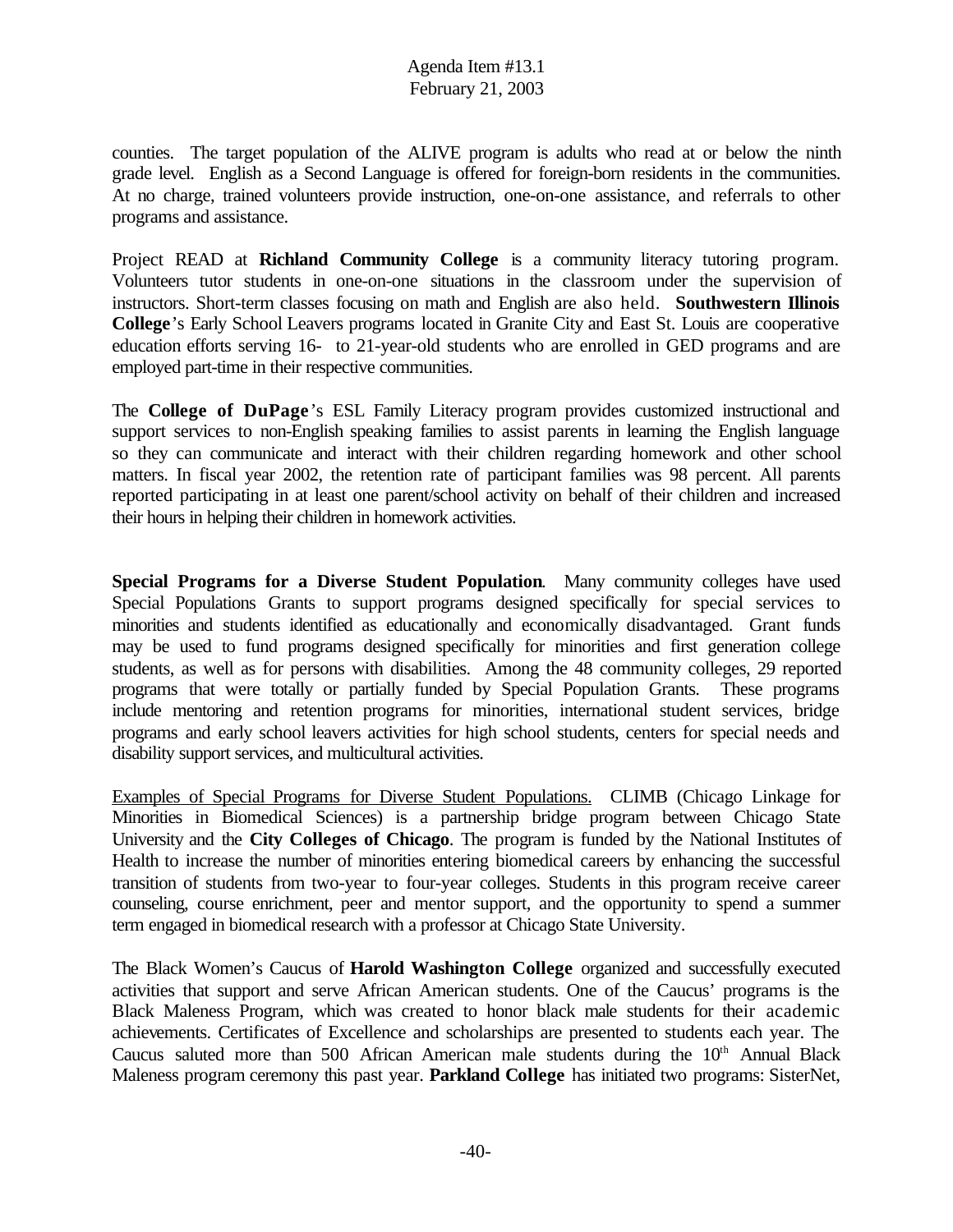counties. The target population of the ALIVE program is adults who read at or below the ninth grade level. English as a Second Language is offered for foreign-born residents in the communities. At no charge, trained volunteers provide instruction, one-on-one assistance, and referrals to other programs and assistance.

Project READ at **Richland Community College** is a community literacy tutoring program. Volunteers tutor students in one-on-one situations in the classroom under the supervision of instructors. Short-term classes focusing on math and English are also held. **Southwestern Illinois College**'s Early School Leavers programs located in Granite City and East St. Louis are cooperative education efforts serving 16- to 21-year-old students who are enrolled in GED programs and are employed part-time in their respective communities.

The **College of DuPage**'s ESL Family Literacy program provides customized instructional and support services to non-English speaking families to assist parents in learning the English language so they can communicate and interact with their children regarding homework and other school matters. In fiscal year 2002, the retention rate of participant families was 98 percent. All parents reported participating in at least one parent/school activity on behalf of their children and increased their hours in helping their children in homework activities.

**Special Programs for a Diverse Student Population**. Many community colleges have used Special Populations Grants to support programs designed specifically for special services to minorities and students identified as educationally and economically disadvantaged. Grant funds may be used to fund programs designed specifically for minorities and first generation college students, as well as for persons with disabilities. Among the 48 community colleges, 29 reported programs that were totally or partially funded by Special Population Grants. These programs include mentoring and retention programs for minorities, international student services, bridge programs and early school leavers activities for high school students, centers for special needs and disability support services, and multicultural activities.

Examples of Special Programs for Diverse Student Populations. CLIMB (Chicago Linkage for Minorities in Biomedical Sciences) is a partnership bridge program between Chicago State University and the **City Colleges of Chicago**. The program is funded by the National Institutes of Health to increase the number of minorities entering biomedical careers by enhancing the successful transition of students from two-year to four-year colleges. Students in this program receive career counseling, course enrichment, peer and mentor support, and the opportunity to spend a summer term engaged in biomedical research with a professor at Chicago State University.

The Black Women's Caucus of **Harold Washington College** organized and successfully executed activities that support and serve African American students. One of the Caucus' programs is the Black Maleness Program, which was created to honor black male students for their academic achievements. Certificates of Excellence and scholarships are presented to students each year. The Caucus saluted more than 500 African American male students during the 10th Annual Black Maleness program ceremony this past year. **Parkland College** has initiated two programs: SisterNet,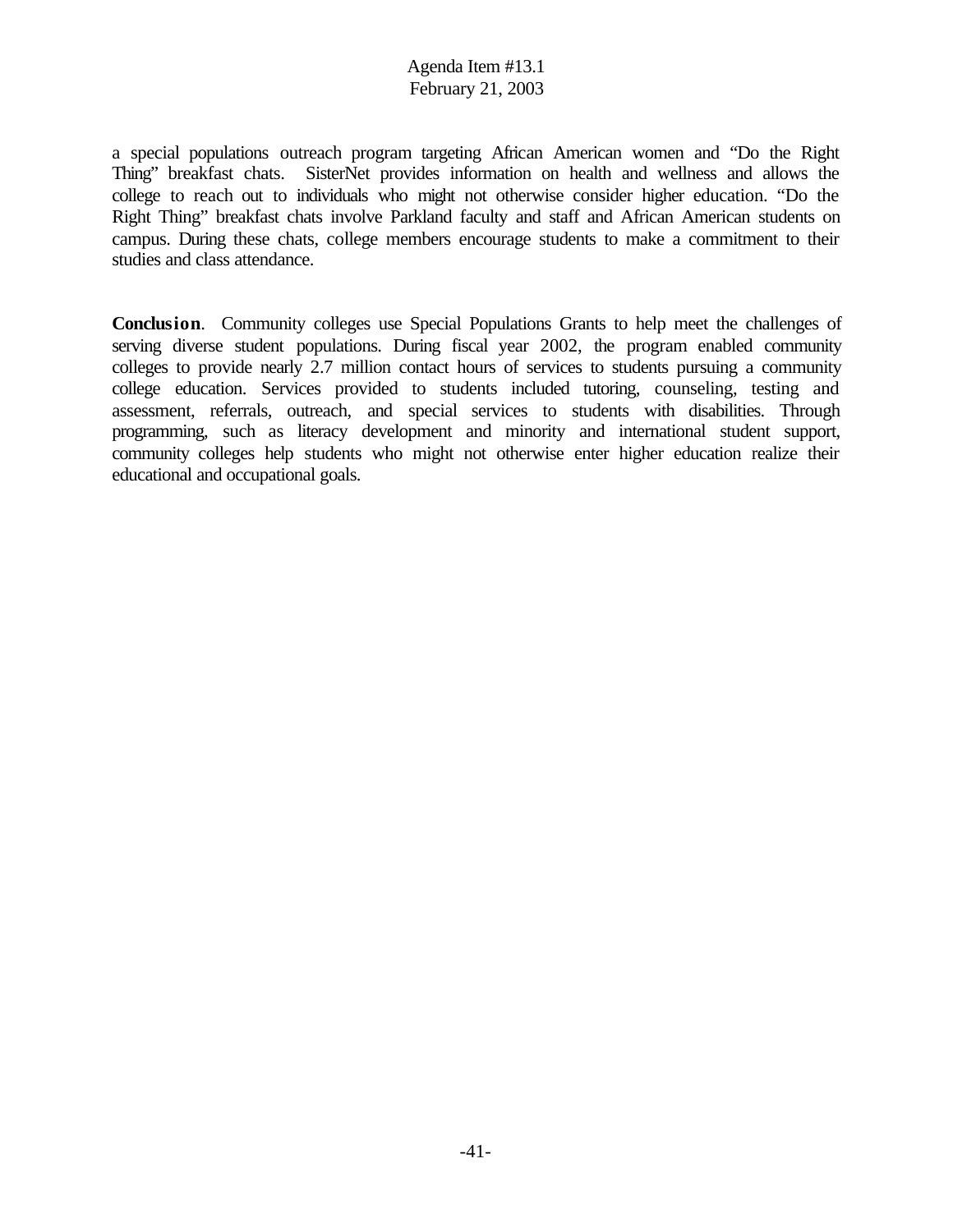a special populations outreach program targeting African American women and "Do the Right Thing" breakfast chats. SisterNet provides information on health and wellness and allows the college to reach out to individuals who might not otherwise consider higher education. "Do the Right Thing" breakfast chats involve Parkland faculty and staff and African American students on campus. During these chats, college members encourage students to make a commitment to their studies and class attendance.

**Conclusion**. Community colleges use Special Populations Grants to help meet the challenges of serving diverse student populations. During fiscal year 2002, the program enabled community colleges to provide nearly 2.7 million contact hours of services to students pursuing a community college education. Services provided to students included tutoring, counseling, testing and assessment, referrals, outreach, and special services to students with disabilities. Through programming, such as literacy development and minority and international student support, community colleges help students who might not otherwise enter higher education realize their educational and occupational goals.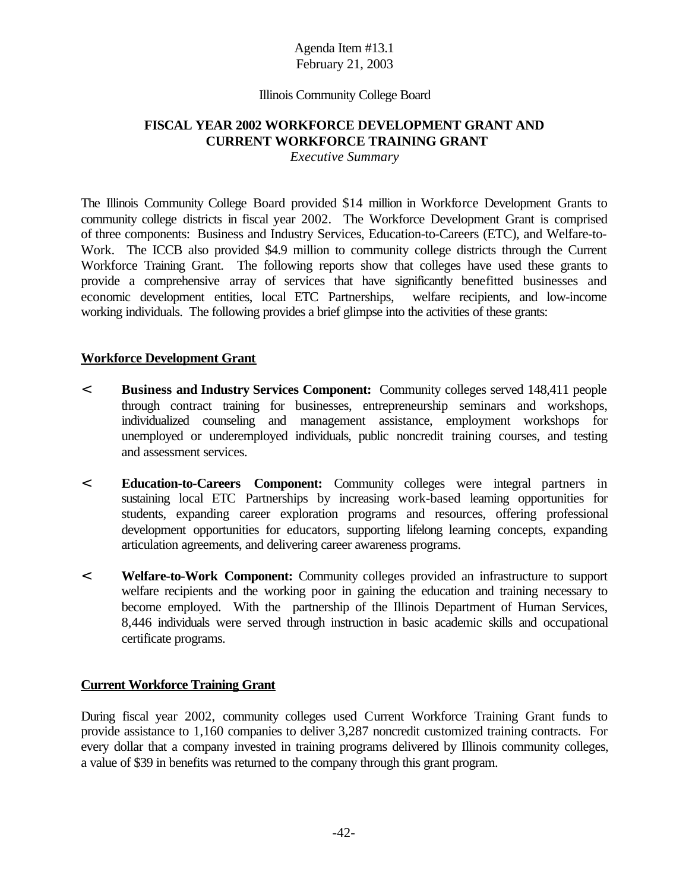Agenda Item #13.1
February 21, 2003

Illinois Community College Board

# FISCAL YEAR 2002 WORKFORCE DEVELOPMENT GRANT AND CURRENT WORKFORCE TRAINING GRANT

*Executive Summary*

The Illinois Community College Board provided $14 million in Workforce Development Grants to community college districts in fiscal year 2002. The Workforce Development Grant is comprised of three components: Business and Industry Services, Education-to-Careers (ETC), and Welfare-to-Work. The ICCB also provided $4.9 million to community college districts through the Current Workforce Training Grant. The following reports show that colleges have used these grants to provide a comprehensive array of services that have significantly benefitted businesses and economic development entities, local ETC Partnerships, welfare recipients, and low-income working individuals. The following provides a brief glimpse into the activities of these grants:

## Workforce Development Grant

- **Business and Industry Services Component:** Community colleges served 148,411 people through contract training for businesses, entrepreneurship seminars and workshops, individualized counseling and management assistance, employment workshops for unemployed or underemployed individuals, public noncredit training courses, and testing and assessment services.

- **Education-to-Careers Component:** Community colleges were integral partners in sustaining local ETC Partnerships by increasing work-based learning opportunities for students, expanding career exploration programs and resources, offering professional development opportunities for educators, supporting lifelong learning concepts, expanding articulation agreements, and delivering career awareness programs.

- **Welfare-to-Work Component:** Community colleges provided an infrastructure to support welfare recipients and the working poor in gaining the education and training necessary to become employed. With the partnership of the Illinois Department of Human Services, 8,446 individuals were served through instruction in basic academic skills and occupational certificate programs.

## Current Workforce Training Grant

During fiscal year 2002, community colleges used Current Workforce Training Grant funds to provide assistance to 1,160 companies to deliver 3,287 noncredit customized training contracts. For every dollar that a company invested in training programs delivered by Illinois community colleges, a value of $39 in benefits was returned to the company through this grant program.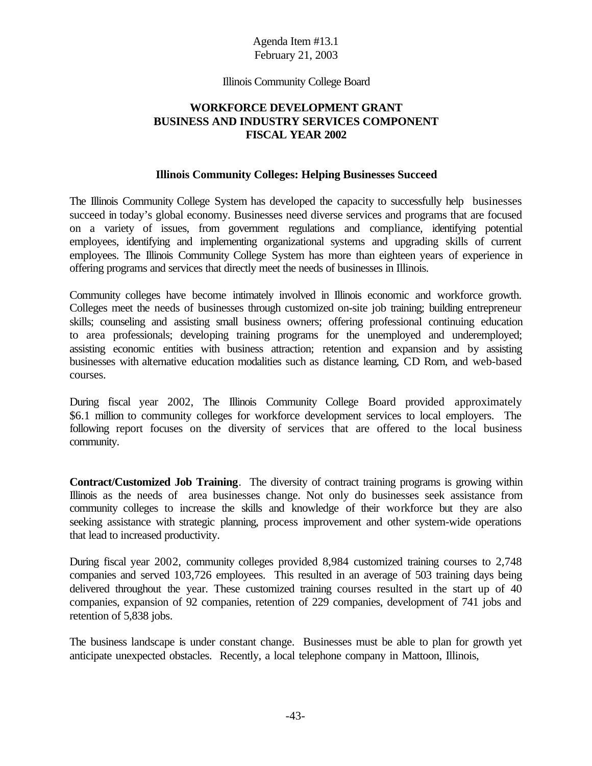Agenda Item #13.1
February 21, 2003

Illinois Community College Board

# WORKFORCE DEVELOPMENT GRANT BUSINESS AND INDUSTRY SERVICES COMPONENT FISCAL YEAR 2002

## Illinois Community Colleges: Helping Businesses Succeed

The Illinois Community College System has developed the capacity to successfully help businesses succeed in today's global economy. Businesses need diverse services and programs that are focused on a variety of issues, from government regulations and compliance, identifying potential employees, identifying and implementing organizational systems and upgrading skills of current employees. The Illinois Community College System has more than eighteen years of experience in offering programs and services that directly meet the needs of businesses in Illinois.

Community colleges have become intimately involved in Illinois economic and workforce growth. Colleges meet the needs of businesses through customized on-site job training; building entrepreneur skills; counseling and assisting small business owners; offering professional continuing education to area professionals; developing training programs for the unemployed and underemployed; assisting economic entities with business attraction; retention and expansion and by assisting businesses with alternative education modalities such as distance learning, CD Rom, and web-based courses.

During fiscal year 2002, The Illinois Community College Board provided approximately \$6.1 million to community colleges for workforce development services to local employers. The following report focuses on the diversity of services that are offered to the local business community.

**Contract/Customized Job Training**. The diversity of contract training programs is growing within Illinois as the needs of area businesses change. Not only do businesses seek assistance from community colleges to increase the skills and knowledge of their workforce but they are also seeking assistance with strategic planning, process improvement and other system-wide operations that lead to increased productivity.

During fiscal year 2002, community colleges provided 8,984 customized training courses to 2,748 companies and served 103,726 employees. This resulted in an average of 503 training days being delivered throughout the year. These customized training courses resulted in the start up of 40 companies, expansion of 92 companies, retention of 229 companies, development of 741 jobs and retention of 5,838 jobs.

The business landscape is under constant change. Businesses must be able to plan for growth yet anticipate unexpected obstacles. Recently, a local telephone company in Mattoon, Illinois,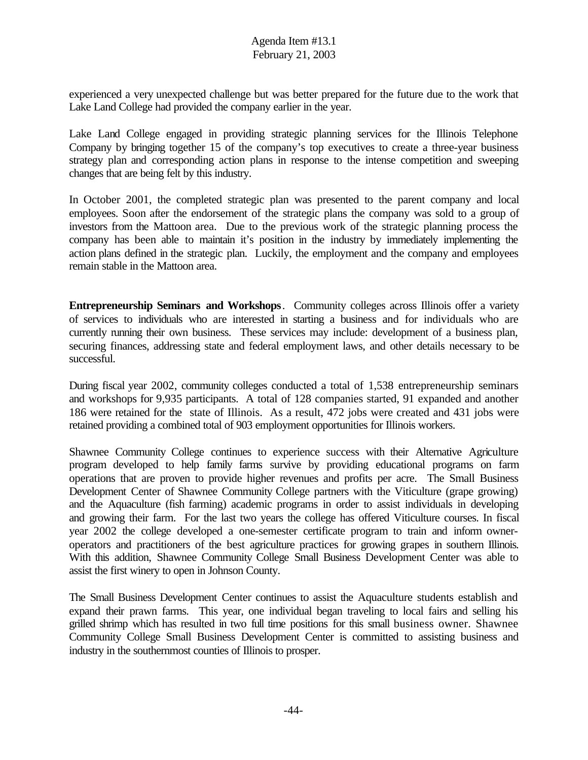experienced a very unexpected challenge but was better prepared for the future due to the work that Lake Land College had provided the company earlier in the year.

Lake Land College engaged in providing strategic planning services for the Illinois Telephone Company by bringing together 15 of the company's top executives to create a three-year business strategy plan and corresponding action plans in response to the intense competition and sweeping changes that are being felt by this industry.

In October 2001, the completed strategic plan was presented to the parent company and local employees. Soon after the endorsement of the strategic plans the company was sold to a group of investors from the Mattoon area. Due to the previous work of the strategic planning process the company has been able to maintain it's position in the industry by immediately implementing the action plans defined in the strategic plan. Luckily, the employment and the company and employees remain stable in the Mattoon area.

**Entrepreneurship Seminars and Workshops**. Community colleges across Illinois offer a variety of services to individuals who are interested in starting a business and for individuals who are currently running their own business. These services may include: development of a business plan, securing finances, addressing state and federal employment laws, and other details necessary to be successful.

During fiscal year 2002, community colleges conducted a total of 1,538 entrepreneurship seminars and workshops for 9,935 participants. A total of 128 companies started, 91 expanded and another 186 were retained for the state of Illinois. As a result, 472 jobs were created and 431 jobs were retained providing a combined total of 903 employment opportunities for Illinois workers.

Shawnee Community College continues to experience success with their Alternative Agriculture program developed to help family farms survive by providing educational programs on farm operations that are proven to provide higher revenues and profits per acre. The Small Business Development Center of Shawnee Community College partners with the Viticulture (grape growing) and the Aquaculture (fish farming) academic programs in order to assist individuals in developing and growing their farm. For the last two years the college has offered Viticulture courses. In fiscal year 2002 the college developed a one-semester certificate program to train and inform owner-operators and practitioners of the best agriculture practices for growing grapes in southern Illinois. With this addition, Shawnee Community College Small Business Development Center was able to assist the first winery to open in Johnson County.

The Small Business Development Center continues to assist the Aquaculture students establish and expand their prawn farms. This year, one individual began traveling to local fairs and selling his grilled shrimp which has resulted in two full time positions for this small business owner. Shawnee Community College Small Business Development Center is committed to assisting business and industry in the southernmost counties of Illinois to prosper.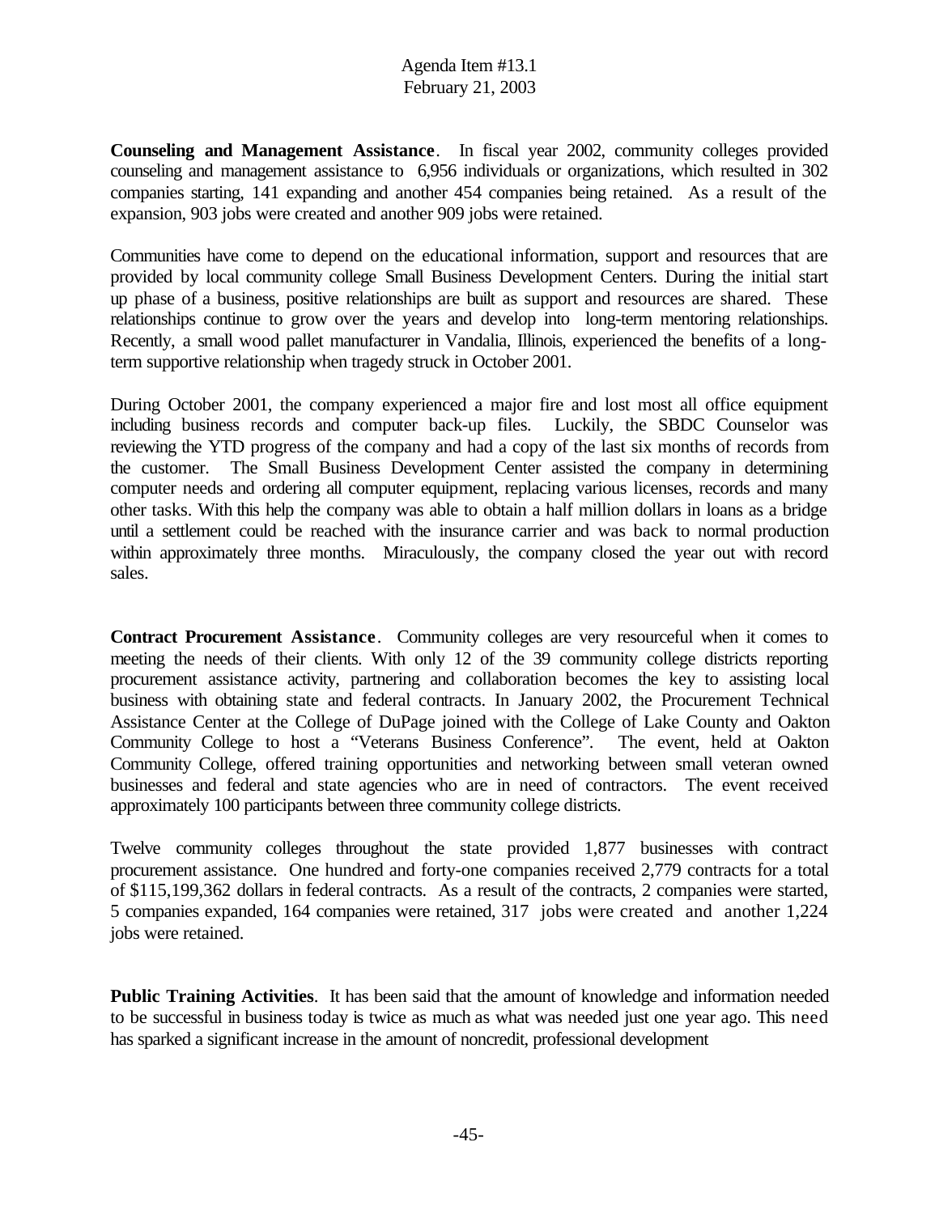**Counseling and Management Assistance**. In fiscal year 2002, community colleges provided counseling and management assistance to 6,956 individuals or organizations, which resulted in 302 companies starting, 141 expanding and another 454 companies being retained. As a result of the expansion, 903 jobs were created and another 909 jobs were retained.

Communities have come to depend on the educational information, support and resources that are provided by local community college Small Business Development Centers. During the initial start up phase of a business, positive relationships are built as support and resources are shared. These relationships continue to grow over the years and develop into long-term mentoring relationships. Recently, a small wood pallet manufacturer in Vandalia, Illinois, experienced the benefits of a long-term supportive relationship when tragedy struck in October 2001.

During October 2001, the company experienced a major fire and lost most all office equipment including business records and computer back-up files. Luckily, the SBDC Counselor was reviewing the YTD progress of the company and had a copy of the last six months of records from the customer. The Small Business Development Center assisted the company in determining computer needs and ordering all computer equipment, replacing various licenses, records and many other tasks. With this help the company was able to obtain a half million dollars in loans as a bridge until a settlement could be reached with the insurance carrier and was back to normal production within approximately three months. Miraculously, the company closed the year out with record sales.

**Contract Procurement Assistance**. Community colleges are very resourceful when it comes to meeting the needs of their clients. With only 12 of the 39 community college districts reporting procurement assistance activity, partnering and collaboration becomes the key to assisting local business with obtaining state and federal contracts. In January 2002, the Procurement Technical Assistance Center at the College of DuPage joined with the College of Lake County and Oakton Community College to host a "Veterans Business Conference". The event, held at Oakton Community College, offered training opportunities and networking between small veteran owned businesses and federal and state agencies who are in need of contractors. The event received approximately 100 participants between three community college districts.

Twelve community colleges throughout the state provided 1,877 businesses with contract procurement assistance. One hundred and forty-one companies received 2,779 contracts for a total of $115,199,362 dollars in federal contracts. As a result of the contracts, 2 companies were started, 5 companies expanded, 164 companies were retained, 317 jobs were created and another 1,224 jobs were retained.

**Public Training Activities**. It has been said that the amount of knowledge and information needed to be successful in business today is twice as much as what was needed just one year ago. This need has sparked a significant increase in the amount of noncredit, professional development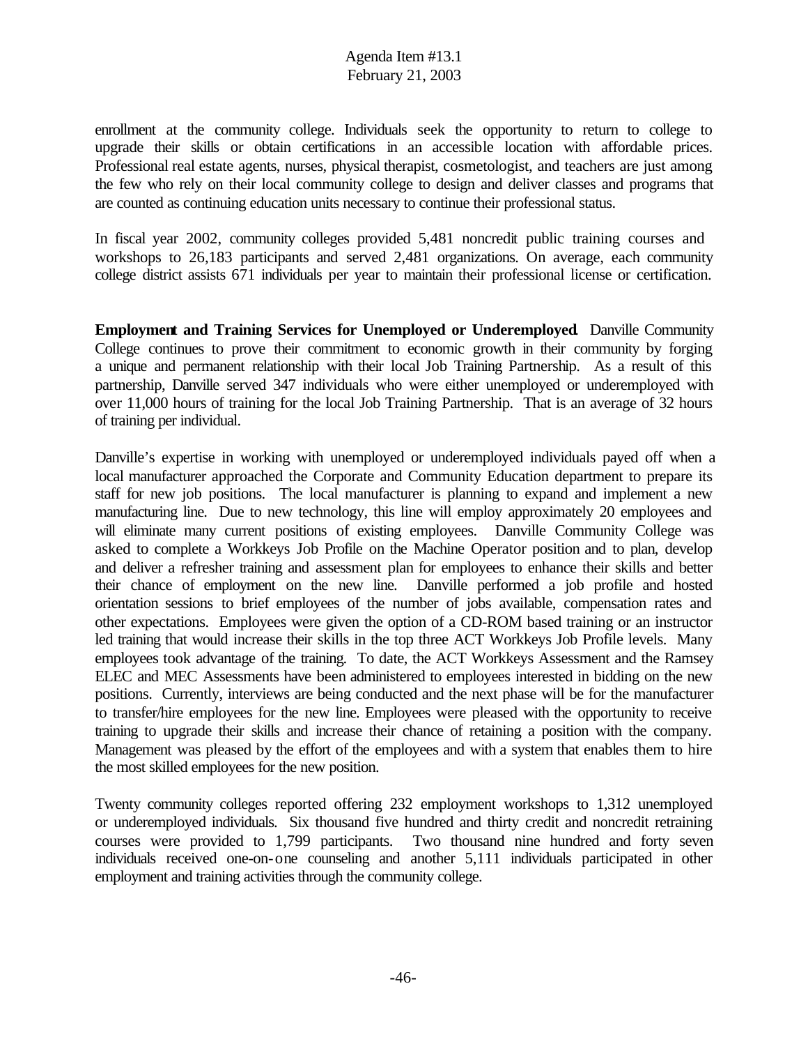enrollment at the community college. Individuals seek the opportunity to return to college to upgrade their skills or obtain certifications in an accessible location with affordable prices. Professional real estate agents, nurses, physical therapist, cosmetologist, and teachers are just among the few who rely on their local community college to design and deliver classes and programs that are counted as continuing education units necessary to continue their professional status.

In fiscal year 2002, community colleges provided 5,481 noncredit public training courses and workshops to 26,183 participants and served 2,481 organizations. On average, each community college district assists 671 individuals per year to maintain their professional license or certification.

**Employment and Training Services for Unemployed or Underemployed**. Danville Community College continues to prove their commitment to economic growth in their community by forging a unique and permanent relationship with their local Job Training Partnership. As a result of this partnership, Danville served 347 individuals who were either unemployed or underemployed with over 11,000 hours of training for the local Job Training Partnership. That is an average of 32 hours of training per individual.

Danville's expertise in working with unemployed or underemployed individuals payed off when a local manufacturer approached the Corporate and Community Education department to prepare its staff for new job positions. The local manufacturer is planning to expand and implement a new manufacturing line. Due to new technology, this line will employ approximately 20 employees and will eliminate many current positions of existing employees. Danville Community College was asked to complete a Workkeys Job Profile on the Machine Operator position and to plan, develop and deliver a refresher training and assessment plan for employees to enhance their skills and better their chance of employment on the new line. Danville performed a job profile and hosted orientation sessions to brief employees of the number of jobs available, compensation rates and other expectations. Employees were given the option of a CD-ROM based training or an instructor led training that would increase their skills in the top three ACT Workkeys Job Profile levels. Many employees took advantage of the training. To date, the ACT Workkeys Assessment and the Ramsey ELEC and MEC Assessments have been administered to employees interested in bidding on the new positions. Currently, interviews are being conducted and the next phase will be for the manufacturer to transfer/hire employees for the new line. Employees were pleased with the opportunity to receive training to upgrade their skills and increase their chance of retaining a position with the company. Management was pleased by the effort of the employees and with a system that enables them to hire the most skilled employees for the new position.

Twenty community colleges reported offering 232 employment workshops to 1,312 unemployed or underemployed individuals. Six thousand five hundred and thirty credit and noncredit retraining courses were provided to 1,799 participants. Two thousand nine hundred and forty seven individuals received one-on-one counseling and another 5,111 individuals participated in other employment and training activities through the community college.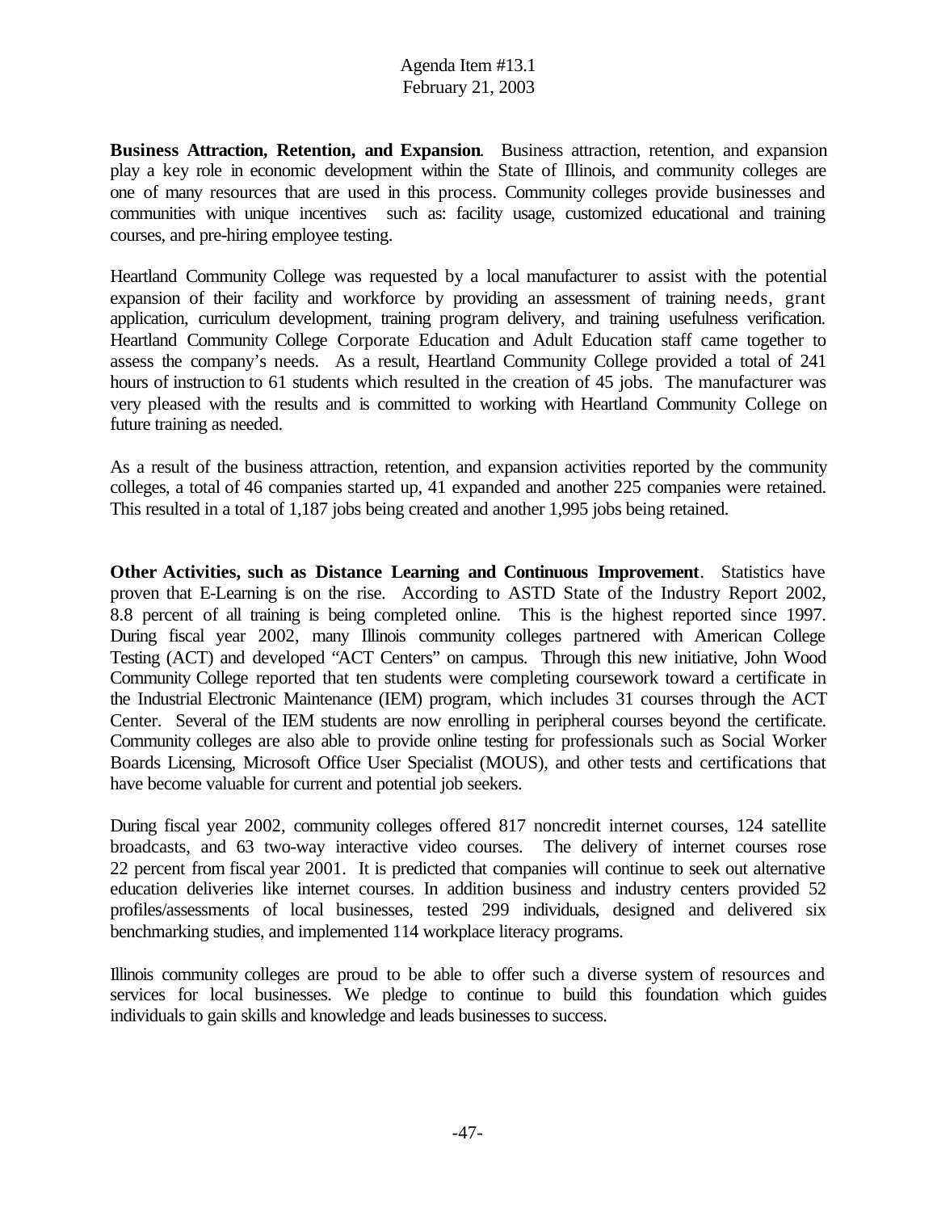**Business Attraction, Retention, and Expansion**. Business attraction, retention, and expansion play a key role in economic development within the State of Illinois, and community colleges are one of many resources that are used in this process. Community colleges provide businesses and communities with unique incentives such as: facility usage, customized educational and training courses, and pre-hiring employee testing.

Heartland Community College was requested by a local manufacturer to assist with the potential expansion of their facility and workforce by providing an assessment of training needs, grant application, curriculum development, training program delivery, and training usefulness verification. Heartland Community College Corporate Education and Adult Education staff came together to assess the company's needs. As a result, Heartland Community College provided a total of 241 hours of instruction to 61 students which resulted in the creation of 45 jobs. The manufacturer was very pleased with the results and is committed to working with Heartland Community College on future training as needed.

As a result of the business attraction, retention, and expansion activities reported by the community colleges, a total of 46 companies started up, 41 expanded and another 225 companies were retained. This resulted in a total of 1,187 jobs being created and another 1,995 jobs being retained.

**Other Activities, such as Distance Learning and Continuous Improvement**. Statistics have proven that E-Learning is on the rise. According to ASTD State of the Industry Report 2002, 8.8 percent of all training is being completed online. This is the highest reported since 1997. During fiscal year 2002, many Illinois community colleges partnered with American College Testing (ACT) and developed "ACT Centers" on campus. Through this new initiative, John Wood Community College reported that ten students were completing coursework toward a certificate in the Industrial Electronic Maintenance (IEM) program, which includes 31 courses through the ACT Center. Several of the IEM students are now enrolling in peripheral courses beyond the certificate. Community colleges are also able to provide online testing for professionals such as Social Worker Boards Licensing, Microsoft Office User Specialist (MOUS), and other tests and certifications that have become valuable for current and potential job seekers.

During fiscal year 2002, community colleges offered 817 noncredit internet courses, 124 satellite broadcasts, and 63 two-way interactive video courses. The delivery of internet courses rose 22 percent from fiscal year 2001. It is predicted that companies will continue to seek out alternative education deliveries like internet courses. In addition business and industry centers provided 52 profiles/assessments of local businesses, tested 299 individuals, designed and delivered six benchmarking studies, and implemented 114 workplace literacy programs.

Illinois community colleges are proud to be able to offer such a diverse system of resources and services for local businesses. We pledge to continue to build this foundation which guides individuals to gain skills and knowledge and leads businesses to success.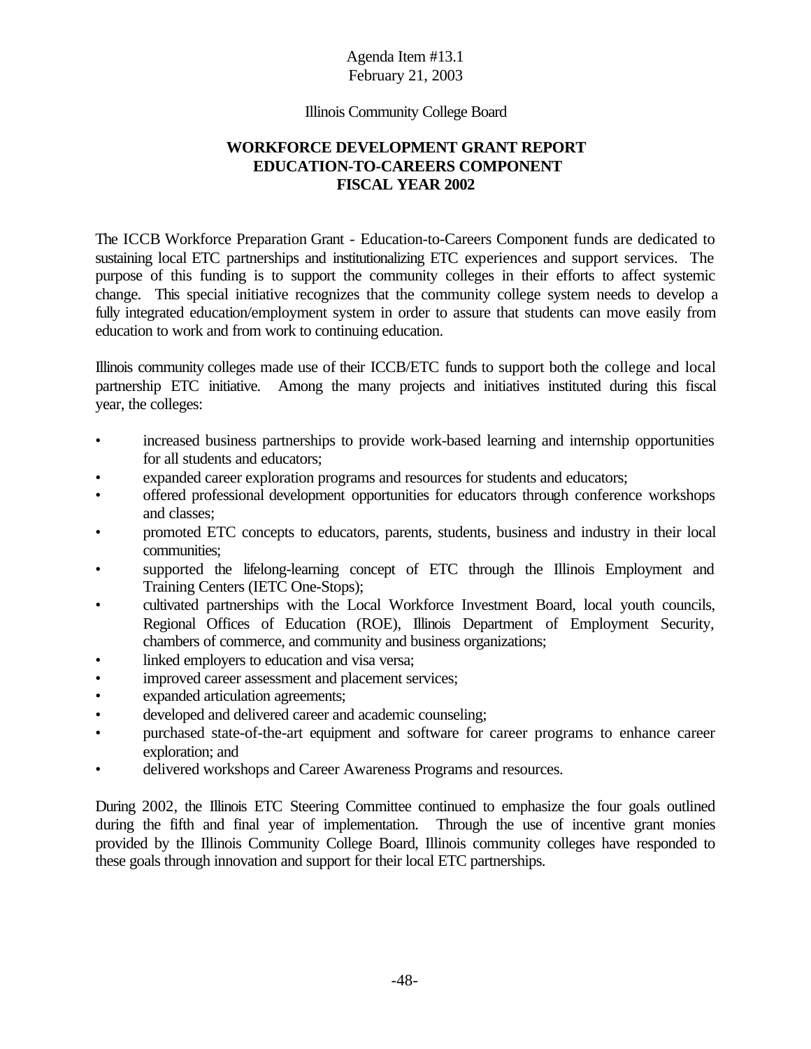Agenda Item #13.1
February 21, 2003

Illinois Community College Board

## WORKFORCE DEVELOPMENT GRANT REPORT
## EDUCATION-TO-CAREERS COMPONENT
## FISCAL YEAR 2002

The ICCB Workforce Preparation Grant - Education-to-Careers Component funds are dedicated to sustaining local ETC partnerships and institutionalizing ETC experiences and support services. The purpose of this funding is to support the community colleges in their efforts to affect systemic change. This special initiative recognizes that the community college system needs to develop a fully integrated education/employment system in order to assure that students can move easily from education to work and from work to continuing education.

Illinois community colleges made use of their ICCB/ETC funds to support both the college and local partnership ETC initiative. Among the many projects and initiatives instituted during this fiscal year, the colleges:

- increased business partnerships to provide work-based learning and internship opportunities for all students and educators;
- expanded career exploration programs and resources for students and educators;
- offered professional development opportunities for educators through conference workshops and classes;
- promoted ETC concepts to educators, parents, students, business and industry in their local communities;
- supported the lifelong-learning concept of ETC through the Illinois Employment and Training Centers (IETC One-Stops);
- cultivated partnerships with the Local Workforce Investment Board, local youth councils, Regional Offices of Education (ROE), Illinois Department of Employment Security, chambers of commerce, and community and business organizations;
- linked employers to education and visa versa;
- improved career assessment and placement services;
- expanded articulation agreements;
- developed and delivered career and academic counseling;
- purchased state-of-the-art equipment and software for career programs to enhance career exploration; and
- delivered workshops and Career Awareness Programs and resources.

During 2002, the Illinois ETC Steering Committee continued to emphasize the four goals outlined during the fifth and final year of implementation. Through the use of incentive grant monies provided by the Illinois Community College Board, Illinois community colleges have responded to these goals through innovation and support for their local ETC partnerships.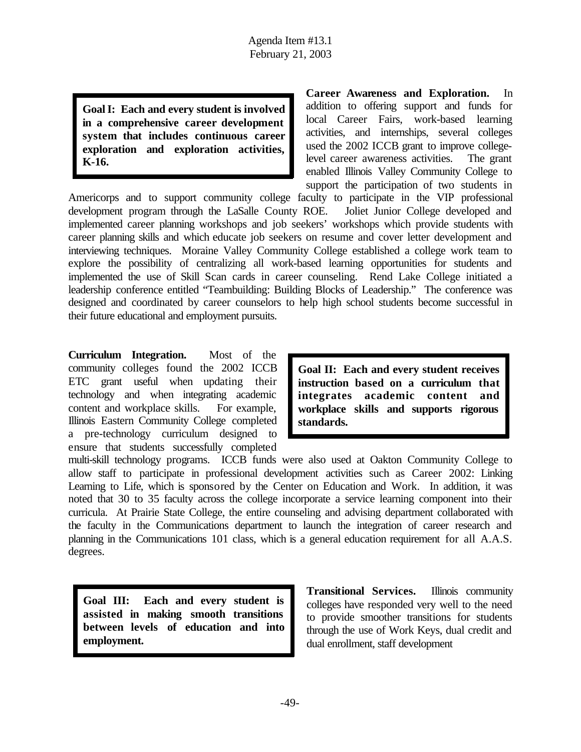**Goal I: Each and every student is involved in a comprehensive career development system that includes continuous career exploration and exploration activities, K-16.**

**Career Awareness and Exploration.** In addition to offering support and funds for local Career Fairs, work-based learning activities, and internships, several colleges used the 2002 ICCB grant to improve college-level career awareness activities. The grant enabled Illinois Valley Community College to support the participation of two students in Americorps and to support community college faculty to participate in the VIP professional development program through the LaSalle County ROE. Joliet Junior College developed and implemented career planning workshops and job seekers' workshops which provide students with career planning skills and which educate job seekers on resume and cover letter development and interviewing techniques. Moraine Valley Community College established a college work team to explore the possibility of centralizing all work-based learning opportunities for students and implemented the use of Skill Scan cards in career counseling. Rend Lake College initiated a leadership conference entitled "Teambuilding: Building Blocks of Leadership." The conference was designed and coordinated by career counselors to help high school students become successful in their future educational and employment pursuits.

**Goal II: Each and every student receives instruction based on a curriculum that integrates academic content and workplace skills and supports rigorous standards.**

**Curriculum Integration.** Most of the community colleges found the 2002 ICCB ETC grant useful when updating their technology and when integrating academic content and workplace skills. For example, Illinois Eastern Community College completed a pre-technology curriculum designed to ensure that students successfully completed multi-skill technology programs. ICCB funds were also used at Oakton Community College to allow staff to participate in professional development activities such as Career 2002: Linking Learning to Life, which is sponsored by the Center on Education and Work. In addition, it was noted that 30 to 35 faculty across the college incorporate a service learning component into their curricula. At Prairie State College, the entire counseling and advising department collaborated with the faculty in the Communications department to launch the integration of career research and planning in the Communications 101 class, which is a general education requirement for all A.A.S. degrees.

**Goal III: Each and every student is assisted in making smooth transitions between levels of education and into employment.**

**Transitional Services.** Illinois community colleges have responded very well to the need to provide smoother transitions for students through the use of Work Keys, dual credit and dual enrollment, staff development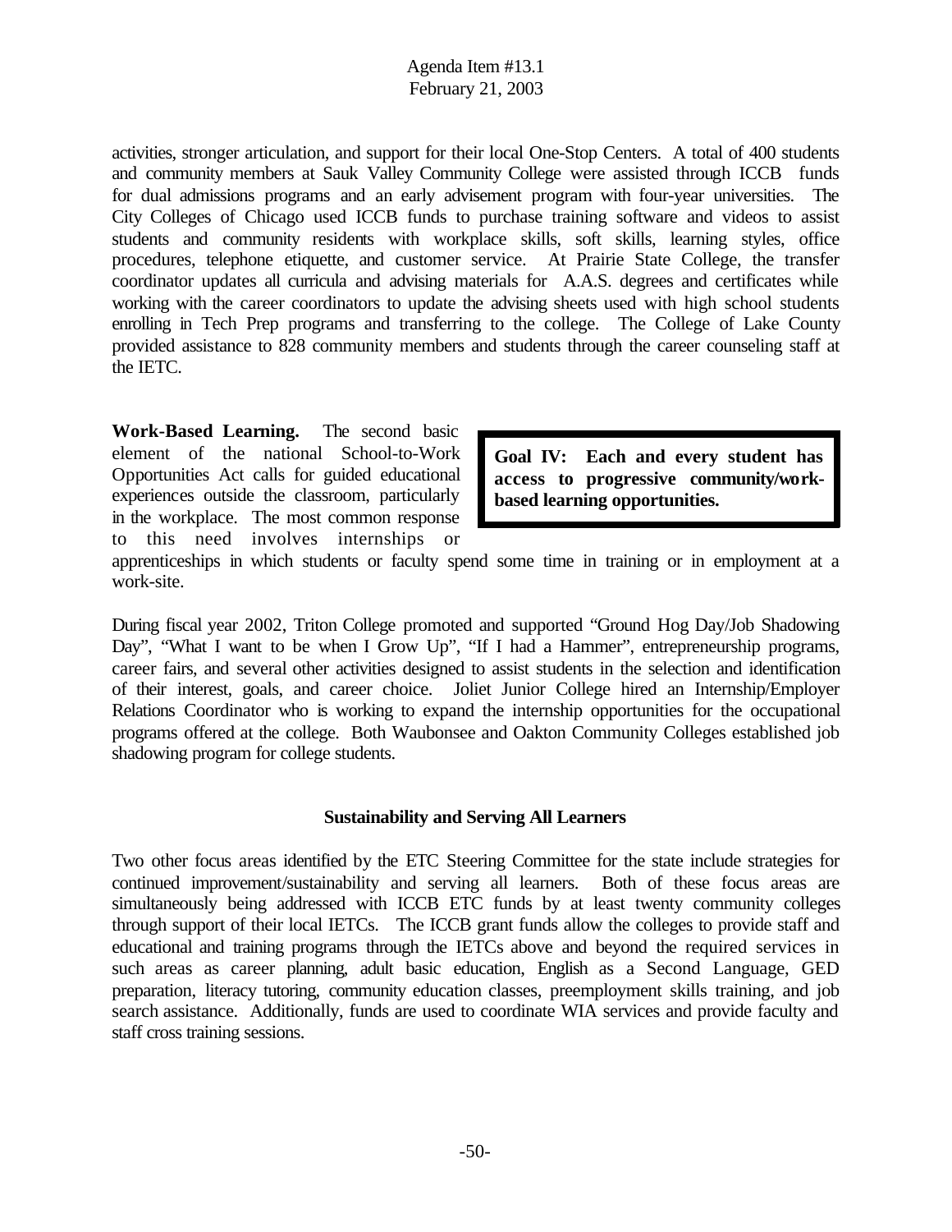activities, stronger articulation, and support for their local One-Stop Centers. A total of 400 students and community members at Sauk Valley Community College were assisted through ICCB funds for dual admissions programs and an early advisement program with four-year universities. The City Colleges of Chicago used ICCB funds to purchase training software and videos to assist students and community residents with workplace skills, soft skills, learning styles, office procedures, telephone etiquette, and customer service. At Prairie State College, the transfer coordinator updates all curricula and advising materials for A.A.S. degrees and certificates while working with the career coordinators to update the advising sheets used with high school students enrolling in Tech Prep programs and transferring to the college. The College of Lake County provided assistance to 828 community members and students through the career counseling staff at the IETC.

**Goal IV: Each and every student has access to progressive community/work-based learning opportunities.**

**Work-Based Learning.** The second basic element of the national School-to-Work Opportunities Act calls for guided educational experiences outside the classroom, particularly in the workplace. The most common response to this need involves internships or apprenticeships in which students or faculty spend some time in training or in employment at a work-site.

During fiscal year 2002, Triton College promoted and supported "Ground Hog Day/Job Shadowing Day", "What I want to be when I Grow Up", "If I had a Hammer", entrepreneurship programs, career fairs, and several other activities designed to assist students in the selection and identification of their interest, goals, and career choice. Joliet Junior College hired an Internship/Employer Relations Coordinator who is working to expand the internship opportunities for the occupational programs offered at the college. Both Waubonsee and Oakton Community Colleges established job shadowing program for college students.

### Sustainability and Serving All Learners

Two other focus areas identified by the ETC Steering Committee for the state include strategies for continued improvement/sustainability and serving all learners. Both of these focus areas are simultaneously being addressed with ICCB ETC funds by at least twenty community colleges through support of their local IETCs. The ICCB grant funds allow the colleges to provide staff and educational and training programs through the IETCs above and beyond the required services in such areas as career planning, adult basic education, English as a Second Language, GED preparation, literacy tutoring, community education classes, preemployment skills training, and job search assistance. Additionally, funds are used to coordinate WIA services and provide faculty and staff cross training sessions.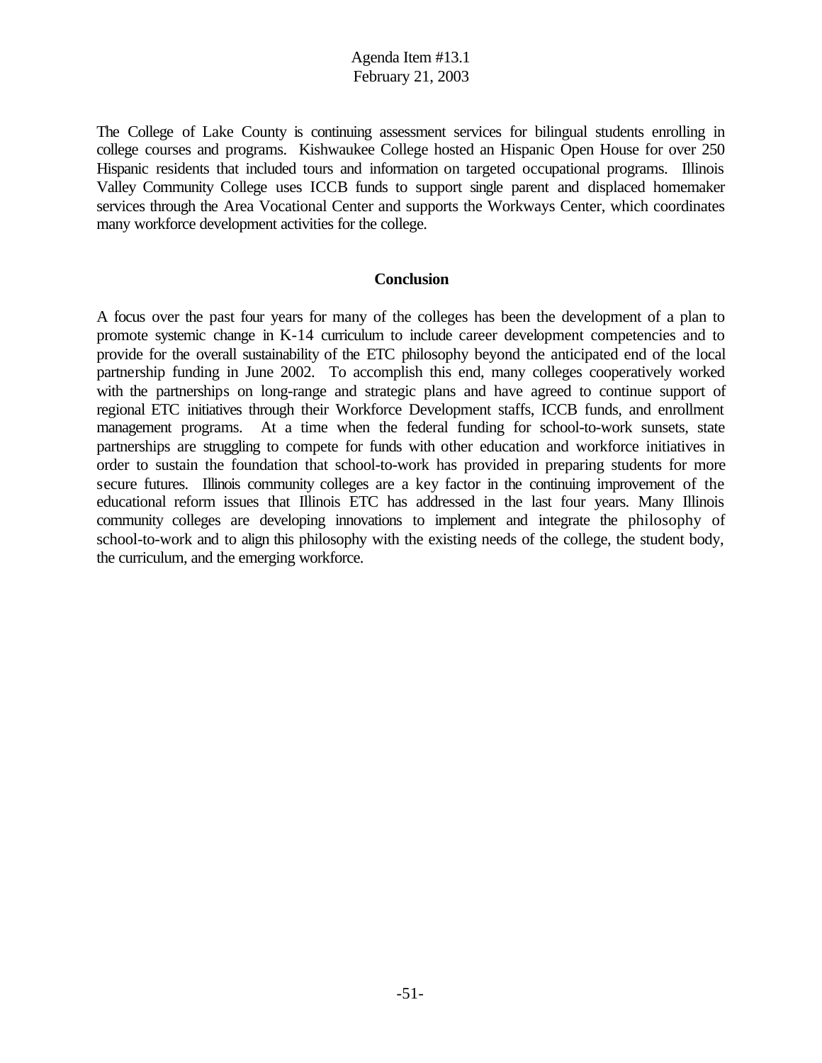The College of Lake County is continuing assessment services for bilingual students enrolling in college courses and programs. Kishwaukee College hosted an Hispanic Open House for over 250 Hispanic residents that included tours and information on targeted occupational programs. Illinois Valley Community College uses ICCB funds to support single parent and displaced homemaker services through the Area Vocational Center and supports the Workways Center, which coordinates many workforce development activities for the college.

**Conclusion**

A focus over the past four years for many of the colleges has been the development of a plan to promote systemic change in K-14 curriculum to include career development competencies and to provide for the overall sustainability of the ETC philosophy beyond the anticipated end of the local partnership funding in June 2002. To accomplish this end, many colleges cooperatively worked with the partnerships on long-range and strategic plans and have agreed to continue support of regional ETC initiatives through their Workforce Development staffs, ICCB funds, and enrollment management programs. At a time when the federal funding for school-to-work sunsets, state partnerships are struggling to compete for funds with other education and workforce initiatives in order to sustain the foundation that school-to-work has provided in preparing students for more secure futures. Illinois community colleges are a key factor in the continuing improvement of the educational reform issues that Illinois ETC has addressed in the last four years. Many Illinois community colleges are developing innovations to implement and integrate the philosophy of school-to-work and to align this philosophy with the existing needs of the college, the student body, the curriculum, and the emerging workforce.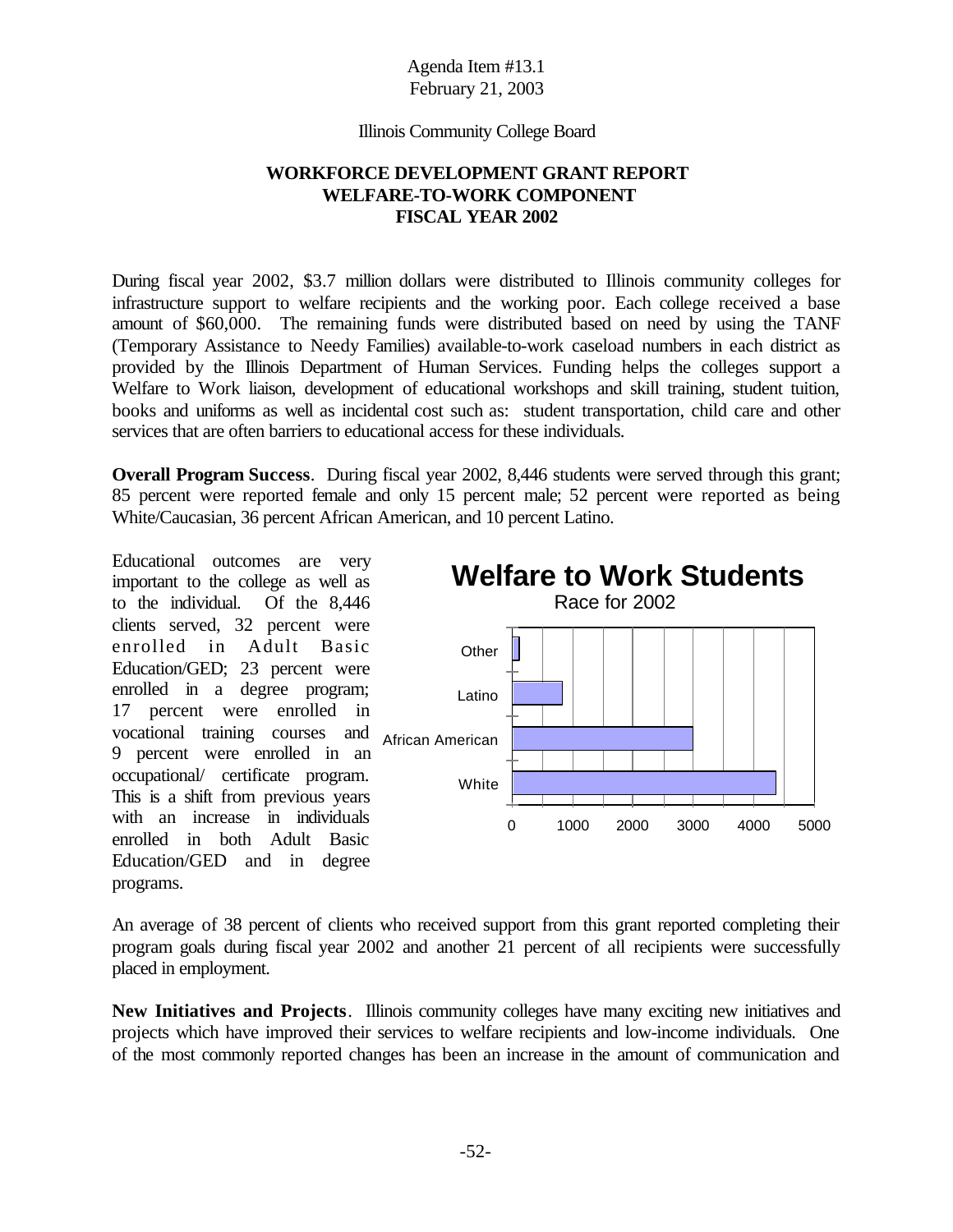Agenda Item #13.1
February 21, 2003

Illinois Community College Board

**WORKFORCE DEVELOPMENT GRANT REPORT**
**WELFARE-TO-WORK COMPONENT**
**FISCAL YEAR 2002**

During fiscal year 2002, $3.7 million dollars were distributed to Illinois community colleges for infrastructure support to welfare recipients and the working poor. Each college received a base amount of $60,000. The remaining funds were distributed based on need by using the TANF (Temporary Assistance to Needy Families) available-to-work caseload numbers in each district as provided by the Illinois Department of Human Services. Funding helps the colleges support a Welfare to Work liaison, development of educational workshops and skill training, student tuition, books and uniforms as well as incidental cost such as: student transportation, child care and other services that are often barriers to educational access for these individuals.

**Overall Program Success**. During fiscal year 2002, 8,446 students were served through this grant; 85 percent were reported female and only 15 percent male; 52 percent were reported as being White/Caucasian, 36 percent African American, and 10 percent Latino.

Educational outcomes are very important to the college as well as to the individual. Of the 8,446 clients served, 32 percent were enrolled in Adult Basic Education/GED; 23 percent were enrolled in a degree program; 17 percent were enrolled in vocational training courses and 9 percent were enrolled in an occupational/ certificate program. This is a shift from previous years with an increase in individuals enrolled in both Adult Basic Education/GED and in degree programs.

**Welfare to Work Students**
Race for 2002

| Race | Students (approx.) |
|---|---|
| Other | ~100 |
| Latino | ~800 |
| African American | ~3000 |
| White | ~4350 |

An average of 38 percent of clients who received support from this grant reported completing their program goals during fiscal year 2002 and another 21 percent of all recipients were successfully placed in employment.

**New Initiatives and Projects**. Illinois community colleges have many exciting new initiatives and projects which have improved their services to welfare recipients and low-income individuals. One of the most commonly reported changes has been an increase in the amount of communication and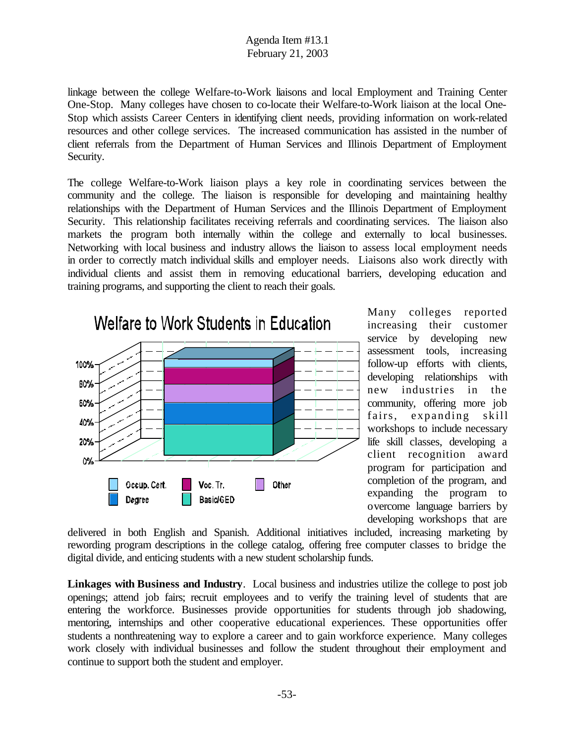linkage between the college Welfare-to-Work liaisons and local Employment and Training Center One-Stop. Many colleges have chosen to co-locate their Welfare-to-Work liaison at the local One-Stop which assists Career Centers in identifying client needs, providing information on work-related resources and other college services. The increased communication has assisted in the number of client referrals from the Department of Human Services and Illinois Department of Employment Security.

The college Welfare-to-Work liaison plays a key role in coordinating services between the community and the college. The liaison is responsible for developing and maintaining healthy relationships with the Department of Human Services and the Illinois Department of Employment Security. This relationship facilitates receiving referrals and coordinating services. The liaison also markets the program both internally within the college and externally to local businesses. Networking with local business and industry allows the liaison to assess local employment needs in order to correctly match individual skills and employer needs. Liaisons also work directly with individual clients and assist them in removing educational barriers, developing education and training programs, and supporting the client to reach their goals.

**Welfare to Work Students in Education**

(Chart: 0%–100% scale; legend: Occup. Cert., Voc. Tr., Other, Degree, Basic/GED)

Many colleges reported increasing their customer service by developing new assessment tools, increasing follow-up efforts with clients, developing relationships with new industries in the community, offering more job fairs, expanding skill workshops to include necessary life skill classes, developing a client recognition award program for participation and completion of the program, and expanding the program to overcome language barriers by developing workshops that are delivered in both English and Spanish. Additional initiatives included, increasing marketing by rewording program descriptions in the college catalog, offering free computer classes to bridge the digital divide, and enticing students with a new student scholarship funds.

**Linkages with Business and Industry**. Local business and industries utilize the college to post job openings; attend job fairs; recruit employees and to verify the training level of students that are entering the workforce. Businesses provide opportunities for students through job shadowing, mentoring, internships and other cooperative educational experiences. These opportunities offer students a nonthreatening way to explore a career and to gain workforce experience. Many colleges work closely with individual businesses and follow the student throughout their employment and continue to support both the student and employer.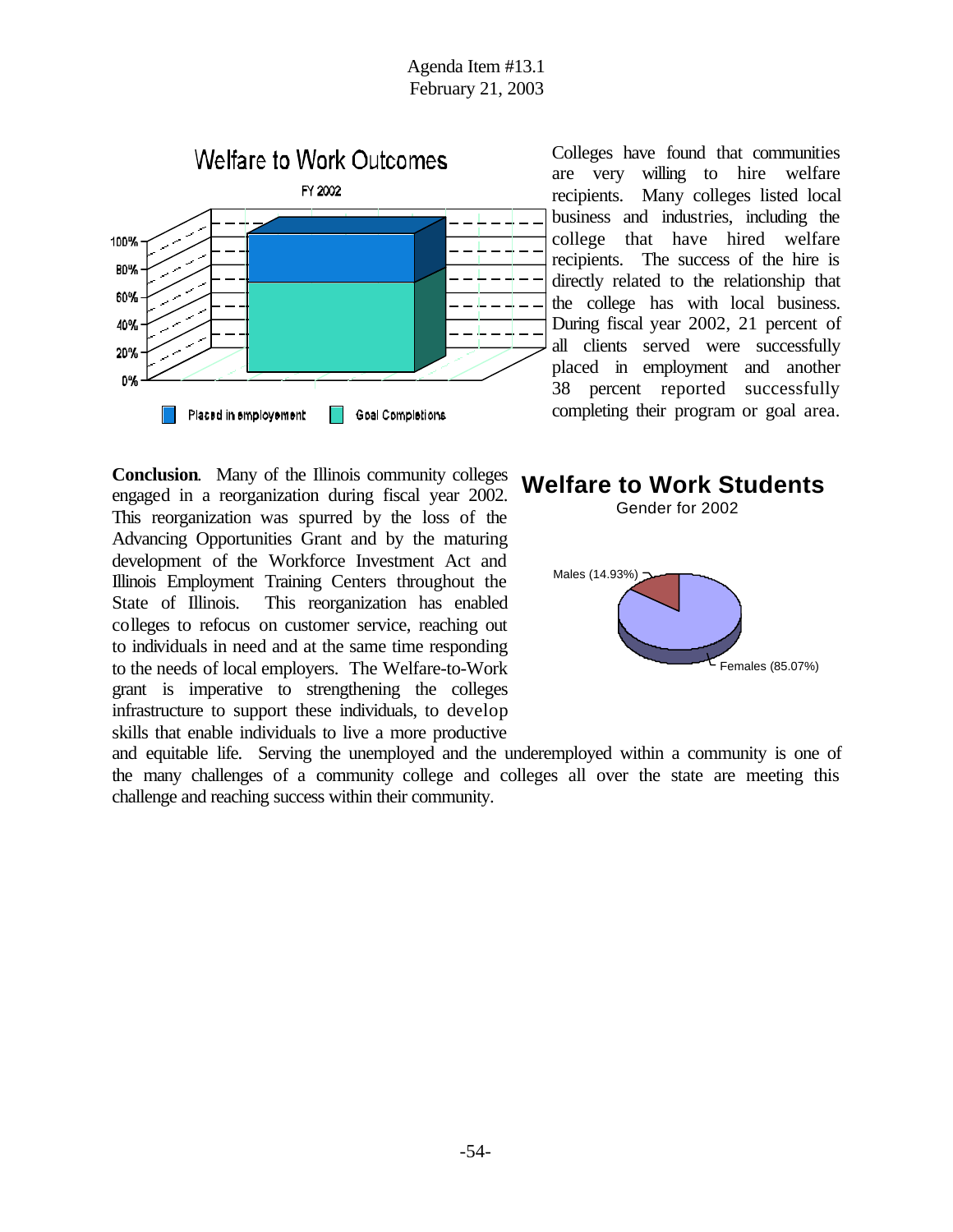Colleges have found that communities are very willing to hire welfare recipients. Many colleges listed local business and industries, including the college that have hired welfare recipients. The success of the hire is directly related to the relationship that the college has with local business. During fiscal year 2002, 21 percent of all clients served were successfully placed in employment and another 38 percent reported successfully completing their program or goal area.

**Welfare to Work Outcomes**

FY 2002

Placed in employment | Goal Completions

**Welfare to Work Students**

Gender for 2002

Males (14.93%)

Females (85.07%)

**Conclusion**. Many of the Illinois community colleges engaged in a reorganization during fiscal year 2002. This reorganization was spurred by the loss of the Advancing Opportunities Grant and by the maturing development of the Workforce Investment Act and Illinois Employment Training Centers throughout the State of Illinois. This reorganization has enabled colleges to refocus on customer service, reaching out to individuals in need and at the same time responding to the needs of local employers. The Welfare-to-Work grant is imperative to strengthening the colleges infrastructure to support these individuals, to develop skills that enable individuals to live a more productive and equitable life. Serving the unemployed and the underemployed within a community is one of the many challenges of a community college and colleges all over the state are meeting this challenge and reaching success within their community.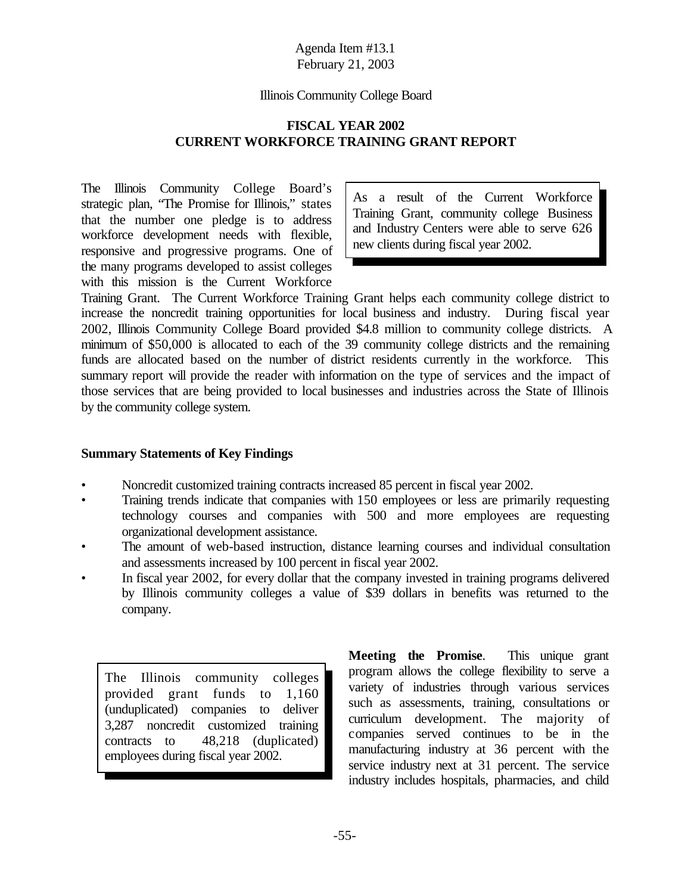Agenda Item #13.1
February 21, 2003

Illinois Community College Board

**FISCAL YEAR 2002**
**CURRENT WORKFORCE TRAINING GRANT REPORT**

The Illinois Community College Board's strategic plan, "The Promise for Illinois," states that the number one pledge is to address workforce development needs with flexible, responsive and progressive programs. One of the many programs developed to assist colleges with this mission is the Current Workforce Training Grant. The Current Workforce Training Grant helps each community college district to increase the noncredit training opportunities for local business and industry. During fiscal year 2002, Illinois Community College Board provided $4.8 million to community college districts. A minimum of $50,000 is allocated to each of the 39 community college districts and the remaining funds are allocated based on the number of district residents currently in the workforce. This summary report will provide the reader with information on the type of services and the impact of those services that are being provided to local businesses and industries across the State of Illinois by the community college system.

> As a result of the Current Workforce Training Grant, community college Business and Industry Centers were able to serve 626 new clients during fiscal year 2002.

**Summary Statements of Key Findings**

- Noncredit customized training contracts increased 85 percent in fiscal year 2002.
- Training trends indicate that companies with 150 employees or less are primarily requesting technology courses and companies with 500 and more employees are requesting organizational development assistance.
- The amount of web-based instruction, distance learning courses and individual consultation and assessments increased by 100 percent in fiscal year 2002.
- In fiscal year 2002, for every dollar that the company invested in training programs delivered by Illinois community colleges a value of $39 dollars in benefits was returned to the company.

> The Illinois community colleges provided grant funds to 1,160 (unduplicated) companies to deliver 3,287 noncredit customized training contracts to 48,218 (duplicated) employees during fiscal year 2002.

**Meeting the Promise**. This unique grant program allows the college flexibility to serve a variety of industries through various services such as assessments, training, consultations or curriculum development. The majority of companies served continues to be in the manufacturing industry at 36 percent with the service industry next at 31 percent. The service industry includes hospitals, pharmacies, and child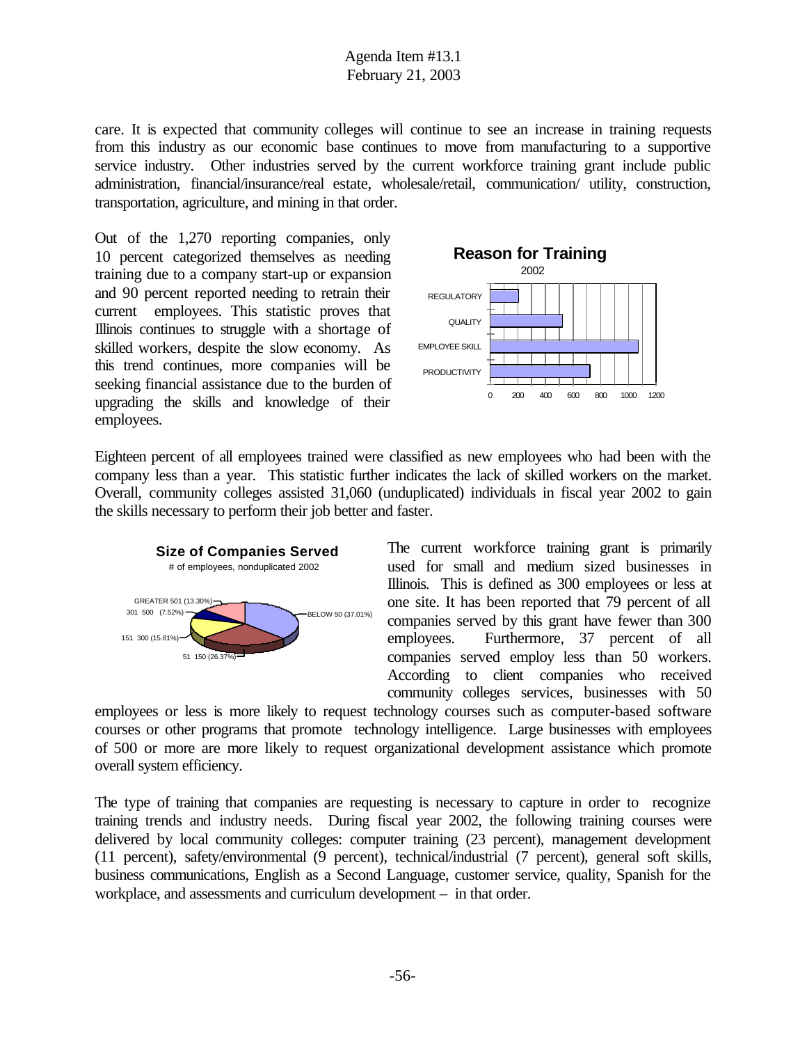care. It is expected that community colleges will continue to see an increase in training requests from this industry as our economic base continues to move from manufacturing to a supportive service industry. Other industries served by the current workforce training grant include public administration, financial/insurance/real estate, wholesale/retail, communication/ utility, construction, transportation, agriculture, and mining in that order.

Out of the 1,270 reporting companies, only 10 percent categorized themselves as needing training due to a company start-up or expansion and 90 percent reported needing to retrain their current employees. This statistic proves that Illinois continues to struggle with a shortage of skilled workers, despite the slow economy. As this trend continues, more companies will be seeking financial assistance due to the burden of upgrading the skills and knowledge of their employees.

**Reason for Training**
2002

REGULATORY
QUALITY
EMPLOYEE SKILL
PRODUCTIVITY

0 200 400 600 800 1000 1200

Eighteen percent of all employees trained were classified as new employees who had been with the company less than a year. This statistic further indicates the lack of skilled workers on the market. Overall, community colleges assisted 31,060 (unduplicated) individuals in fiscal year 2002 to gain the skills necessary to perform their job better and faster.

**Size of Companies Served**
# of employees, nonduplicated 2002

GREATER 501 (13.30%)
301 500 (7.52%)
151 300 (15.81%)
51 150 (26.37%)
BELOW 50 (37.01%)

The current workforce training grant is primarily used for small and medium sized businesses in Illinois. This is defined as 300 employees or less at one site. It has been reported that 79 percent of all companies served by this grant have fewer than 300 employees. Furthermore, 37 percent of all companies served employ less than 50 workers. According to client companies who received community colleges services, businesses with 50 employees or less is more likely to request technology courses such as computer-based software courses or other programs that promote technology intelligence. Large businesses with employees of 500 or more are more likely to request organizational development assistance which promote overall system efficiency.

The type of training that companies are requesting is necessary to capture in order to recognize training trends and industry needs. During fiscal year 2002, the following training courses were delivered by local community colleges: computer training (23 percent), management development (11 percent), safety/environmental (9 percent), technical/industrial (7 percent), general soft skills, business communications, English as a Second Language, customer service, quality, Spanish for the workplace, and assessments and curriculum development – in that order.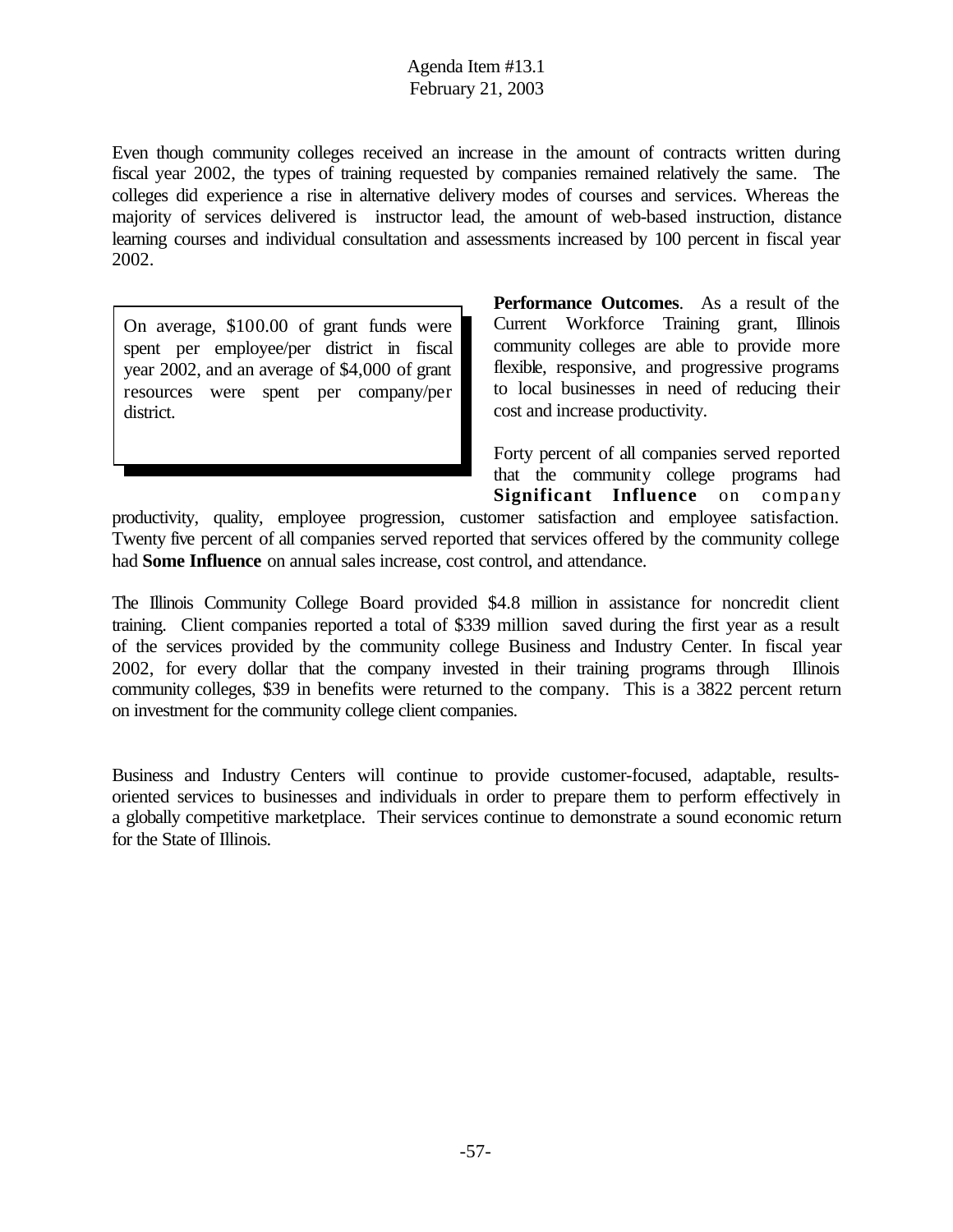Even though community colleges received an increase in the amount of contracts written during fiscal year 2002, the types of training requested by companies remained relatively the same. The colleges did experience a rise in alternative delivery modes of courses and services. Whereas the majority of services delivered is instructor lead, the amount of web-based instruction, distance learning courses and individual consultation and assessments increased by 100 percent in fiscal year 2002.

> On average, $100.00 of grant funds were spent per employee/per district in fiscal year 2002, and an average of $4,000 of grant resources were spent per company/per district.

**Performance Outcomes**. As a result of the Current Workforce Training grant, Illinois community colleges are able to provide more flexible, responsive, and progressive programs to local businesses in need of reducing their cost and increase productivity.

Forty percent of all companies served reported that the community college programs had **Significant Influence** on company productivity, quality, employee progression, customer satisfaction and employee satisfaction. Twenty five percent of all companies served reported that services offered by the community college had **Some Influence** on annual sales increase, cost control, and attendance.

The Illinois Community College Board provided $4.8 million in assistance for noncredit client training. Client companies reported a total of $339 million saved during the first year as a result of the services provided by the community college Business and Industry Center. In fiscal year 2002, for every dollar that the company invested in their training programs through Illinois community colleges, $39 in benefits were returned to the company. This is a 3822 percent return on investment for the community college client companies.

Business and Industry Centers will continue to provide customer-focused, adaptable, results-oriented services to businesses and individuals in order to prepare them to perform effectively in a globally competitive marketplace. Their services continue to demonstrate a sound economic return for the State of Illinois.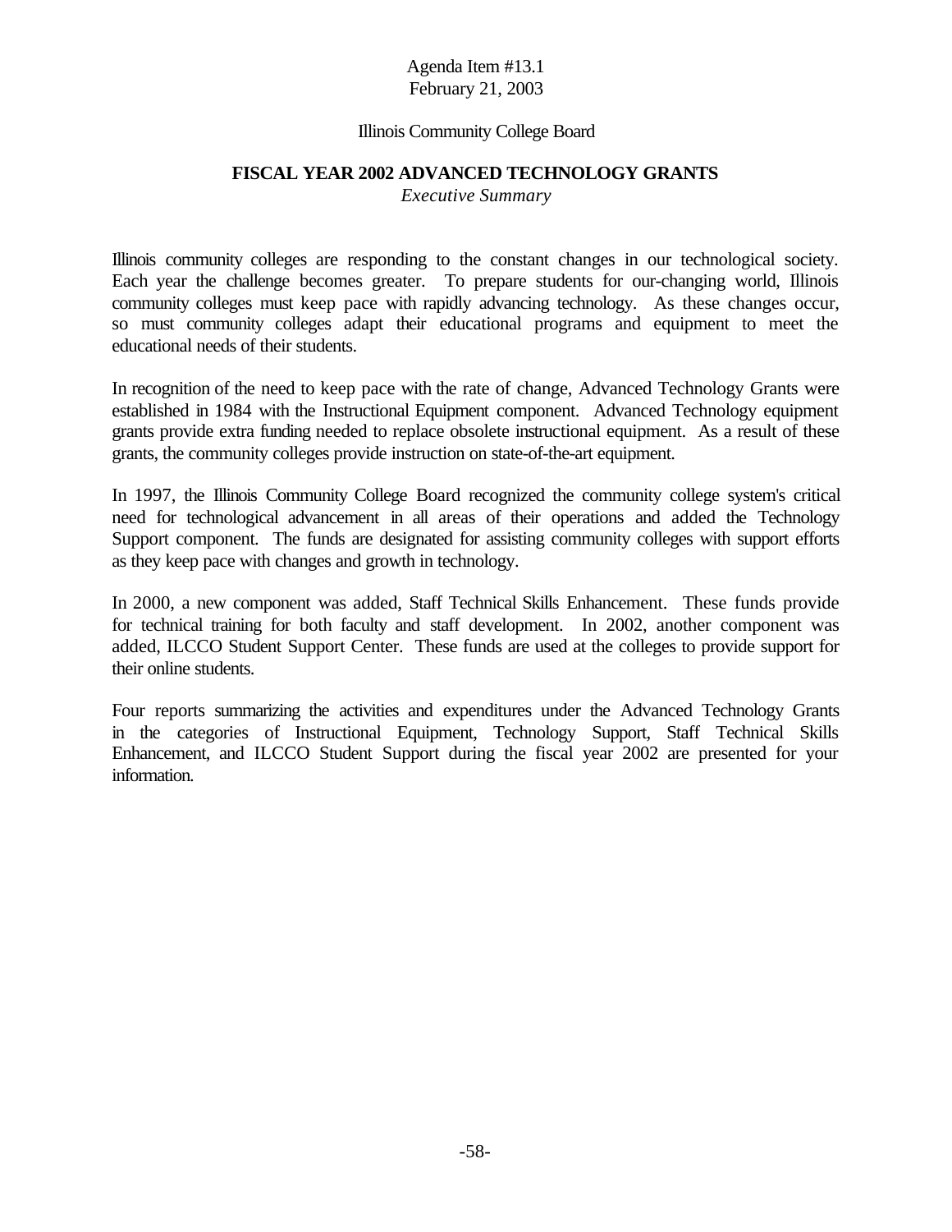Agenda Item #13.1
February 21, 2003

Illinois Community College Board

# FISCAL YEAR 2002 ADVANCED TECHNOLOGY GRANTS

*Executive Summary*

Illinois community colleges are responding to the constant changes in our technological society. Each year the challenge becomes greater. To prepare students for our-changing world, Illinois community colleges must keep pace with rapidly advancing technology. As these changes occur, so must community colleges adapt their educational programs and equipment to meet the educational needs of their students.

In recognition of the need to keep pace with the rate of change, Advanced Technology Grants were established in 1984 with the Instructional Equipment component. Advanced Technology equipment grants provide extra funding needed to replace obsolete instructional equipment. As a result of these grants, the community colleges provide instruction on state-of-the-art equipment.

In 1997, the Illinois Community College Board recognized the community college system's critical need for technological advancement in all areas of their operations and added the Technology Support component. The funds are designated for assisting community colleges with support efforts as they keep pace with changes and growth in technology.

In 2000, a new component was added, Staff Technical Skills Enhancement. These funds provide for technical training for both faculty and staff development. In 2002, another component was added, ILCCO Student Support Center. These funds are used at the colleges to provide support for their online students.

Four reports summarizing the activities and expenditures under the Advanced Technology Grants in the categories of Instructional Equipment, Technology Support, Staff Technical Skills Enhancement, and ILCCO Student Support during the fiscal year 2002 are presented for your information.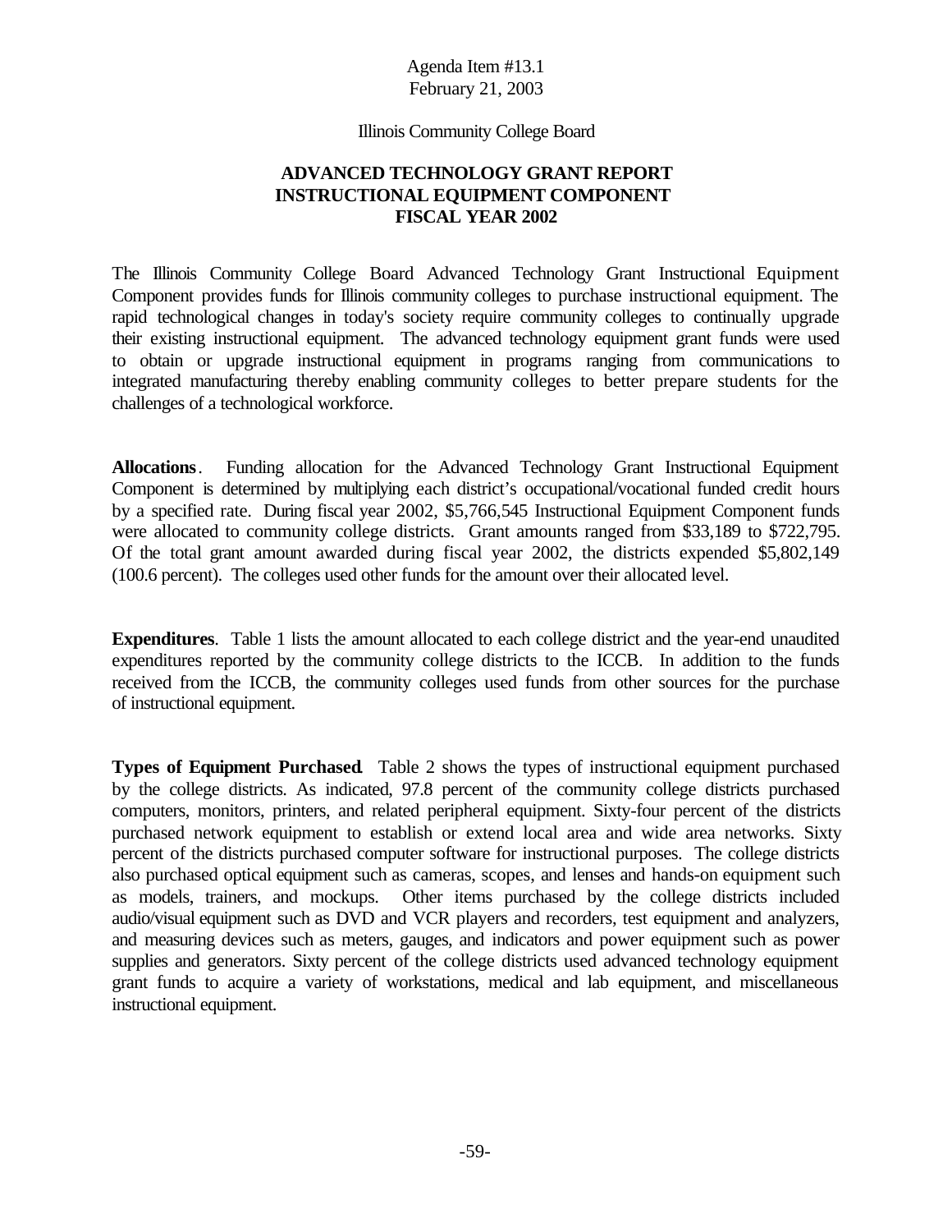Agenda Item #13.1
February 21, 2003

Illinois Community College Board

## ADVANCED TECHNOLOGY GRANT REPORT
## INSTRUCTIONAL EQUIPMENT COMPONENT
## FISCAL YEAR 2002

The Illinois Community College Board Advanced Technology Grant Instructional Equipment Component provides funds for Illinois community colleges to purchase instructional equipment. The rapid technological changes in today's society require community colleges to continually upgrade their existing instructional equipment. The advanced technology equipment grant funds were used to obtain or upgrade instructional equipment in programs ranging from communications to integrated manufacturing thereby enabling community colleges to better prepare students for the challenges of a technological workforce.

**Allocations**. Funding allocation for the Advanced Technology Grant Instructional Equipment Component is determined by multiplying each district's occupational/vocational funded credit hours by a specified rate. During fiscal year 2002, $5,766,545 Instructional Equipment Component funds were allocated to community college districts. Grant amounts ranged from $33,189 to $722,795. Of the total grant amount awarded during fiscal year 2002, the districts expended $5,802,149 (100.6 percent). The colleges used other funds for the amount over their allocated level.

**Expenditures**. Table 1 lists the amount allocated to each college district and the year-end unaudited expenditures reported by the community college districts to the ICCB. In addition to the funds received from the ICCB, the community colleges used funds from other sources for the purchase of instructional equipment.

**Types of Equipment Purchased**. Table 2 shows the types of instructional equipment purchased by the college districts. As indicated, 97.8 percent of the community college districts purchased computers, monitors, printers, and related peripheral equipment. Sixty-four percent of the districts purchased network equipment to establish or extend local area and wide area networks. Sixty percent of the districts purchased computer software for instructional purposes. The college districts also purchased optical equipment such as cameras, scopes, and lenses and hands-on equipment such as models, trainers, and mockups. Other items purchased by the college districts included audio/visual equipment such as DVD and VCR players and recorders, test equipment and analyzers, and measuring devices such as meters, gauges, and indicators and power equipment such as power supplies and generators. Sixty percent of the college districts used advanced technology equipment grant funds to acquire a variety of workstations, medical and lab equipment, and miscellaneous instructional equipment.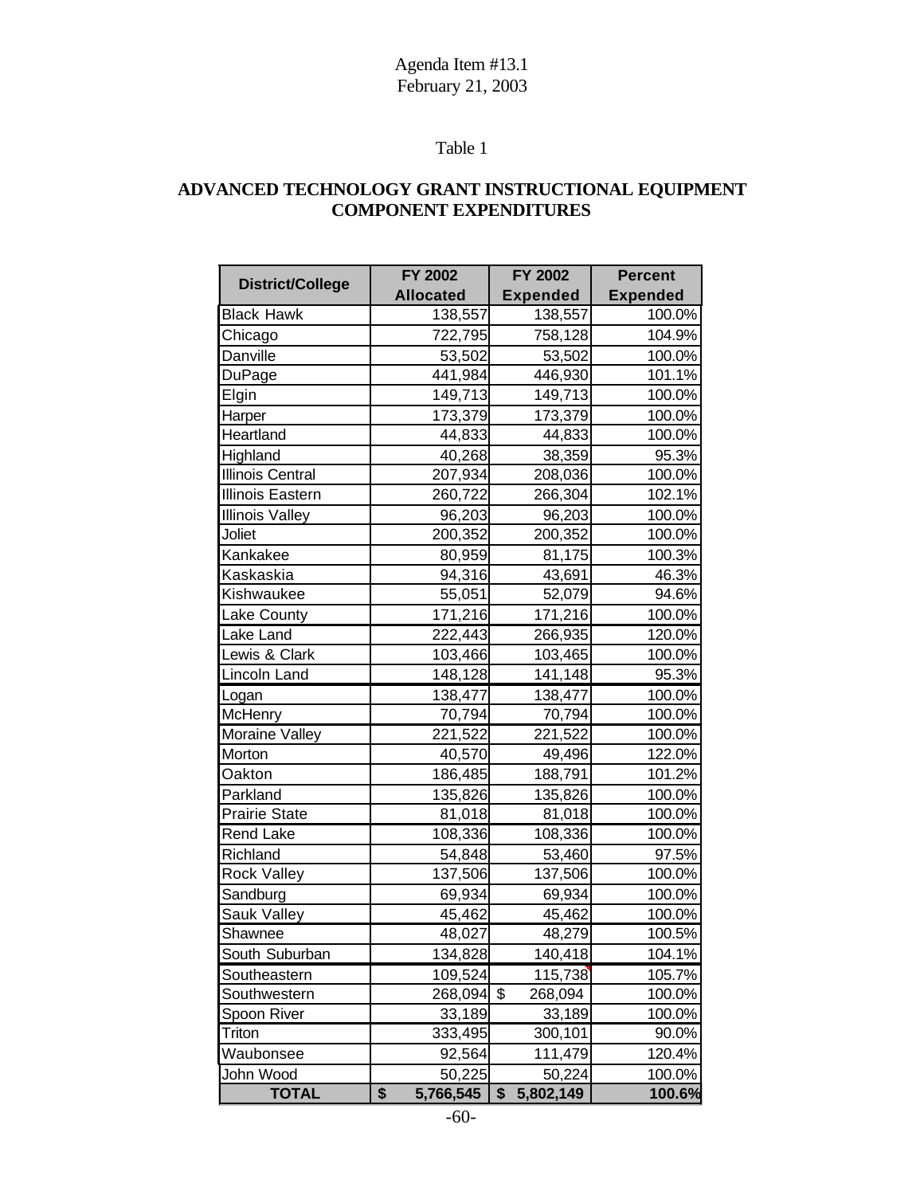Agenda Item #13.1
February 21, 2003

Table 1

**ADVANCED TECHNOLOGY GRANT INSTRUCTIONAL EQUIPMENT COMPONENT EXPENDITURES**

| District/College | FY 2002 Allocated | FY 2002 Expended | Percent Expended |
|---|---|---|---|
| Black Hawk | 138,557 | 138,557 | 100.0% |
| Chicago | 722,795 | 758,128 | 104.9% |
| Danville | 53,502 | 53,502 | 100.0% |
| DuPage | 441,984 | 446,930 | 101.1% |
| Elgin | 149,713 | 149,713 | 100.0% |
| Harper | 173,379 | 173,379 | 100.0% |
| Heartland | 44,833 | 44,833 | 100.0% |
| Highland | 40,268 | 38,359 | 95.3% |
| Illinois Central | 207,934 | 208,036 | 100.0% |
| Illinois Eastern | 260,722 | 266,304 | 102.1% |
| Illinois Valley | 96,203 | 96,203 | 100.0% |
| Joliet | 200,352 | 200,352 | 100.0% |
| Kankakee | 80,959 | 81,175 | 100.3% |
| Kaskaskia | 94,316 | 43,691 | 46.3% |
| Kishwaukee | 55,051 | 52,079 | 94.6% |
| Lake County | 171,216 | 171,216 | 100.0% |
| Lake Land | 222,443 | 266,935 | 120.0% |
| Lewis & Clark | 103,466 | 103,465 | 100.0% |
| Lincoln Land | 148,128 | 141,148 | 95.3% |
| Logan | 138,477 | 138,477 | 100.0% |
| McHenry | 70,794 | 70,794 | 100.0% |
| Moraine Valley | 221,522 | 221,522 | 100.0% |
| Morton | 40,570 | 49,496 | 122.0% |
| Oakton | 186,485 | 188,791 | 101.2% |
| Parkland | 135,826 | 135,826 | 100.0% |
| Prairie State | 81,018 | 81,018 | 100.0% |
| Rend Lake | 108,336 | 108,336 | 100.0% |
| Richland | 54,848 | 53,460 | 97.5% |
| Rock Valley | 137,506 | 137,506 | 100.0% |
| Sandburg | 69,934 | 69,934 | 100.0% |
| Sauk Valley | 45,462 | 45,462 | 100.0% |
| Shawnee | 48,027 | 48,279 | 100.5% |
| South Suburban | 134,828 | 140,418 | 104.1% |
| Southeastern | 109,524 | 115,738 | 105.7% |
| Southwestern | 268,094 | $ 268,094 | 100.0% |
| Spoon River | 33,189 | 33,189 | 100.0% |
| Triton | 333,495 | 300,101 | 90.0% |
| Waubonsee | 92,564 | 111,479 | 120.4% |
| John Wood | 50,225 | 50,224 | 100.0% |
| **TOTAL** | **$ 5,766,545** | **$ 5,802,149** | **100.6%** |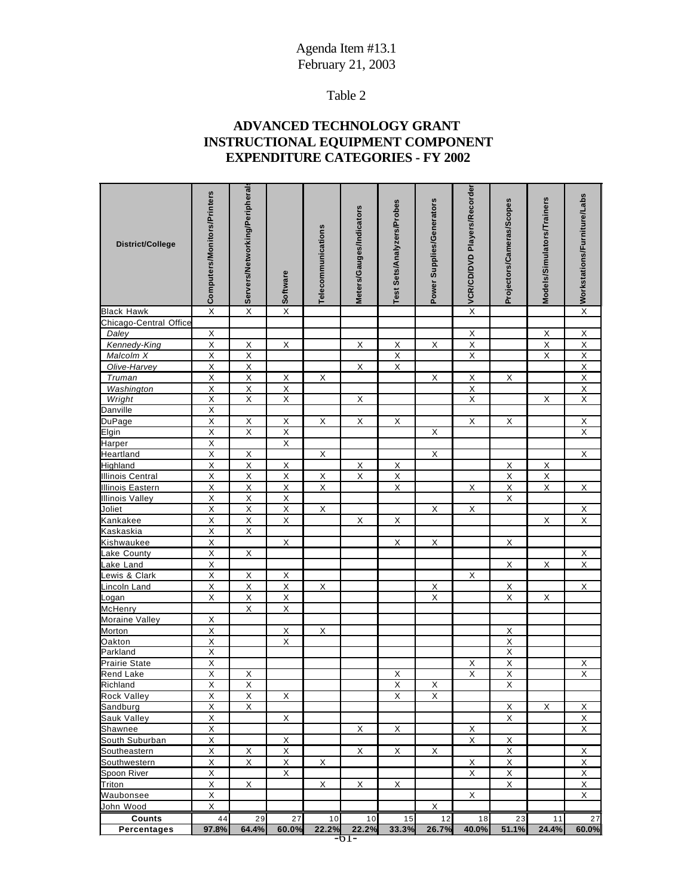Agenda Item #13.1
February 21, 2003

Table 2

**ADVANCED TECHNOLOGY GRANT**
**INSTRUCTIONAL EQUIPMENT COMPONENT**
**EXPENDITURE CATEGORIES - FY 2002**

| District/College | Computers/Monitors/Printers | Servers/Networking/Peripherals | Software | Telecommunications | Meters/Gauges/Indicators | Test Sets/Analyzers/Probes | Power Supplies/Generators | VCR/CD/DVD Players/Recorder | Projectors/Cameras/Scopes | Models/Simulators/Trainers | Workstations/Furniture/Labs |
|---|---|---|---|---|---|---|---|---|---|---|---|
| Black Hawk | X | X | X | | | | | X | | | X |
| Chicago-Central Office | | | | | | | | | | | |
| *Daley* | X | | | | | | | X | | X | X |
| *Kennedy-King* | X | X | X | | X | X | X | X | | X | X |
| *Malcolm X* | X | X | | | | X | | X | | X | X |
| *Olive-Harvey* | X | X | | | X | X | | | | | X |
| *Truman* | X | X | X | X | | | X | X | X | | X |
| *Washington* | X | X | X | | | | | X | | | X |
| *Wright* | X | X | X | | X | | | X | | X | X |
| Danville | X | | | | | | | | | | |
| DuPage | X | X | X | X | X | X | | X | X | | X |
| Elgin | X | X | X | | | | X | | | | X |
| Harper | X | | X | | | | | | | | |
| Heartland | X | X | | X | | | X | | | | X |
| Highland | X | X | X | | X | X | | | X | X | |
| Illinois Central | X | X | X | X | X | X | | | X | X | |
| Illinois Eastern | X | X | X | X | | X | | X | X | X | X |
| Illinois Valley | X | X | X | | | | | | X | | |
| Joliet | X | X | X | X | | | X | X | | | X |
| Kankakee | X | X | X | | X | X | | | | X | X |
| Kaskaskia | X | X | | | | | | | | | |
| Kishwaukee | X | | X | | | X | X | | X | | |
| Lake County | X | X | | | | | | | | | X |
| Lake Land | X | | | | | | | | X | X | X |
| Lewis & Clark | X | X | X | | | | | X | | | |
| Lincoln Land | X | X | X | X | | | X | | X | | X |
| Logan | X | X | X | | | | X | | X | X | |
| McHenry | | X | X | | | | | | | | |
| Moraine Valley | X | | | | | | | | | | |
| Morton | X | | X | X | | | | | X | | |
| Oakton | X | | X | | | | | | X | | |
| Parkland | X | | | | | | | | X | | |
| Prairie State | X | | | | | | | X | X | | X |
| Rend Lake | X | X | | | | X | | X | X | | X |
| Richland | X | X | | | | X | X | | X | | |
| Rock Valley | X | X | X | | | X | X | | | | |
| Sandburg | X | X | | | | | | | X | X | X |
| Sauk Valley | X | | X | | | | | | X | | X |
| Shawnee | X | | | | X | X | | X | | | X |
| South Suburban | X | | X | | | | | X | X | | |
| Southeastern | X | X | X | | X | X | X | | X | | X |
| Southwestern | X | X | X | X | | | | X | X | | X |
| Spoon River | X | | X | | | | | X | X | | X |
| Triton | X | X | | X | X | X | | | X | | X |
| Waubonsee | X | | | | | | | X | | | X |
| John Wood | X | | | | | | X | | | | |
| **Counts** | 44 | 29 | 27 | 10 | 10 | 15 | 12 | 18 | 23 | 11 | 27 |
| **Percentages** | **97.8%** | **64.4%** | **60.0%** | **22.2%** | **22.2%** | **33.3%** | **26.7%** | **40.0%** | **51.1%** | **24.4%** | **60.0%** |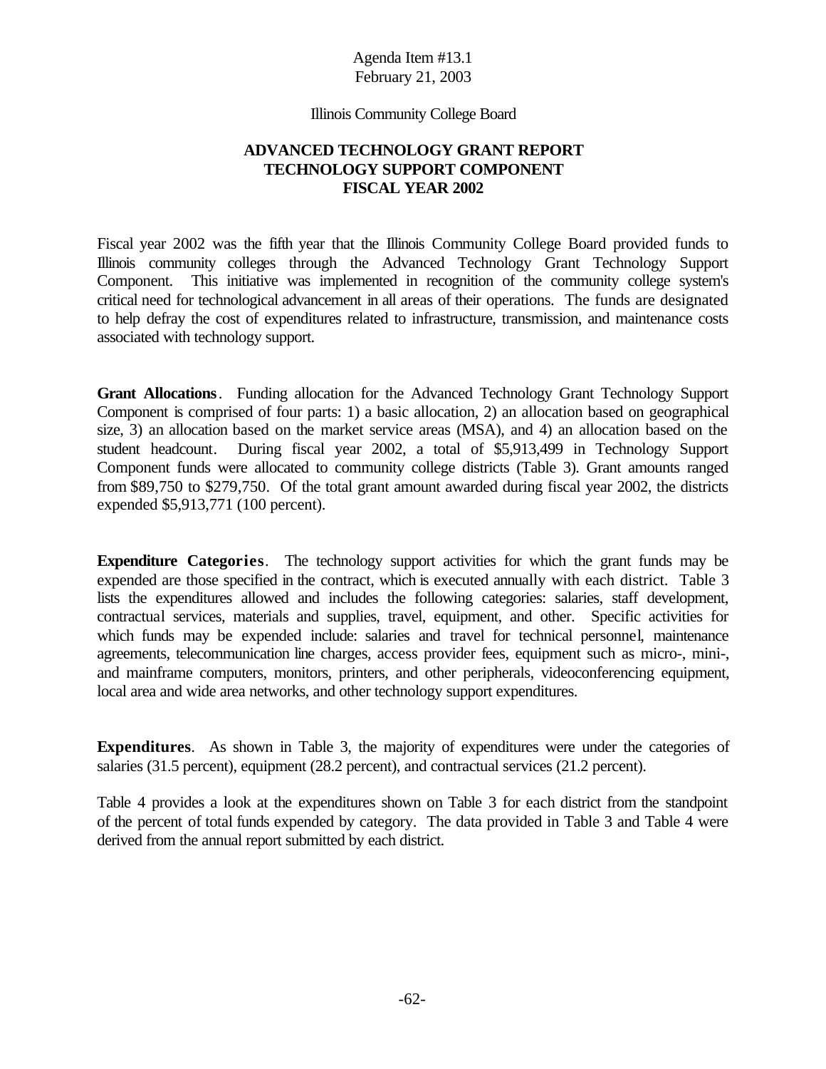Agenda Item #13.1
February 21, 2003

Illinois Community College Board

# ADVANCED TECHNOLOGY GRANT REPORT
# TECHNOLOGY SUPPORT COMPONENT
# FISCAL YEAR 2002

Fiscal year 2002 was the fifth year that the Illinois Community College Board provided funds to Illinois community colleges through the Advanced Technology Grant Technology Support Component. This initiative was implemented in recognition of the community college system's critical need for technological advancement in all areas of their operations. The funds are designated to help defray the cost of expenditures related to infrastructure, transmission, and maintenance costs associated with technology support.

**Grant Allocations**. Funding allocation for the Advanced Technology Grant Technology Support Component is comprised of four parts: 1) a basic allocation, 2) an allocation based on geographical size, 3) an allocation based on the market service areas (MSA), and 4) an allocation based on the student headcount. During fiscal year 2002, a total of $5,913,499 in Technology Support Component funds were allocated to community college districts (Table 3). Grant amounts ranged from $89,750 to $279,750. Of the total grant amount awarded during fiscal year 2002, the districts expended $5,913,771 (100 percent).

**Expenditure Categories**. The technology support activities for which the grant funds may be expended are those specified in the contract, which is executed annually with each district. Table 3 lists the expenditures allowed and includes the following categories: salaries, staff development, contractual services, materials and supplies, travel, equipment, and other. Specific activities for which funds may be expended include: salaries and travel for technical personnel, maintenance agreements, telecommunication line charges, access provider fees, equipment such as micro-, mini-, and mainframe computers, monitors, printers, and other peripherals, videoconferencing equipment, local area and wide area networks, and other technology support expenditures.

**Expenditures**. As shown in Table 3, the majority of expenditures were under the categories of salaries (31.5 percent), equipment (28.2 percent), and contractual services (21.2 percent).

Table 4 provides a look at the expenditures shown on Table 3 for each district from the standpoint of the percent of total funds expended by category. The data provided in Table 3 and Table 4 were derived from the annual report submitted by each district.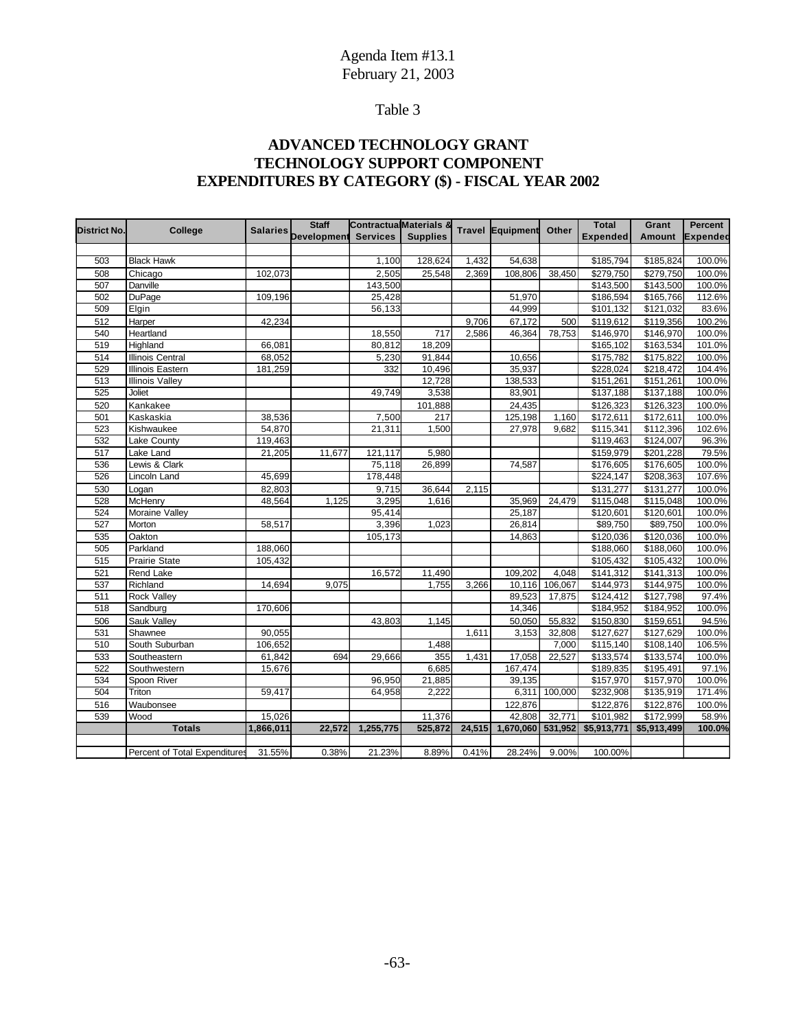Agenda Item #13.1
February 21, 2003

Table 3

# ADVANCED TECHNOLOGY GRANT
# TECHNOLOGY SUPPORT COMPONENT
# EXPENDITURES BY CATEGORY ($) - FISCAL YEAR 2002

| District No. | College | Salaries | Staff Development | Contractual Services | Materials & Supplies | Travel | Equipment | Other | Total Expended | Grant Amount | Percent Expended |
|---|---|---|---|---|---|---|---|---|---|---|---|
| 503 | Black Hawk | | | 1,100 | 128,624 | 1,432 | 54,638 | | $185,794 | $185,824 | 100.0% |
| 508 | Chicago | 102,073 | | 2,505 | 25,548 | 2,369 | 108,806 | 38,450 | $279,750 | $279,750 | 100.0% |
| 507 | Danville | | | 143,500 | | | | | $143,500 | $143,500 | 100.0% |
| 502 | DuPage | 109,196 | | 25,428 | | | 51,970 | | $186,594 | $165,766 | 112.6% |
| 509 | Elgin | | | 56,133 | | | 44,999 | | $101,132 | $121,032 | 83.6% |
| 512 | Harper | 42,234 | | | | 9,706 | 67,172 | 500 | $119,612 | $119,356 | 100.2% |
| 540 | Heartland | | | 18,550 | 717 | 2,586 | 46,364 | 78,753 | $146,970 | $146,970 | 100.0% |
| 519 | Highland | 66,081 | | 80,812 | 18,209 | | | | $165,102 | $163,534 | 101.0% |
| 514 | Illinois Central | 68,052 | | 5,230 | 91,844 | | 10,656 | | $175,782 | $175,822 | 100.0% |
| 529 | Illinois Eastern | 181,259 | | 332 | 10,496 | | 35,937 | | $228,024 | $218,472 | 104.4% |
| 513 | Illinois Valley | | | | 12,728 | | 138,533 | | $151,261 | $151,261 | 100.0% |
| 525 | Joliet | | | 49,749 | 3,538 | | 83,901 | | $137,188 | $137,188 | 100.0% |
| 520 | Kankakee | | | | 101,888 | | 24,435 | | $126,323 | $126,323 | 100.0% |
| 501 | Kaskaskia | 38,536 | | 7,500 | 217 | | 125,198 | 1,160 | $172,611 | $172,611 | 100.0% |
| 523 | Kishwaukee | 54,870 | | 21,311 | 1,500 | | 27,978 | 9,682 | $115,341 | $112,396 | 102.6% |
| 532 | Lake County | 119,463 | | | | | | | $119,463 | $124,007 | 96.3% |
| 517 | Lake Land | 21,205 | 11,677 | 121,117 | 5,980 | | | | $159,979 | $201,228 | 79.5% |
| 536 | Lewis & Clark | | | 75,118 | 26,899 | | 74,587 | | $176,605 | $176,605 | 100.0% |
| 526 | Lincoln Land | 45,699 | | 178,448 | | | | | $224,147 | $208,363 | 107.6% |
| 530 | Logan | 82,803 | | 9,715 | 36,644 | 2,115 | | | $131,277 | $131,277 | 100.0% |
| 528 | McHenry | 48,564 | 1,125 | 3,295 | 1,616 | | 35,969 | 24,479 | $115,048 | $115,048 | 100.0% |
| 524 | Moraine Valley | | | 95,414 | | | 25,187 | | $120,601 | $120,601 | 100.0% |
| 527 | Morton | 58,517 | | 3,396 | 1,023 | | 26,814 | | $89,750 | $89,750 | 100.0% |
| 535 | Oakton | | | 105,173 | | | 14,863 | | $120,036 | $120,036 | 100.0% |
| 505 | Parkland | 188,060 | | | | | | | $188,060 | $188,060 | 100.0% |
| 515 | Prairie State | 105,432 | | | | | | | $105,432 | $105,432 | 100.0% |
| 521 | Rend Lake | | | 16,572 | 11,490 | | 109,202 | 4,048 | $141,312 | $141,313 | 100.0% |
| 537 | Richland | 14,694 | 9,075 | | 1,755 | 3,266 | 10,116 | 106,067 | $144,973 | $144,975 | 100.0% |
| 511 | Rock Valley | | | | | | 89,523 | 17,875 | $124,412 | $127,798 | 97.4% |
| 518 | Sandburg | 170,606 | | | | | 14,346 | | $184,952 | $184,952 | 100.0% |
| 506 | Sauk Valley | | | 43,803 | 1,145 | | 50,050 | 55,832 | $150,830 | $159,651 | 94.5% |
| 531 | Shawnee | 90,055 | | | | 1,611 | 3,153 | 32,808 | $127,627 | $127,629 | 100.0% |
| 510 | South Suburban | 106,652 | | | 1,488 | | | 7,000 | $115,140 | $108,140 | 106.5% |
| 533 | Southeastern | 61,842 | 694 | 29,666 | 355 | 1,431 | 17,058 | 22,527 | $133,574 | $133,574 | 100.0% |
| 522 | Southwestern | 15,676 | | | 6,685 | | 167,474 | | $189,835 | $195,491 | 97.1% |
| 534 | Spoon River | | | 96,950 | 21,885 | | 39,135 | | $157,970 | $157,970 | 100.0% |
| 504 | Triton | 59,417 | | 64,958 | 2,222 | | 6,311 | 100,000 | $232,908 | $135,919 | 171.4% |
| 516 | Waubonsee | | | | | | 122,876 | | $122,876 | $122,876 | 100.0% |
| 539 | Wood | 15,026 | | | 11,376 | | 42,808 | 32,771 | $101,982 | $172,999 | 58.9% |
| | **Totals** | **1,866,011** | **22,572** | **1,255,775** | **525,872** | **24,515** | **1,670,060** | **531,952** | **$5,913,771** | **$5,913,499** | **100.0%** |
| | | | | | | | | | | | |
| | Percent of Total Expenditures | 31.55% | 0.38% | 21.23% | 8.89% | 0.41% | 28.24% | 9.00% | 100.00% | | |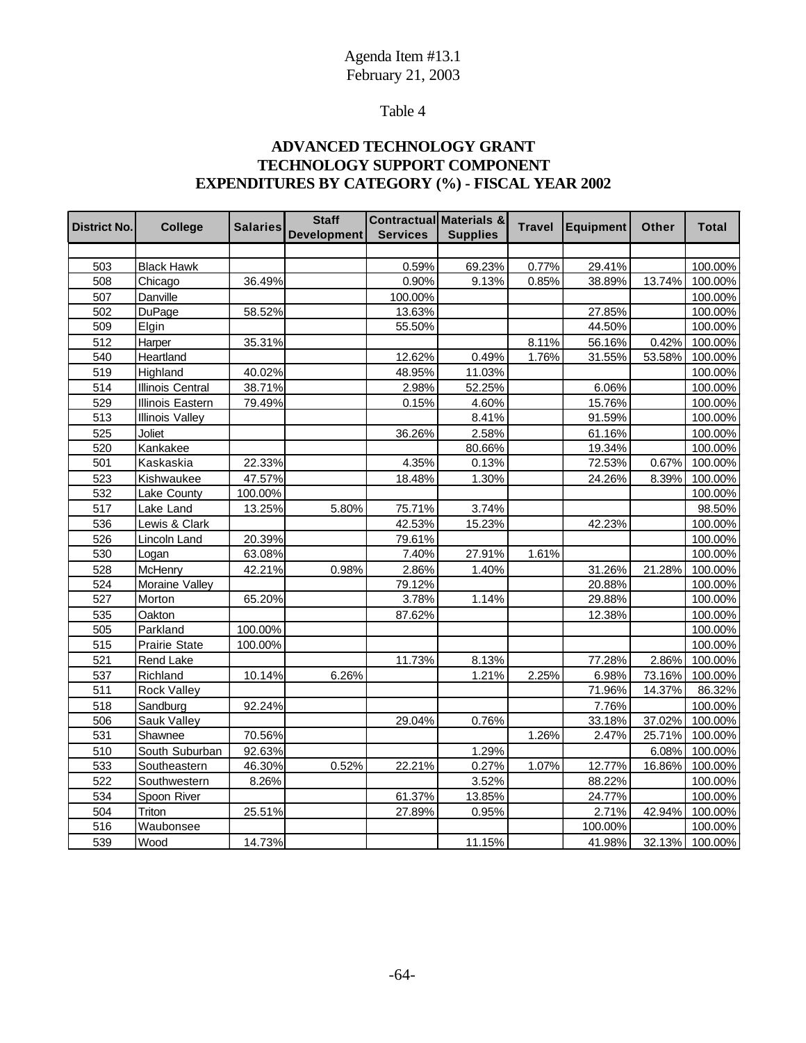Agenda Item #13.1
February 21, 2003

Table 4

# ADVANCED TECHNOLOGY GRANT
# TECHNOLOGY SUPPORT COMPONENT
# EXPENDITURES BY CATEGORY (%) - FISCAL YEAR 2002

| District No. | College | Salaries | Staff Development | Contractual Services | Materials & Supplies | Travel | Equipment | Other | Total |
|---|---|---|---|---|---|---|---|---|---|
| | | | | | | | | | |
| 503 | Black Hawk | | | 0.59% | 69.23% | 0.77% | 29.41% | | 100.00% |
| 508 | Chicago | 36.49% | | 0.90% | 9.13% | 0.85% | 38.89% | 13.74% | 100.00% |
| 507 | Danville | | | 100.00% | | | | | 100.00% |
| 502 | DuPage | 58.52% | | 13.63% | | | 27.85% | | 100.00% |
| 509 | Elgin | | | 55.50% | | | 44.50% | | 100.00% |
| 512 | Harper | 35.31% | | | | 8.11% | 56.16% | 0.42% | 100.00% |
| 540 | Heartland | | | 12.62% | 0.49% | 1.76% | 31.55% | 53.58% | 100.00% |
| 519 | Highland | 40.02% | | 48.95% | 11.03% | | | | 100.00% |
| 514 | Illinois Central | 38.71% | | 2.98% | 52.25% | | 6.06% | | 100.00% |
| 529 | Illinois Eastern | 79.49% | | 0.15% | 4.60% | | 15.76% | | 100.00% |
| 513 | Illinois Valley | | | | 8.41% | | 91.59% | | 100.00% |
| 525 | Joliet | | | 36.26% | 2.58% | | 61.16% | | 100.00% |
| 520 | Kankakee | | | | 80.66% | | 19.34% | | 100.00% |
| 501 | Kaskaskia | 22.33% | | 4.35% | 0.13% | | 72.53% | 0.67% | 100.00% |
| 523 | Kishwaukee | 47.57% | | 18.48% | 1.30% | | 24.26% | 8.39% | 100.00% |
| 532 | Lake County | 100.00% | | | | | | | 100.00% |
| 517 | Lake Land | 13.25% | 5.80% | 75.71% | 3.74% | | | | 98.50% |
| 536 | Lewis & Clark | | | 42.53% | 15.23% | | 42.23% | | 100.00% |
| 526 | Lincoln Land | 20.39% | | 79.61% | | | | | 100.00% |
| 530 | Logan | 63.08% | | 7.40% | 27.91% | 1.61% | | | 100.00% |
| 528 | McHenry | 42.21% | 0.98% | 2.86% | 1.40% | | 31.26% | 21.28% | 100.00% |
| 524 | Moraine Valley | | | 79.12% | | | 20.88% | | 100.00% |
| 527 | Morton | 65.20% | | 3.78% | 1.14% | | 29.88% | | 100.00% |
| 535 | Oakton | | | 87.62% | | | 12.38% | | 100.00% |
| 505 | Parkland | 100.00% | | | | | | | 100.00% |
| 515 | Prairie State | 100.00% | | | | | | | 100.00% |
| 521 | Rend Lake | | | 11.73% | 8.13% | | 77.28% | 2.86% | 100.00% |
| 537 | Richland | 10.14% | 6.26% | | 1.21% | 2.25% | 6.98% | 73.16% | 100.00% |
| 511 | Rock Valley | | | | | | 71.96% | 14.37% | 86.32% |
| 518 | Sandburg | 92.24% | | | | | 7.76% | | 100.00% |
| 506 | Sauk Valley | | | 29.04% | 0.76% | | 33.18% | 37.02% | 100.00% |
| 531 | Shawnee | 70.56% | | | | 1.26% | 2.47% | 25.71% | 100.00% |
| 510 | South Suburban | 92.63% | | | 1.29% | | | 6.08% | 100.00% |
| 533 | Southeastern | 46.30% | 0.52% | 22.21% | 0.27% | 1.07% | 12.77% | 16.86% | 100.00% |
| 522 | Southwestern | 8.26% | | | 3.52% | | 88.22% | | 100.00% |
| 534 | Spoon River | | | 61.37% | 13.85% | | 24.77% | | 100.00% |
| 504 | Triton | 25.51% | | 27.89% | 0.95% | | 2.71% | 42.94% | 100.00% |
| 516 | Waubonsee | | | | | | 100.00% | | 100.00% |
| 539 | Wood | 14.73% | | | 11.15% | | 41.98% | 32.13% | 100.00% |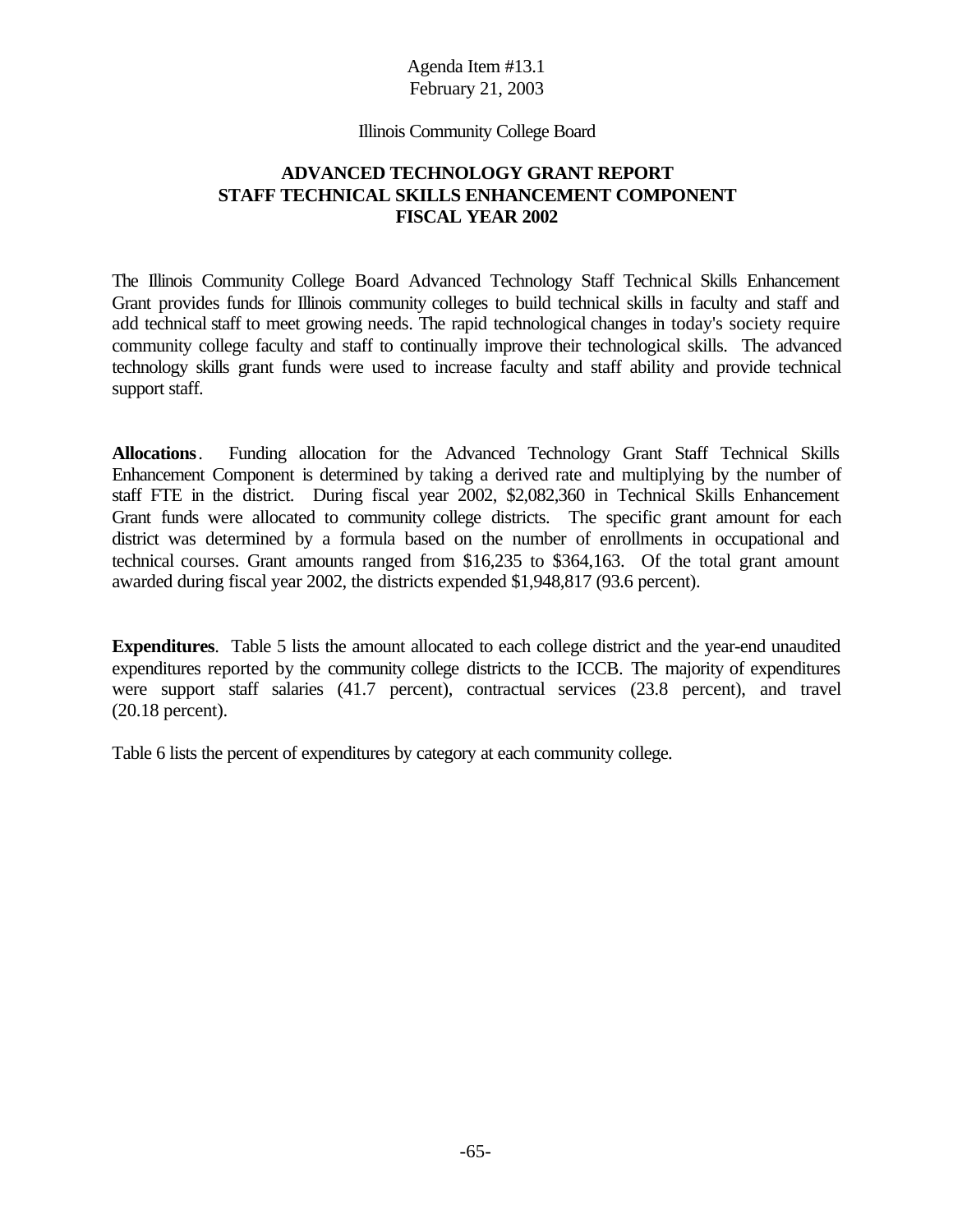Agenda Item #13.1
February 21, 2003

Illinois Community College Board

# ADVANCED TECHNOLOGY GRANT REPORT
## STAFF TECHNICAL SKILLS ENHANCEMENT COMPONENT
## FISCAL YEAR 2002

The Illinois Community College Board Advanced Technology Staff Technical Skills Enhancement Grant provides funds for Illinois community colleges to build technical skills in faculty and staff and add technical staff to meet growing needs. The rapid technological changes in today's society require community college faculty and staff to continually improve their technological skills. The advanced technology skills grant funds were used to increase faculty and staff ability and provide technical support staff.

**Allocations**. Funding allocation for the Advanced Technology Grant Staff Technical Skills Enhancement Component is determined by taking a derived rate and multiplying by the number of staff FTE in the district. During fiscal year 2002, $2,082,360 in Technical Skills Enhancement Grant funds were allocated to community college districts. The specific grant amount for each district was determined by a formula based on the number of enrollments in occupational and technical courses. Grant amounts ranged from $16,235 to $364,163. Of the total grant amount awarded during fiscal year 2002, the districts expended $1,948,817 (93.6 percent).

**Expenditures**. Table 5 lists the amount allocated to each college district and the year-end unaudited expenditures reported by the community college districts to the ICCB. The majority of expenditures were support staff salaries (41.7 percent), contractual services (23.8 percent), and travel (20.18 percent).

Table 6 lists the percent of expenditures by category at each community college.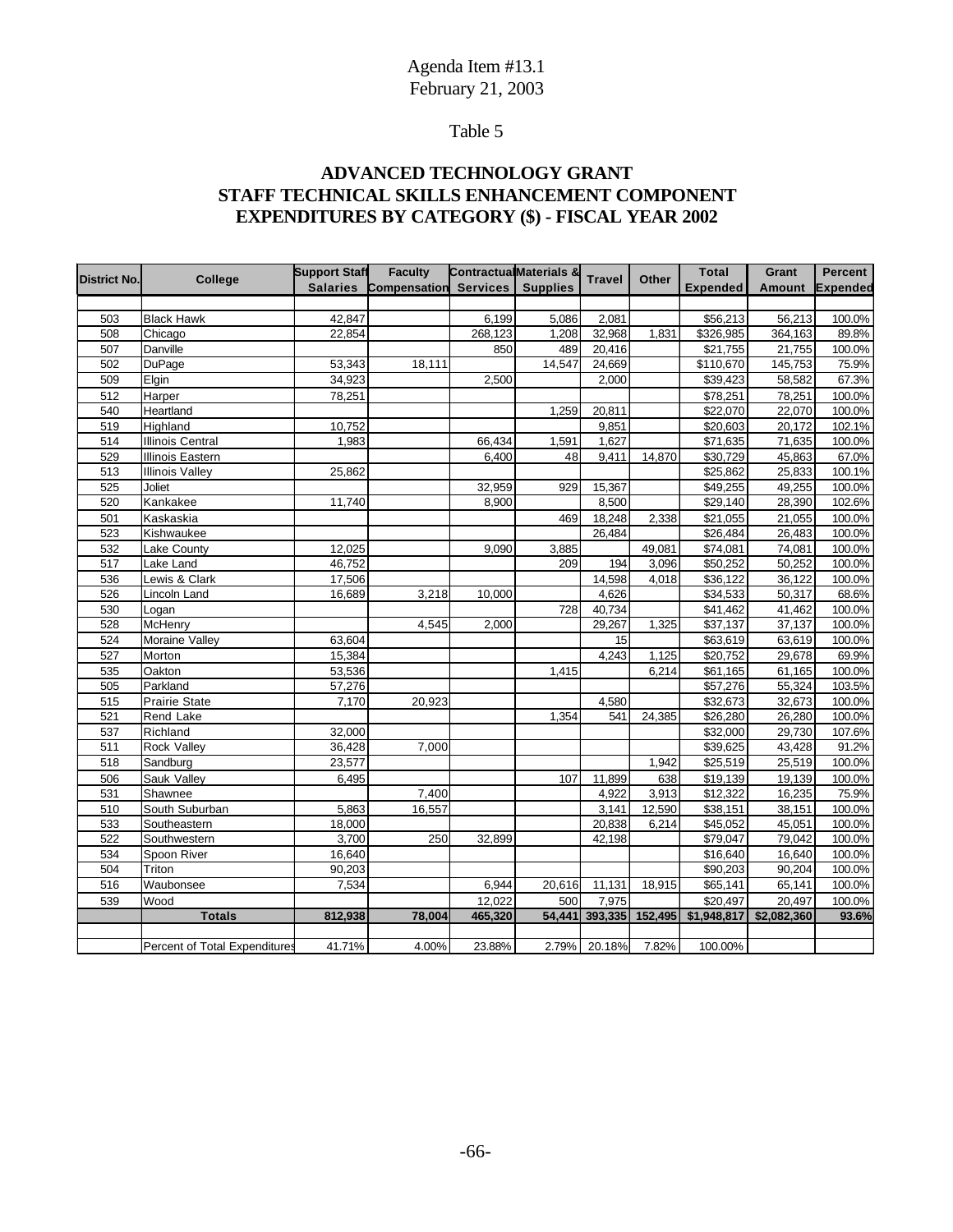Agenda Item #13.1
February 21, 2003

Table 5

## ADVANCED TECHNOLOGY GRANT
## STAFF TECHNICAL SKILLS ENHANCEMENT COMPONENT
## EXPENDITURES BY CATEGORY ($) - FISCAL YEAR 2002

| District No. | College | Support Staff Salaries | Faculty Compensation | Contractual Services | Materials & Supplies | Travel | Other | Total Expended | Grant Amount | Percent Expended |
|---|---|---|---|---|---|---|---|---|---|---|
| 503 | Black Hawk | 42,847 | | 6,199 | 5,086 | 2,081 | | $56,213 | 56,213 | 100.0% |
| 508 | Chicago | 22,854 | | 268,123 | 1,208 | 32,968 | 1,831 | $326,985 | 364,163 | 89.8% |
| 507 | Danville | | | 850 | 489 | 20,416 | | $21,755 | 21,755 | 100.0% |
| 502 | DuPage | 53,343 | 18,111 | | 14,547 | 24,669 | | $110,670 | 145,753 | 75.9% |
| 509 | Elgin | 34,923 | | 2,500 | | 2,000 | | $39,423 | 58,582 | 67.3% |
| 512 | Harper | 78,251 | | | | | | $78,251 | 78,251 | 100.0% |
| 540 | Heartland | | | | 1,259 | 20,811 | | $22,070 | 22,070 | 100.0% |
| 519 | Highland | 10,752 | | | | 9,851 | | $20,603 | 20,172 | 102.1% |
| 514 | Illinois Central | 1,983 | | 66,434 | 1,591 | 1,627 | | $71,635 | 71,635 | 100.0% |
| 529 | Illinois Eastern | | | 6,400 | 48 | 9,411 | 14,870 | $30,729 | 45,863 | 67.0% |
| 513 | Illinois Valley | 25,862 | | | | | | $25,862 | 25,833 | 100.1% |
| 525 | Joliet | | | 32,959 | 929 | 15,367 | | $49,255 | 49,255 | 100.0% |
| 520 | Kankakee | 11,740 | | 8,900 | | 8,500 | | $29,140 | 28,390 | 102.6% |
| 501 | Kaskaskia | | | | 469 | 18,248 | 2,338 | $21,055 | 21,055 | 100.0% |
| 523 | Kishwaukee | | | | | 26,484 | | $26,484 | 26,483 | 100.0% |
| 532 | Lake County | 12,025 | | 9,090 | 3,885 | | 49,081 | $74,081 | 74,081 | 100.0% |
| 517 | Lake Land | 46,752 | | | 209 | 194 | 3,096 | $50,252 | 50,252 | 100.0% |
| 536 | Lewis & Clark | 17,506 | | | | 14,598 | 4,018 | $36,122 | 36,122 | 100.0% |
| 526 | Lincoln Land | 16,689 | 3,218 | 10,000 | | 4,626 | | $34,533 | 50,317 | 68.6% |
| 530 | Logan | | | | 728 | 40,734 | | $41,462 | 41,462 | 100.0% |
| 528 | McHenry | | 4,545 | 2,000 | | 29,267 | 1,325 | $37,137 | 37,137 | 100.0% |
| 524 | Moraine Valley | 63,604 | | | | 15 | | $63,619 | 63,619 | 100.0% |
| 527 | Morton | 15,384 | | | | 4,243 | 1,125 | $20,752 | 29,678 | 69.9% |
| 535 | Oakton | 53,536 | | | 1,415 | | 6,214 | $61,165 | 61,165 | 100.0% |
| 505 | Parkland | 57,276 | | | | | | $57,276 | 55,324 | 103.5% |
| 515 | Prairie State | 7,170 | 20,923 | | | 4,580 | | $32,673 | 32,673 | 100.0% |
| 521 | Rend Lake | | | | 1,354 | 541 | 24,385 | $26,280 | 26,280 | 100.0% |
| 537 | Richland | 32,000 | | | | | | $32,000 | 29,730 | 107.6% |
| 511 | Rock Valley | 36,428 | 7,000 | | | | | $39,625 | 43,428 | 91.2% |
| 518 | Sandburg | 23,577 | | | | | 1,942 | $25,519 | 25,519 | 100.0% |
| 506 | Sauk Valley | 6,495 | | | 107 | 11,899 | 638 | $19,139 | 19,139 | 100.0% |
| 531 | Shawnee | | 7,400 | | | 4,922 | 3,913 | $12,322 | 16,235 | 75.9% |
| 510 | South Suburban | 5,863 | 16,557 | | | 3,141 | 12,590 | $38,151 | 38,151 | 100.0% |
| 533 | Southeastern | 18,000 | | | | 20,838 | 6,214 | $45,052 | 45,051 | 100.0% |
| 522 | Southwestern | 3,700 | 250 | 32,899 | | 42,198 | | $79,047 | 79,042 | 100.0% |
| 534 | Spoon River | 16,640 | | | | | | $16,640 | 16,640 | 100.0% |
| 504 | Triton | 90,203 | | | | | | $90,203 | 90,204 | 100.0% |
| 516 | Waubonsee | 7,534 | | 6,944 | 20,616 | 11,131 | 18,915 | $65,141 | 65,141 | 100.0% |
| 539 | Wood | | | 12,022 | 500 | 7,975 | | $20,497 | 20,497 | 100.0% |
| | **Totals** | **812,938** | **78,004** | **465,320** | **54,441** | **393,335** | **152,495** | **$1,948,817** | **$2,082,360** | **93.6%** |
| | Percent of Total Expenditures | 41.71% | 4.00% | 23.88% | 2.79% | 20.18% | 7.82% | 100.00% | | |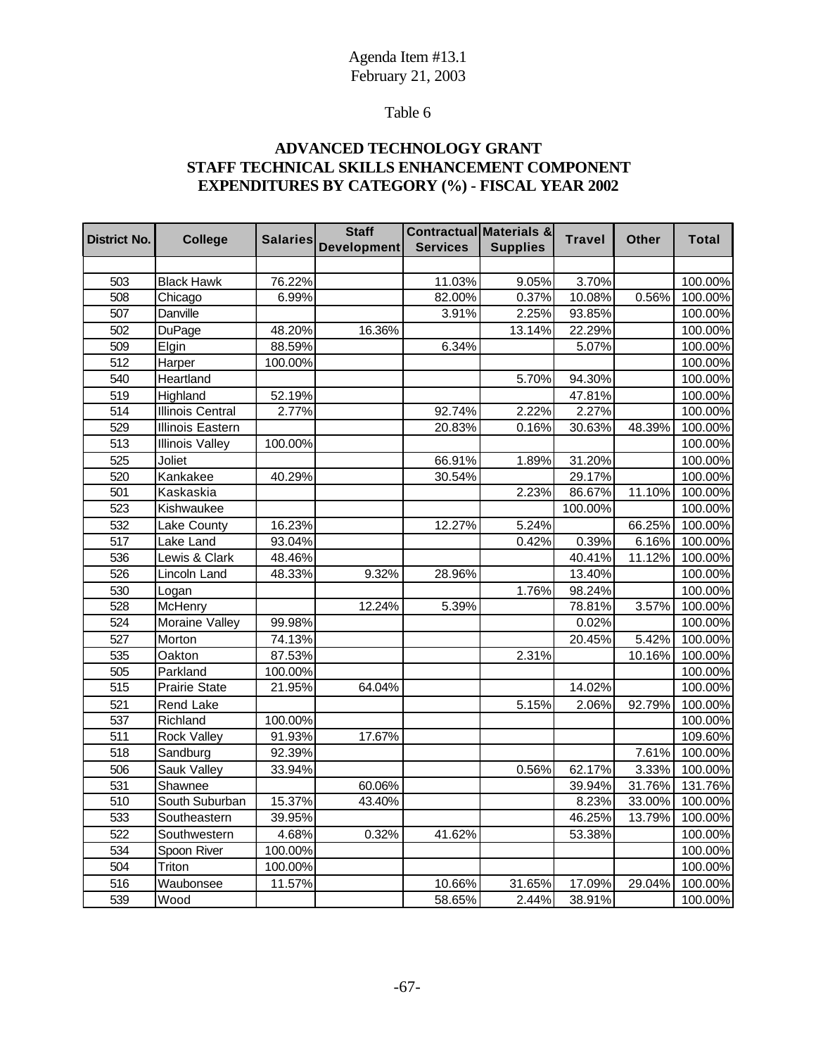Agenda Item #13.1
February 21, 2003

Table 6

## ADVANCED TECHNOLOGY GRANT
## STAFF TECHNICAL SKILLS ENHANCEMENT COMPONENT
## EXPENDITURES BY CATEGORY (%) - FISCAL YEAR 2002

| District No. | College | Salaries | Staff Development | Contractual Services | Materials & Supplies | Travel | Other | Total |
|---|---|---|---|---|---|---|---|---|
| | | | | | | | | |
| 503 | Black Hawk | 76.22% | | 11.03% | 9.05% | 3.70% | | 100.00% |
| 508 | Chicago | 6.99% | | 82.00% | 0.37% | 10.08% | 0.56% | 100.00% |
| 507 | Danville | | | 3.91% | 2.25% | 93.85% | | 100.00% |
| 502 | DuPage | 48.20% | 16.36% | | 13.14% | 22.29% | | 100.00% |
| 509 | Elgin | 88.59% | | 6.34% | | 5.07% | | 100.00% |
| 512 | Harper | 100.00% | | | | | | 100.00% |
| 540 | Heartland | | | | 5.70% | 94.30% | | 100.00% |
| 519 | Highland | 52.19% | | | | 47.81% | | 100.00% |
| 514 | Illinois Central | 2.77% | | 92.74% | 2.22% | 2.27% | | 100.00% |
| 529 | Illinois Eastern | | | 20.83% | 0.16% | 30.63% | 48.39% | 100.00% |
| 513 | Illinois Valley | 100.00% | | | | | | 100.00% |
| 525 | Joliet | | | 66.91% | 1.89% | 31.20% | | 100.00% |
| 520 | Kankakee | 40.29% | | 30.54% | | 29.17% | | 100.00% |
| 501 | Kaskaskia | | | | 2.23% | 86.67% | 11.10% | 100.00% |
| 523 | Kishwaukee | | | | | 100.00% | | 100.00% |
| 532 | Lake County | 16.23% | | 12.27% | 5.24% | | 66.25% | 100.00% |
| 517 | Lake Land | 93.04% | | | 0.42% | 0.39% | 6.16% | 100.00% |
| 536 | Lewis & Clark | 48.46% | | | | 40.41% | 11.12% | 100.00% |
| 526 | Lincoln Land | 48.33% | 9.32% | 28.96% | | 13.40% | | 100.00% |
| 530 | Logan | | | | 1.76% | 98.24% | | 100.00% |
| 528 | McHenry | | 12.24% | 5.39% | | 78.81% | 3.57% | 100.00% |
| 524 | Moraine Valley | 99.98% | | | | 0.02% | | 100.00% |
| 527 | Morton | 74.13% | | | | 20.45% | 5.42% | 100.00% |
| 535 | Oakton | 87.53% | | | 2.31% | | 10.16% | 100.00% |
| 505 | Parkland | 100.00% | | | | | | 100.00% |
| 515 | Prairie State | 21.95% | 64.04% | | | 14.02% | | 100.00% |
| 521 | Rend Lake | | | | 5.15% | 2.06% | 92.79% | 100.00% |
| 537 | Richland | 100.00% | | | | | | 100.00% |
| 511 | Rock Valley | 91.93% | 17.67% | | | | | 109.60% |
| 518 | Sandburg | 92.39% | | | | | 7.61% | 100.00% |
| 506 | Sauk Valley | 33.94% | | | 0.56% | 62.17% | 3.33% | 100.00% |
| 531 | Shawnee | | 60.06% | | | 39.94% | 31.76% | 131.76% |
| 510 | South Suburban | 15.37% | 43.40% | | | 8.23% | 33.00% | 100.00% |
| 533 | Southeastern | 39.95% | | | | 46.25% | 13.79% | 100.00% |
| 522 | Southwestern | 4.68% | 0.32% | 41.62% | | 53.38% | | 100.00% |
| 534 | Spoon River | 100.00% | | | | | | 100.00% |
| 504 | Triton | 100.00% | | | | | | 100.00% |
| 516 | Waubonsee | 11.57% | | 10.66% | 31.65% | 17.09% | 29.04% | 100.00% |
| 539 | Wood | | | 58.65% | 2.44% | 38.91% | | 100.00% |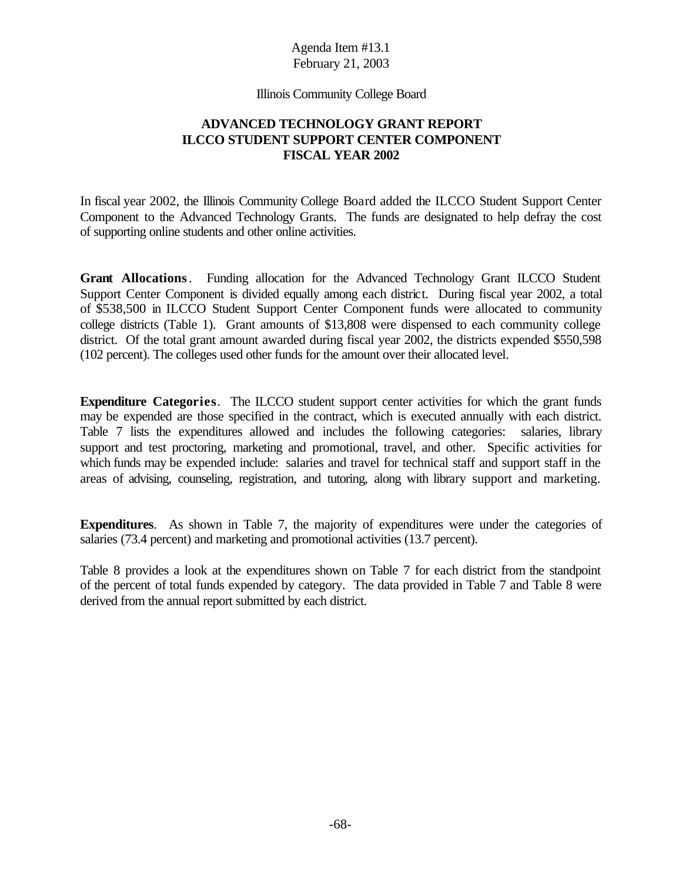Agenda Item #13.1
February 21, 2003

Illinois Community College Board

## ADVANCED TECHNOLOGY GRANT REPORT ILCCO STUDENT SUPPORT CENTER COMPONENT FISCAL YEAR 2002

In fiscal year 2002, the Illinois Community College Board added the ILCCO Student Support Center Component to the Advanced Technology Grants. The funds are designated to help defray the cost of supporting online students and other online activities.

**Grant Allocations**. Funding allocation for the Advanced Technology Grant ILCCO Student Support Center Component is divided equally among each district. During fiscal year 2002, a total of $538,500 in ILCCO Student Support Center Component funds were allocated to community college districts (Table 1). Grant amounts of $13,808 were dispensed to each community college district. Of the total grant amount awarded during fiscal year 2002, the districts expended $550,598 (102 percent). The colleges used other funds for the amount over their allocated level.

**Expenditure Categories**. The ILCCO student support center activities for which the grant funds may be expended are those specified in the contract, which is executed annually with each district. Table 7 lists the expenditures allowed and includes the following categories: salaries, library support and test proctoring, marketing and promotional, travel, and other. Specific activities for which funds may be expended include: salaries and travel for technical staff and support staff in the areas of advising, counseling, registration, and tutoring, along with library support and marketing.

**Expenditures**. As shown in Table 7, the majority of expenditures were under the categories of salaries (73.4 percent) and marketing and promotional activities (13.7 percent).

Table 8 provides a look at the expenditures shown on Table 7 for each district from the standpoint of the percent of total funds expended by category. The data provided in Table 7 and Table 8 were derived from the annual report submitted by each district.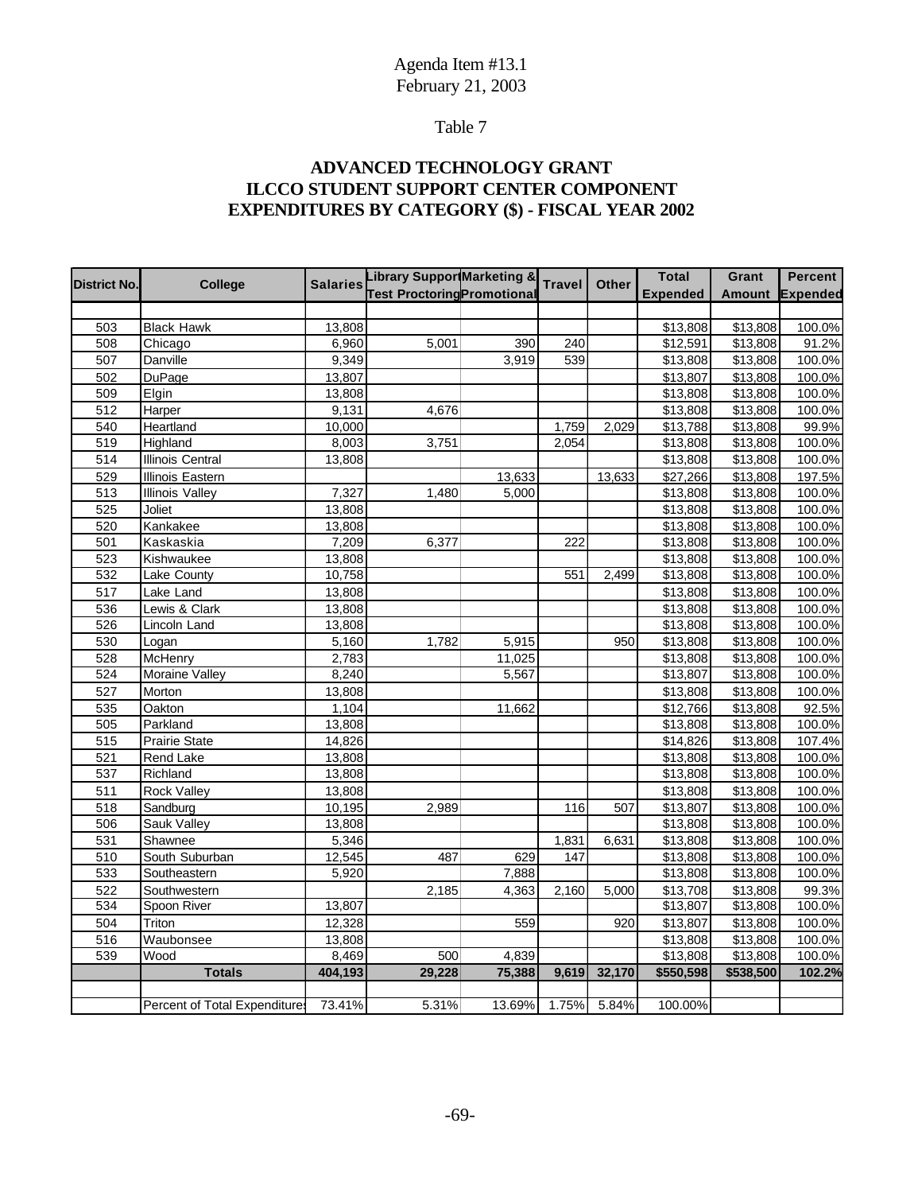Agenda Item #13.1
February 21, 2003

Table 7

## ADVANCED TECHNOLOGY GRANT
## ILCCO STUDENT SUPPORT CENTER COMPONENT
## EXPENDITURES BY CATEGORY ($) - FISCAL YEAR 2002

| District No. | College | Salaries | Library Support Test Proctoring | Marketing & Promotional | Travel | Other | Total Expended | Grant Amount | Percent Expended |
|---|---|---|---|---|---|---|---|---|---|
| 503 | Black Hawk | 13,808 | | | | | $13,808 | $13,808 | 100.0% |
| 508 | Chicago | 6,960 | 5,001 | 390 | 240 | | $12,591 | $13,808 | 91.2% |
| 507 | Danville | 9,349 | | 3,919 | 539 | | $13,808 | $13,808 | 100.0% |
| 502 | DuPage | 13,807 | | | | | $13,807 | $13,808 | 100.0% |
| 509 | Elgin | 13,808 | | | | | $13,808 | $13,808 | 100.0% |
| 512 | Harper | 9,131 | 4,676 | | | | $13,808 | $13,808 | 100.0% |
| 540 | Heartland | 10,000 | | | 1,759 | 2,029 | $13,788 | $13,808 | 99.9% |
| 519 | Highland | 8,003 | 3,751 | | 2,054 | | $13,808 | $13,808 | 100.0% |
| 514 | Illinois Central | 13,808 | | | | | $13,808 | $13,808 | 100.0% |
| 529 | Illinois Eastern | | | 13,633 | | 13,633 | $27,266 | $13,808 | 197.5% |
| 513 | Illinois Valley | 7,327 | 1,480 | 5,000 | | | $13,808 | $13,808 | 100.0% |
| 525 | Joliet | 13,808 | | | | | $13,808 | $13,808 | 100.0% |
| 520 | Kankakee | 13,808 | | | | | $13,808 | $13,808 | 100.0% |
| 501 | Kaskaskia | 7,209 | 6,377 | | 222 | | $13,808 | $13,808 | 100.0% |
| 523 | Kishwaukee | 13,808 | | | | | $13,808 | $13,808 | 100.0% |
| 532 | Lake County | 10,758 | | | 551 | 2,499 | $13,808 | $13,808 | 100.0% |
| 517 | Lake Land | 13,808 | | | | | $13,808 | $13,808 | 100.0% |
| 536 | Lewis & Clark | 13,808 | | | | | $13,808 | $13,808 | 100.0% |
| 526 | Lincoln Land | 13,808 | | | | | $13,808 | $13,808 | 100.0% |
| 530 | Logan | 5,160 | 1,782 | 5,915 | | 950 | $13,808 | $13,808 | 100.0% |
| 528 | McHenry | 2,783 | | 11,025 | | | $13,808 | $13,808 | 100.0% |
| 524 | Moraine Valley | 8,240 | | 5,567 | | | $13,807 | $13,808 | 100.0% |
| 527 | Morton | 13,808 | | | | | $13,808 | $13,808 | 100.0% |
| 535 | Oakton | 1,104 | | 11,662 | | | $12,766 | $13,808 | 92.5% |
| 505 | Parkland | 13,808 | | | | | $13,808 | $13,808 | 100.0% |
| 515 | Prairie State | 14,826 | | | | | $14,826 | $13,808 | 107.4% |
| 521 | Rend Lake | 13,808 | | | | | $13,808 | $13,808 | 100.0% |
| 537 | Richland | 13,808 | | | | | $13,808 | $13,808 | 100.0% |
| 511 | Rock Valley | 13,808 | | | | | $13,808 | $13,808 | 100.0% |
| 518 | Sandburg | 10,195 | 2,989 | | 116 | 507 | $13,807 | $13,808 | 100.0% |
| 506 | Sauk Valley | 13,808 | | | | | $13,808 | $13,808 | 100.0% |
| 531 | Shawnee | 5,346 | | | 1,831 | 6,631 | $13,808 | $13,808 | 100.0% |
| 510 | South Suburban | 12,545 | 487 | 629 | 147 | | $13,808 | $13,808 | 100.0% |
| 533 | Southeastern | 5,920 | | 7,888 | | | $13,808 | $13,808 | 100.0% |
| 522 | Southwestern | | 2,185 | 4,363 | 2,160 | 5,000 | $13,708 | $13,808 | 99.3% |
| 534 | Spoon River | 13,807 | | | | | $13,807 | $13,808 | 100.0% |
| 504 | Triton | 12,328 | | 559 | | 920 | $13,807 | $13,808 | 100.0% |
| 516 | Waubonsee | 13,808 | | | | | $13,808 | $13,808 | 100.0% |
| 539 | Wood | 8,469 | 500 | 4,839 | | | $13,808 | $13,808 | 100.0% |
| | **Totals** | **404,193** | **29,228** | **75,388** | **9,619** | **32,170** | **$550,598** | **$538,500** | **102.2%** |
| | Percent of Total Expenditures | 73.41% | 5.31% | 13.69% | 1.75% | 5.84% | 100.00% | | |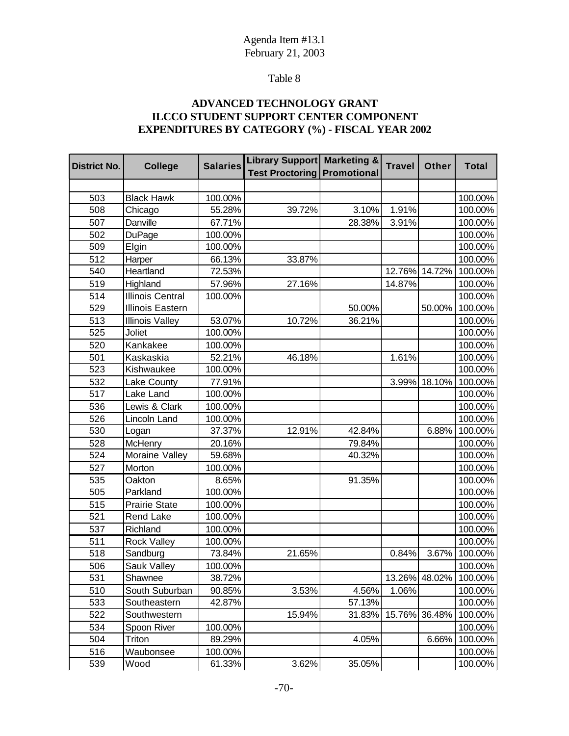Agenda Item #13.1
February 21, 2003

Table 8

**ADVANCED TECHNOLOGY GRANT**
**ILCCO STUDENT SUPPORT CENTER COMPONENT**
**EXPENDITURES BY CATEGORY (%) - FISCAL YEAR 2002**

| District No. | College | Salaries | Library Support Test Proctoring | Marketing & Promotional | Travel | Other | Total |
|---|---|---|---|---|---|---|---|
| | | | | | | | |
| 503 | Black Hawk | 100.00% | | | | | 100.00% |
| 508 | Chicago | 55.28% | 39.72% | 3.10% | 1.91% | | 100.00% |
| 507 | Danville | 67.71% | | 28.38% | 3.91% | | 100.00% |
| 502 | DuPage | 100.00% | | | | | 100.00% |
| 509 | Elgin | 100.00% | | | | | 100.00% |
| 512 | Harper | 66.13% | 33.87% | | | | 100.00% |
| 540 | Heartland | 72.53% | | | 12.76% | 14.72% | 100.00% |
| 519 | Highland | 57.96% | 27.16% | | 14.87% | | 100.00% |
| 514 | Illinois Central | 100.00% | | | | | 100.00% |
| 529 | Illinois Eastern | | | 50.00% | | 50.00% | 100.00% |
| 513 | Illinois Valley | 53.07% | 10.72% | 36.21% | | | 100.00% |
| 525 | Joliet | 100.00% | | | | | 100.00% |
| 520 | Kankakee | 100.00% | | | | | 100.00% |
| 501 | Kaskaskia | 52.21% | 46.18% | | 1.61% | | 100.00% |
| 523 | Kishwaukee | 100.00% | | | | | 100.00% |
| 532 | Lake County | 77.91% | | | 3.99% | 18.10% | 100.00% |
| 517 | Lake Land | 100.00% | | | | | 100.00% |
| 536 | Lewis & Clark | 100.00% | | | | | 100.00% |
| 526 | Lincoln Land | 100.00% | | | | | 100.00% |
| 530 | Logan | 37.37% | 12.91% | 42.84% | | 6.88% | 100.00% |
| 528 | McHenry | 20.16% | | 79.84% | | | 100.00% |
| 524 | Moraine Valley | 59.68% | | 40.32% | | | 100.00% |
| 527 | Morton | 100.00% | | | | | 100.00% |
| 535 | Oakton | 8.65% | | 91.35% | | | 100.00% |
| 505 | Parkland | 100.00% | | | | | 100.00% |
| 515 | Prairie State | 100.00% | | | | | 100.00% |
| 521 | Rend Lake | 100.00% | | | | | 100.00% |
| 537 | Richland | 100.00% | | | | | 100.00% |
| 511 | Rock Valley | 100.00% | | | | | 100.00% |
| 518 | Sandburg | 73.84% | 21.65% | | 0.84% | 3.67% | 100.00% |
| 506 | Sauk Valley | 100.00% | | | | | 100.00% |
| 531 | Shawnee | 38.72% | | | 13.26% | 48.02% | 100.00% |
| 510 | South Suburban | 90.85% | 3.53% | 4.56% | 1.06% | | 100.00% |
| 533 | Southeastern | 42.87% | | 57.13% | | | 100.00% |
| 522 | Southwestern | | 15.94% | 31.83% | 15.76% | 36.48% | 100.00% |
| 534 | Spoon River | 100.00% | | | | | 100.00% |
| 504 | Triton | 89.29% | | 4.05% | | 6.66% | 100.00% |
| 516 | Waubonsee | 100.00% | | | | | 100.00% |
| 539 | Wood | 61.33% | 3.62% | 35.05% | | | 100.00% |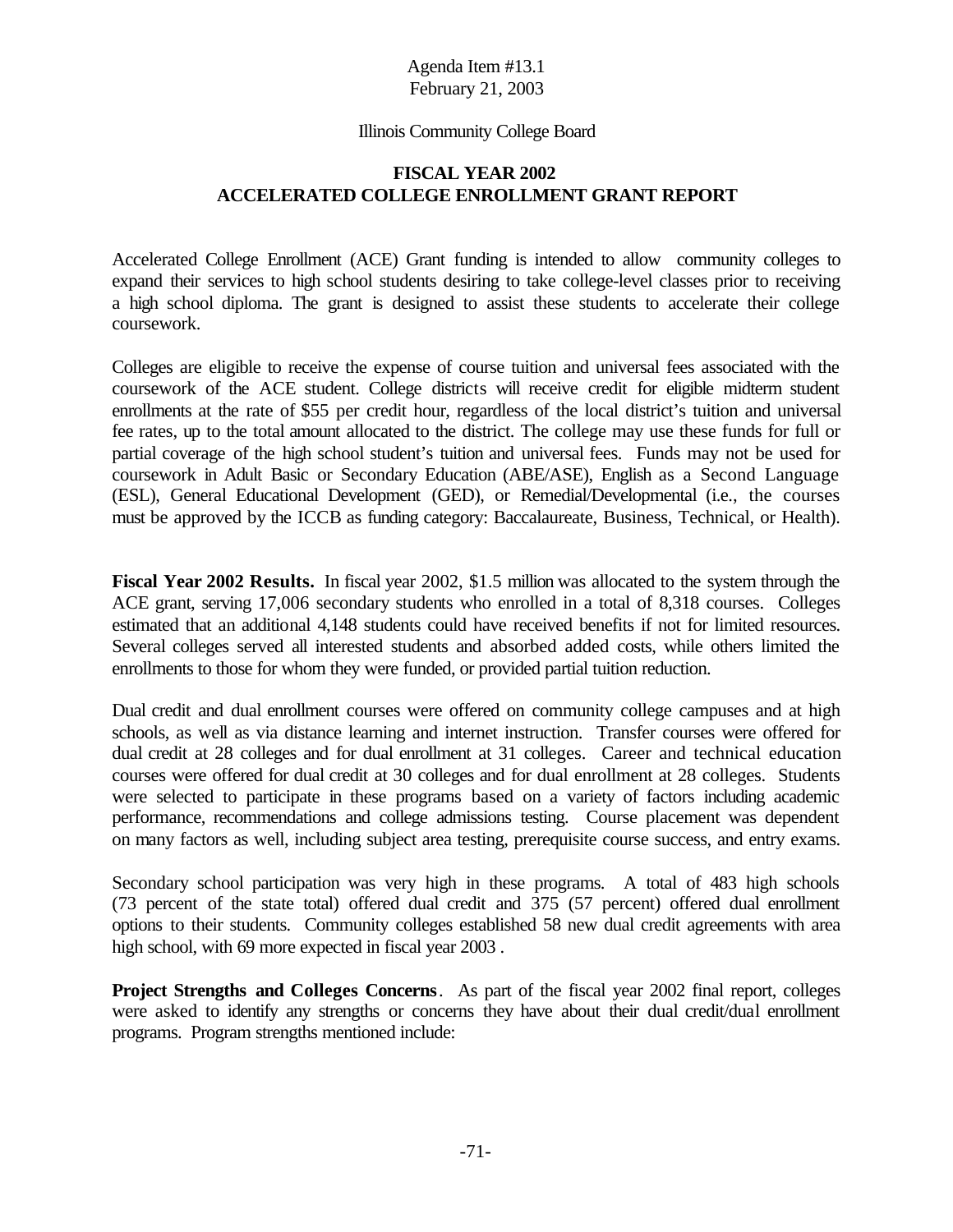Agenda Item #13.1
February 21, 2003

Illinois Community College Board

## FISCAL YEAR 2002
## ACCELERATED COLLEGE ENROLLMENT GRANT REPORT

Accelerated College Enrollment (ACE) Grant funding is intended to allow community colleges to expand their services to high school students desiring to take college-level classes prior to receiving a high school diploma. The grant is designed to assist these students to accelerate their college coursework.

Colleges are eligible to receive the expense of course tuition and universal fees associated with the coursework of the ACE student. College districts will receive credit for eligible midterm student enrollments at the rate of $55 per credit hour, regardless of the local district's tuition and universal fee rates, up to the total amount allocated to the district. The college may use these funds for full or partial coverage of the high school student's tuition and universal fees. Funds may not be used for coursework in Adult Basic or Secondary Education (ABE/ASE), English as a Second Language (ESL), General Educational Development (GED), or Remedial/Developmental (i.e., the courses must be approved by the ICCB as funding category: Baccalaureate, Business, Technical, or Health).

**Fiscal Year 2002 Results.** In fiscal year 2002, $1.5 million was allocated to the system through the ACE grant, serving 17,006 secondary students who enrolled in a total of 8,318 courses. Colleges estimated that an additional 4,148 students could have received benefits if not for limited resources. Several colleges served all interested students and absorbed added costs, while others limited the enrollments to those for whom they were funded, or provided partial tuition reduction.

Dual credit and dual enrollment courses were offered on community college campuses and at high schools, as well as via distance learning and internet instruction. Transfer courses were offered for dual credit at 28 colleges and for dual enrollment at 31 colleges. Career and technical education courses were offered for dual credit at 30 colleges and for dual enrollment at 28 colleges. Students were selected to participate in these programs based on a variety of factors including academic performance, recommendations and college admissions testing. Course placement was dependent on many factors as well, including subject area testing, prerequisite course success, and entry exams.

Secondary school participation was very high in these programs. A total of 483 high schools (73 percent of the state total) offered dual credit and 375 (57 percent) offered dual enrollment options to their students. Community colleges established 58 new dual credit agreements with area high school, with 69 more expected in fiscal year 2003 .

**Project Strengths and Colleges Concerns**. As part of the fiscal year 2002 final report, colleges were asked to identify any strengths or concerns they have about their dual credit/dual enrollment programs. Program strengths mentioned include: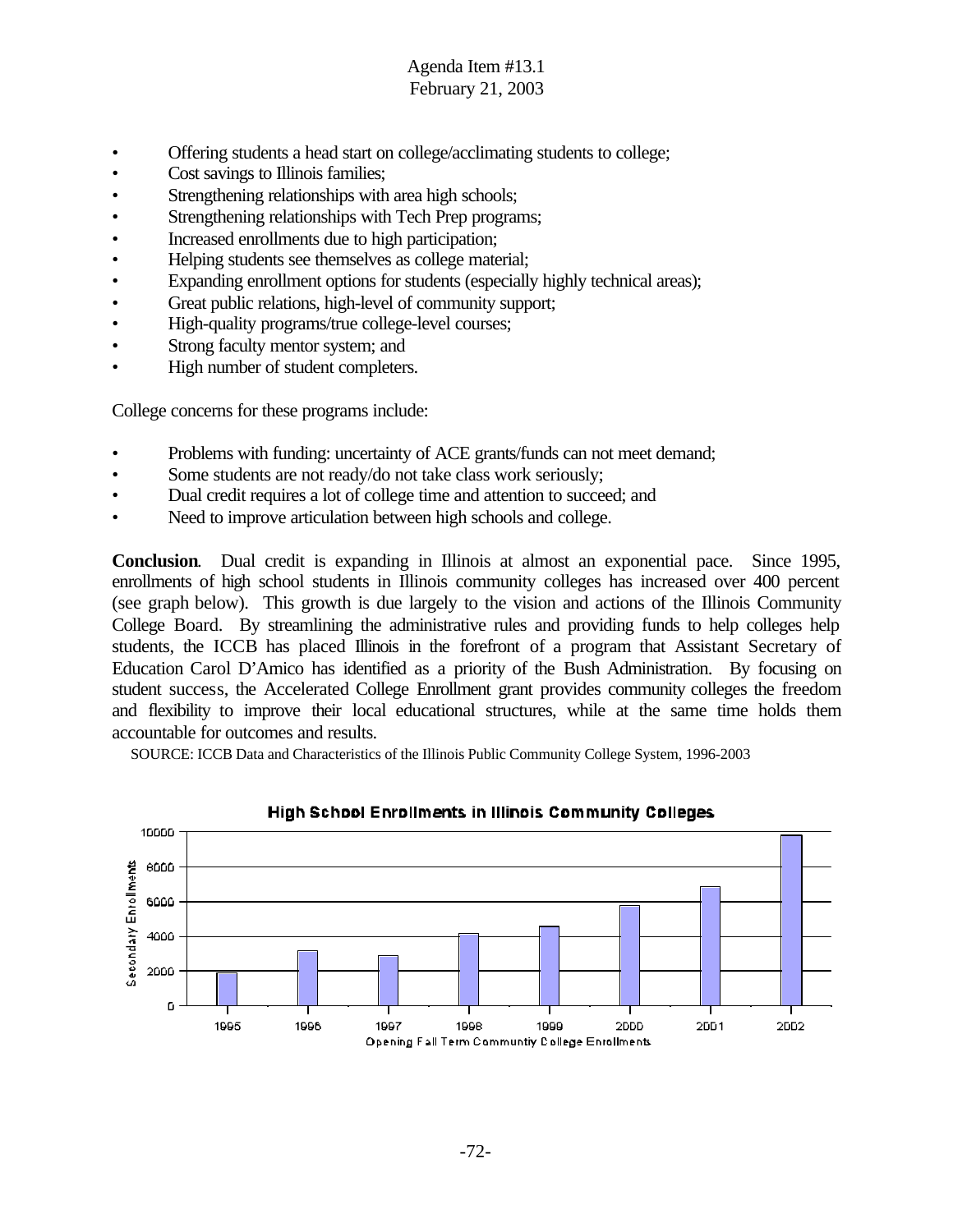- Offering students a head start on college/acclimating students to college;
- Cost savings to Illinois families;
- Strengthening relationships with area high schools;
- Strengthening relationships with Tech Prep programs;
- Increased enrollments due to high participation;
- Helping students see themselves as college material;
- Expanding enrollment options for students (especially highly technical areas);
- Great public relations, high-level of community support;
- High-quality programs/true college-level courses;
- Strong faculty mentor system; and
- High number of student completers.

College concerns for these programs include:

- Problems with funding: uncertainty of ACE grants/funds can not meet demand;
- Some students are not ready/do not take class work seriously;
- Dual credit requires a lot of college time and attention to succeed; and
- Need to improve articulation between high schools and college.

**Conclusion**. Dual credit is expanding in Illinois at almost an exponential pace. Since 1995, enrollments of high school students in Illinois community colleges has increased over 400 percent (see graph below). This growth is due largely to the vision and actions of the Illinois Community College Board. By streamlining the administrative rules and providing funds to help colleges help students, the ICCB has placed Illinois in the forefront of a program that Assistant Secretary of Education Carol D'Amico has identified as a priority of the Bush Administration. By focusing on student success, the Accelerated College Enrollment grant provides community colleges the freedom and flexibility to improve their local educational structures, while at the same time holds them accountable for outcomes and results.

SOURCE: ICCB Data and Characteristics of the Illinois Public Community College System, 1996-2003

**High School Enrollments in Illinois Community Colleges**

Secondary Enrollments (y-axis: 0–10000); Opening Fall Term Communtiy College Enrollments (x-axis: 1995–2002)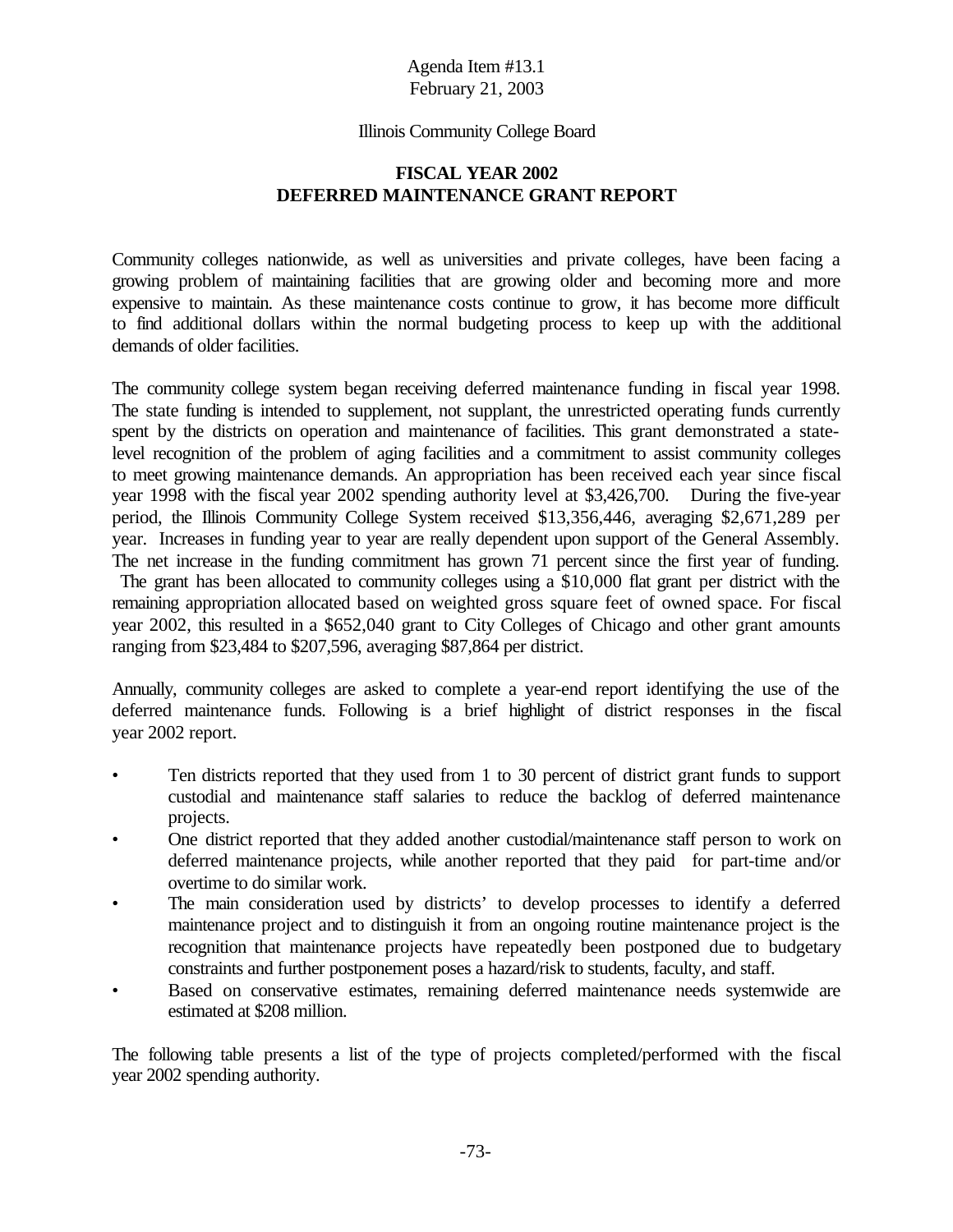Agenda Item #13.1
February 21, 2003

Illinois Community College Board

## FISCAL YEAR 2002
## DEFERRED MAINTENANCE GRANT REPORT

Community colleges nationwide, as well as universities and private colleges, have been facing a growing problem of maintaining facilities that are growing older and becoming more and more expensive to maintain. As these maintenance costs continue to grow, it has become more difficult to find additional dollars within the normal budgeting process to keep up with the additional demands of older facilities.

The community college system began receiving deferred maintenance funding in fiscal year 1998. The state funding is intended to supplement, not supplant, the unrestricted operating funds currently spent by the districts on operation and maintenance of facilities. This grant demonstrated a state-level recognition of the problem of aging facilities and a commitment to assist community colleges to meet growing maintenance demands. An appropriation has been received each year since fiscal year 1998 with the fiscal year 2002 spending authority level at $3,426,700. During the five-year period, the Illinois Community College System received $13,356,446, averaging $2,671,289 per year. Increases in funding year to year are really dependent upon support of the General Assembly. The net increase in the funding commitment has grown 71 percent since the first year of funding. The grant has been allocated to community colleges using a $10,000 flat grant per district with the remaining appropriation allocated based on weighted gross square feet of owned space. For fiscal year 2002, this resulted in a $652,040 grant to City Colleges of Chicago and other grant amounts ranging from $23,484 to $207,596, averaging $87,864 per district.

Annually, community colleges are asked to complete a year-end report identifying the use of the deferred maintenance funds. Following is a brief highlight of district responses in the fiscal year 2002 report.

- Ten districts reported that they used from 1 to 30 percent of district grant funds to support custodial and maintenance staff salaries to reduce the backlog of deferred maintenance projects.
- One district reported that they added another custodial/maintenance staff person to work on deferred maintenance projects, while another reported that they paid for part-time and/or overtime to do similar work.
- The main consideration used by districts' to develop processes to identify a deferred maintenance project and to distinguish it from an ongoing routine maintenance project is the recognition that maintenance projects have repeatedly been postponed due to budgetary constraints and further postponement poses a hazard/risk to students, faculty, and staff.
- Based on conservative estimates, remaining deferred maintenance needs systemwide are estimated at $208 million.

The following table presents a list of the type of projects completed/performed with the fiscal year 2002 spending authority.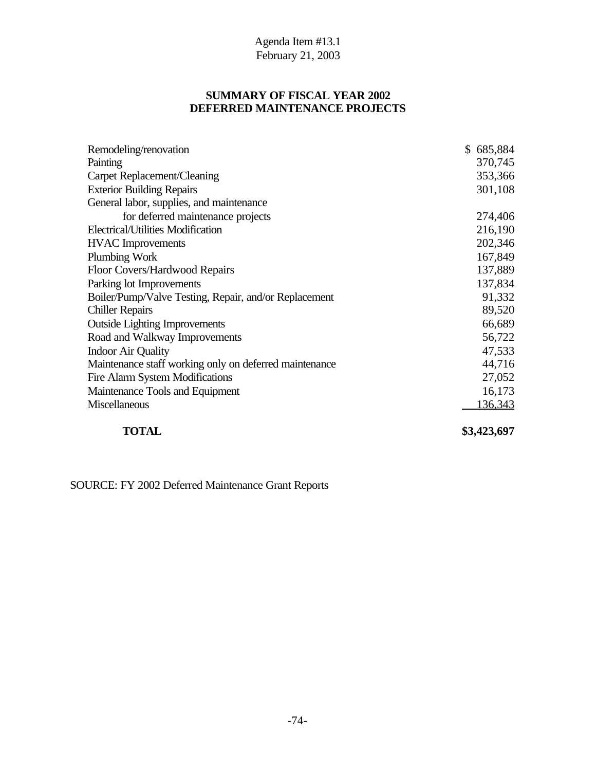Agenda Item #13.1
February 21, 2003

## SUMMARY OF FISCAL YEAR 2002 DEFERRED MAINTENANCE PROJECTS

| Project | Amount |
|---|---|
| Remodeling/renovation | $ 685,884 |
| Painting | 370,745 |
| Carpet Replacement/Cleaning | 353,366 |
| Exterior Building Repairs | 301,108 |
| General labor, supplies, and maintenance for deferred maintenance projects | 274,406 |
| Electrical/Utilities Modification | 216,190 |
| HVAC Improvements | 202,346 |
| Plumbing Work | 167,849 |
| Floor Covers/Hardwood Repairs | 137,889 |
| Parking lot Improvements | 137,834 |
| Boiler/Pump/Valve Testing, Repair, and/or Replacement | 91,332 |
| Chiller Repairs | 89,520 |
| Outside Lighting Improvements | 66,689 |
| Road and Walkway Improvements | 56,722 |
| Indoor Air Quality | 47,533 |
| Maintenance staff working only on deferred maintenance | 44,716 |
| Fire Alarm System Modifications | 27,052 |
| Maintenance Tools and Equipment | 16,173 |
| Miscellaneous | 136,343 |
| **TOTAL** | **$3,423,697** |

SOURCE: FY 2002 Deferred Maintenance Grant Reports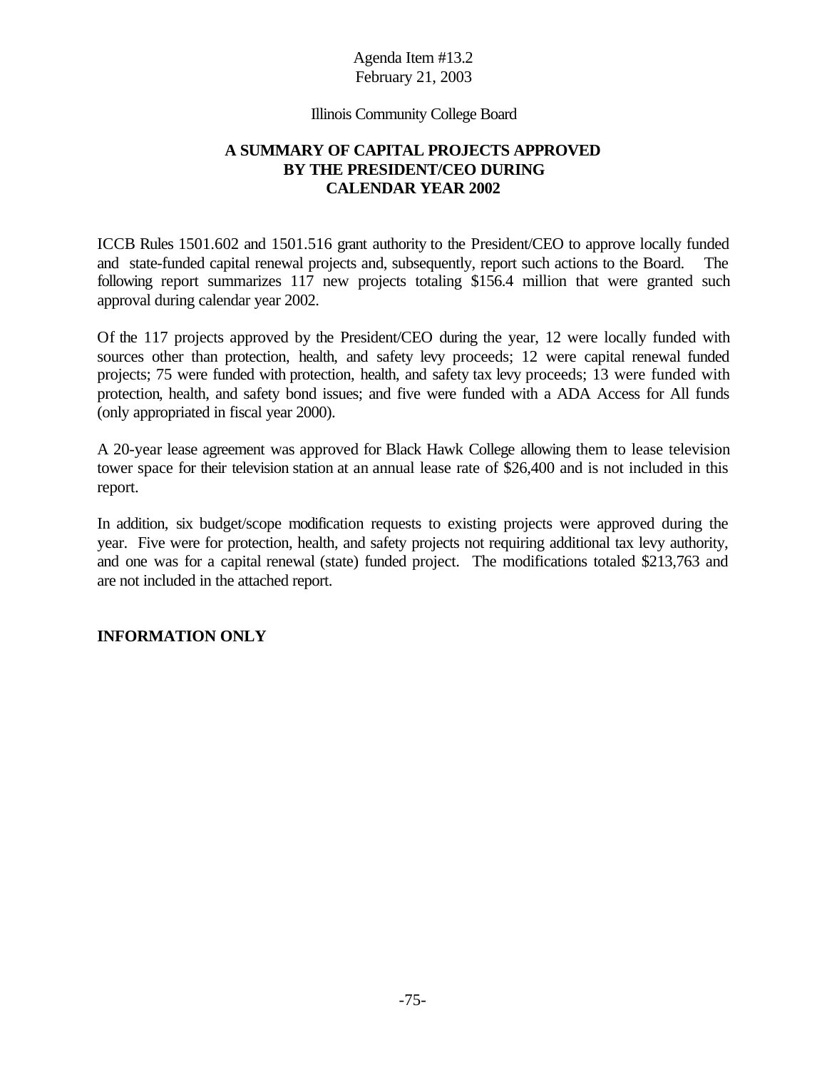Agenda Item #13.2
February 21, 2003

Illinois Community College Board

# A SUMMARY OF CAPITAL PROJECTS APPROVED BY THE PRESIDENT/CEO DURING CALENDAR YEAR 2002

ICCB Rules 1501.602 and 1501.516 grant authority to the President/CEO to approve locally funded and state-funded capital renewal projects and, subsequently, report such actions to the Board. The following report summarizes 117 new projects totaling $156.4 million that were granted such approval during calendar year 2002.

Of the 117 projects approved by the President/CEO during the year, 12 were locally funded with sources other than protection, health, and safety levy proceeds; 12 were capital renewal funded projects; 75 were funded with protection, health, and safety tax levy proceeds; 13 were funded with protection, health, and safety bond issues; and five were funded with a ADA Access for All funds (only appropriated in fiscal year 2000).

A 20-year lease agreement was approved for Black Hawk College allowing them to lease television tower space for their television station at an annual lease rate of $26,400 and is not included in this report.

In addition, six budget/scope modification requests to existing projects were approved during the year. Five were for protection, health, and safety projects not requiring additional tax levy authority, and one was for a capital renewal (state) funded project. The modifications totaled $213,763 and are not included in the attached report.

**INFORMATION ONLY**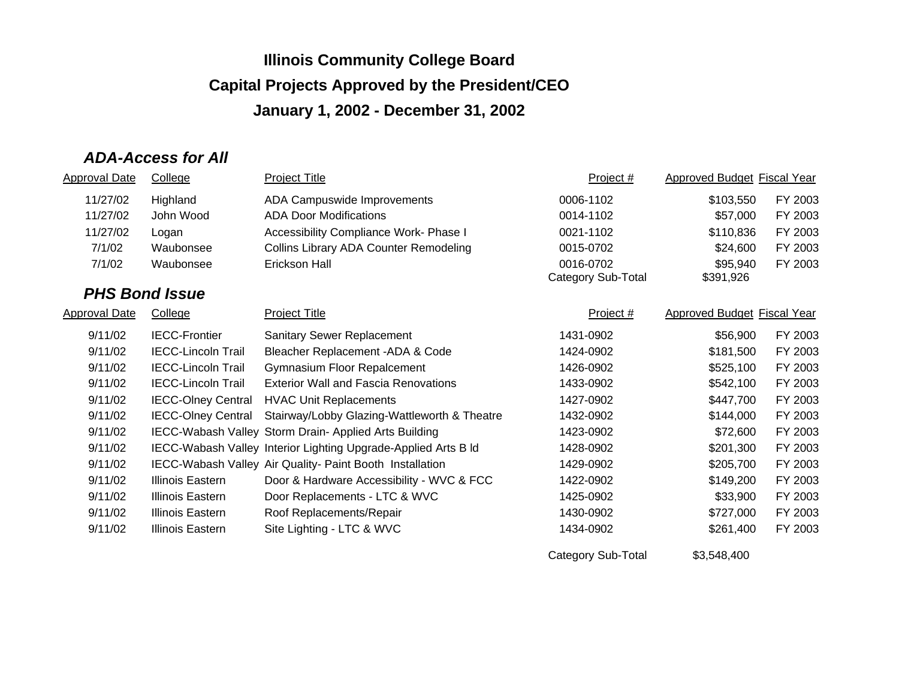# Illinois Community College Board

## Capital Projects Approved by the President/CEO

## January 1, 2002 - December 31, 2002

### *ADA-Access for All*

| Approval Date | College | Project Title | Project # | Approved Budget | Fiscal Year |
|---|---|---|---|---|---|
| 11/27/02 | Highland | ADA Campuswide Improvements | 0006-1102 | $103,550 | FY 2003 |
| 11/27/02 | John Wood | ADA Door Modifications | 0014-1102 | $57,000 | FY 2003 |
| 11/27/02 | Logan | Accessibility Compliance Work- Phase I | 0021-1102 | $110,836 | FY 2003 |
| 7/1/02 | Waubonsee | Collins Library ADA Counter Remodeling | 0015-0702 | $24,600 | FY 2003 |
| 7/1/02 | Waubonsee | Erickson Hall | 0016-0702 | $95,940 | FY 2003 |
| | | | Category Sub-Total | $391,926 | |

### *PHS Bond Issue*

| Approval Date | College | Project Title | Project # | Approved Budget | Fiscal Year |
|---|---|---|---|---|---|
| 9/11/02 | IECC-Frontier | Sanitary Sewer Replacement | 1431-0902 | $56,900 | FY 2003 |
| 9/11/02 | IECC-Lincoln Trail | Bleacher Replacement -ADA & Code | 1424-0902 | $181,500 | FY 2003 |
| 9/11/02 | IECC-Lincoln Trail | Gymnasium Floor Repalcement | 1426-0902 | $525,100 | FY 2003 |
| 9/11/02 | IECC-Lincoln Trail | Exterior Wall and Fascia Renovations | 1433-0902 | $542,100 | FY 2003 |
| 9/11/02 | IECC-Olney Central | HVAC Unit Replacements | 1427-0902 | $447,700 | FY 2003 |
| 9/11/02 | IECC-Olney Central | Stairway/Lobby Glazing-Wattleworth & Theatre | 1432-0902 | $144,000 | FY 2003 |
| 9/11/02 | IECC-Wabash Valley | Storm Drain- Applied Arts Building | 1423-0902 | $72,600 | FY 2003 |
| 9/11/02 | IECC-Wabash Valley | Interior Lighting Upgrade-Applied Arts B ld | 1428-0902 | $201,300 | FY 2003 |
| 9/11/02 | IECC-Wabash Valley | Air Quality- Paint Booth Installation | 1429-0902 | $205,700 | FY 2003 |
| 9/11/02 | Illinois Eastern | Door & Hardware Accessibility - WVC & FCC | 1422-0902 | $149,200 | FY 2003 |
| 9/11/02 | Illinois Eastern | Door Replacements - LTC & WVC | 1425-0902 | $33,900 | FY 2003 |
| 9/11/02 | Illinois Eastern | Roof Replacements/Repair | 1430-0902 | $727,000 | FY 2003 |
| 9/11/02 | Illinois Eastern | Site Lighting - LTC & WVC | 1434-0902 | $261,400 | FY 2003 |
| | | | Category Sub-Total | $3,548,400 | |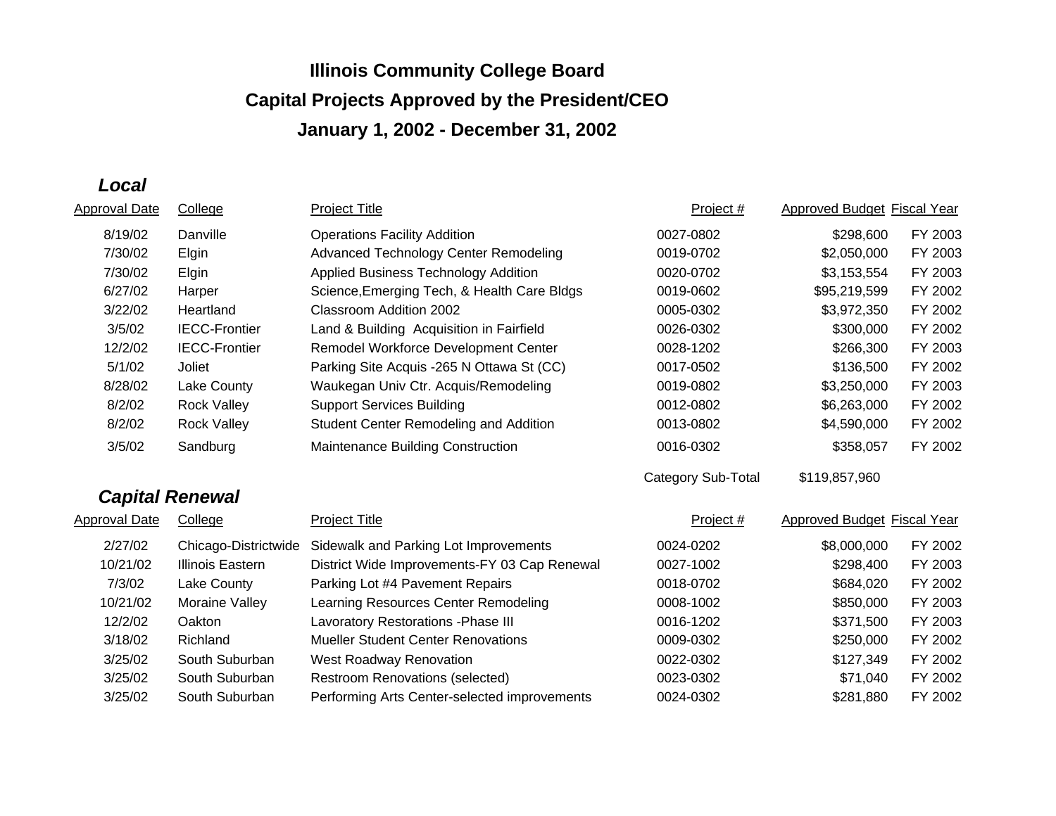# Illinois Community College Board

## Capital Projects Approved by the President/CEO

## January 1, 2002 - December 31, 2002

### *Local*

| Approval Date | College | Project Title | Project # | Approved Budget | Fiscal Year |
|---|---|---|---|---|---|
| 8/19/02 | Danville | Operations Facility Addition | 0027-0802 | $298,600 | FY 2003 |
| 7/30/02 | Elgin | Advanced Technology Center Remodeling | 0019-0702 | $2,050,000 | FY 2003 |
| 7/30/02 | Elgin | Applied Business Technology Addition | 0020-0702 | $3,153,554 | FY 2003 |
| 6/27/02 | Harper | Science,Emerging Tech, & Health Care Bldgs | 0019-0602 | $95,219,599 | FY 2002 |
| 3/22/02 | Heartland | Classroom Addition 2002 | 0005-0302 | $3,972,350 | FY 2002 |
| 3/5/02 | IECC-Frontier | Land & Building Acquisition in Fairfield | 0026-0302 | $300,000 | FY 2002 |
| 12/2/02 | IECC-Frontier | Remodel Workforce Development Center | 0028-1202 | $266,300 | FY 2003 |
| 5/1/02 | Joliet | Parking Site Acquis -265 N Ottawa St (CC) | 0017-0502 | $136,500 | FY 2002 |
| 8/28/02 | Lake County | Waukegan Univ Ctr. Acquis/Remodeling | 0019-0802 | $3,250,000 | FY 2003 |
| 8/2/02 | Rock Valley | Support Services Building | 0012-0802 | $6,263,000 | FY 2002 |
| 8/2/02 | Rock Valley | Student Center Remodeling and Addition | 0013-0802 | $4,590,000 | FY 2002 |
| 3/5/02 | Sandburg | Maintenance Building Construction | 0016-0302 | $358,057 | FY 2002 |
| | | | Category Sub-Total | $119,857,960 | |

### *Capital Renewal*

| Approval Date | College | Project Title | Project # | Approved Budget | Fiscal Year |
|---|---|---|---|---|---|
| 2/27/02 | Chicago-Districtwide | Sidewalk and Parking Lot Improvements | 0024-0202 | $8,000,000 | FY 2002 |
| 10/21/02 | Illinois Eastern | District Wide Improvements-FY 03 Cap Renewal | 0027-1002 | $298,400 | FY 2003 |
| 7/3/02 | Lake County | Parking Lot #4 Pavement Repairs | 0018-0702 | $684,020 | FY 2002 |
| 10/21/02 | Moraine Valley | Learning Resources Center Remodeling | 0008-1002 | $850,000 | FY 2003 |
| 12/2/02 | Oakton | Lavoratory Restorations -Phase III | 0016-1202 | $371,500 | FY 2003 |
| 3/18/02 | Richland | Mueller Student Center Renovations | 0009-0302 | $250,000 | FY 2002 |
| 3/25/02 | South Suburban | West Roadway Renovation | 0022-0302 | $127,349 | FY 2002 |
| 3/25/02 | South Suburban | Restroom Renovations (selected) | 0023-0302 | $71,040 | FY 2002 |
| 3/25/02 | South Suburban | Performing Arts Center-selected improvements | 0024-0302 | $281,880 | FY 2002 |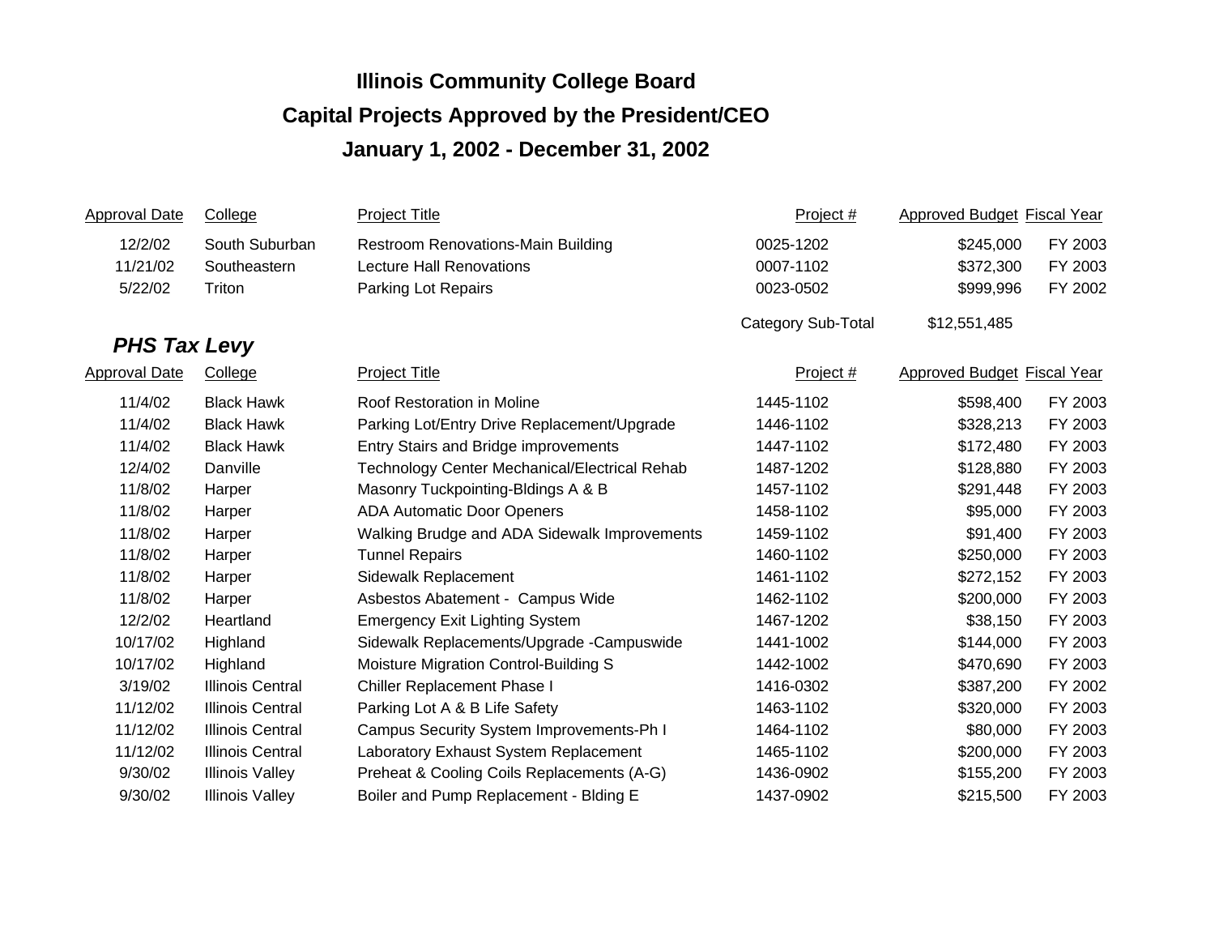# Illinois Community College Board

## Capital Projects Approved by the President/CEO

## January 1, 2002 - December 31, 2002

| Approval Date | College | Project Title | Project # | Approved Budget | Fiscal Year |
|---|---|---|---|---|---|
| 12/2/02 | South Suburban | Restroom Renovations-Main Building | 0025-1202 | $245,000 | FY 2003 |
| 11/21/02 | Southeastern | Lecture Hall Renovations | 0007-1102 | $372,300 | FY 2003 |
| 5/22/02 | Triton | Parking Lot Repairs | 0023-0502 | $999,996 | FY 2002 |
| | | | Category Sub-Total | $12,551,485 | |

### *PHS Tax Levy*

| Approval Date | College | Project Title | Project # | Approved Budget | Fiscal Year |
|---|---|---|---|---|---|
| 11/4/02 | Black Hawk | Roof Restoration in Moline | 1445-1102 | $598,400 | FY 2003 |
| 11/4/02 | Black Hawk | Parking Lot/Entry Drive Replacement/Upgrade | 1446-1102 | $328,213 | FY 2003 |
| 11/4/02 | Black Hawk | Entry Stairs and Bridge improvements | 1447-1102 | $172,480 | FY 2003 |
| 12/4/02 | Danville | Technology Center Mechanical/Electrical Rehab | 1487-1202 | $128,880 | FY 2003 |
| 11/8/02 | Harper | Masonry Tuckpointing-Bldings A & B | 1457-1102 | $291,448 | FY 2003 |
| 11/8/02 | Harper | ADA Automatic Door Openers | 1458-1102 | $95,000 | FY 2003 |
| 11/8/02 | Harper | Walking Brudge and ADA Sidewalk Improvements | 1459-1102 | $91,400 | FY 2003 |
| 11/8/02 | Harper | Tunnel Repairs | 1460-1102 | $250,000 | FY 2003 |
| 11/8/02 | Harper | Sidewalk Replacement | 1461-1102 | $272,152 | FY 2003 |
| 11/8/02 | Harper | Asbestos Abatement - Campus Wide | 1462-1102 | $200,000 | FY 2003 |
| 12/2/02 | Heartland | Emergency Exit Lighting System | 1467-1202 | $38,150 | FY 2003 |
| 10/17/02 | Highland | Sidewalk Replacements/Upgrade -Campuswide | 1441-1002 | $144,000 | FY 2003 |
| 10/17/02 | Highland | Moisture Migration Control-Building S | 1442-1002 | $470,690 | FY 2003 |
| 3/19/02 | Illinois Central | Chiller Replacement Phase I | 1416-0302 | $387,200 | FY 2002 |
| 11/12/02 | Illinois Central | Parking Lot A & B Life Safety | 1463-1102 | $320,000 | FY 2003 |
| 11/12/02 | Illinois Central | Campus Security System Improvements-Ph I | 1464-1102 | $80,000 | FY 2003 |
| 11/12/02 | Illinois Central | Laboratory Exhaust System Replacement | 1465-1102 | $200,000 | FY 2003 |
| 9/30/02 | Illinois Valley | Preheat & Cooling Coils Replacements (A-G) | 1436-0902 | $155,200 | FY 2003 |
| 9/30/02 | Illinois Valley | Boiler and Pump Replacement - Blding E | 1437-0902 | $215,500 | FY 2003 |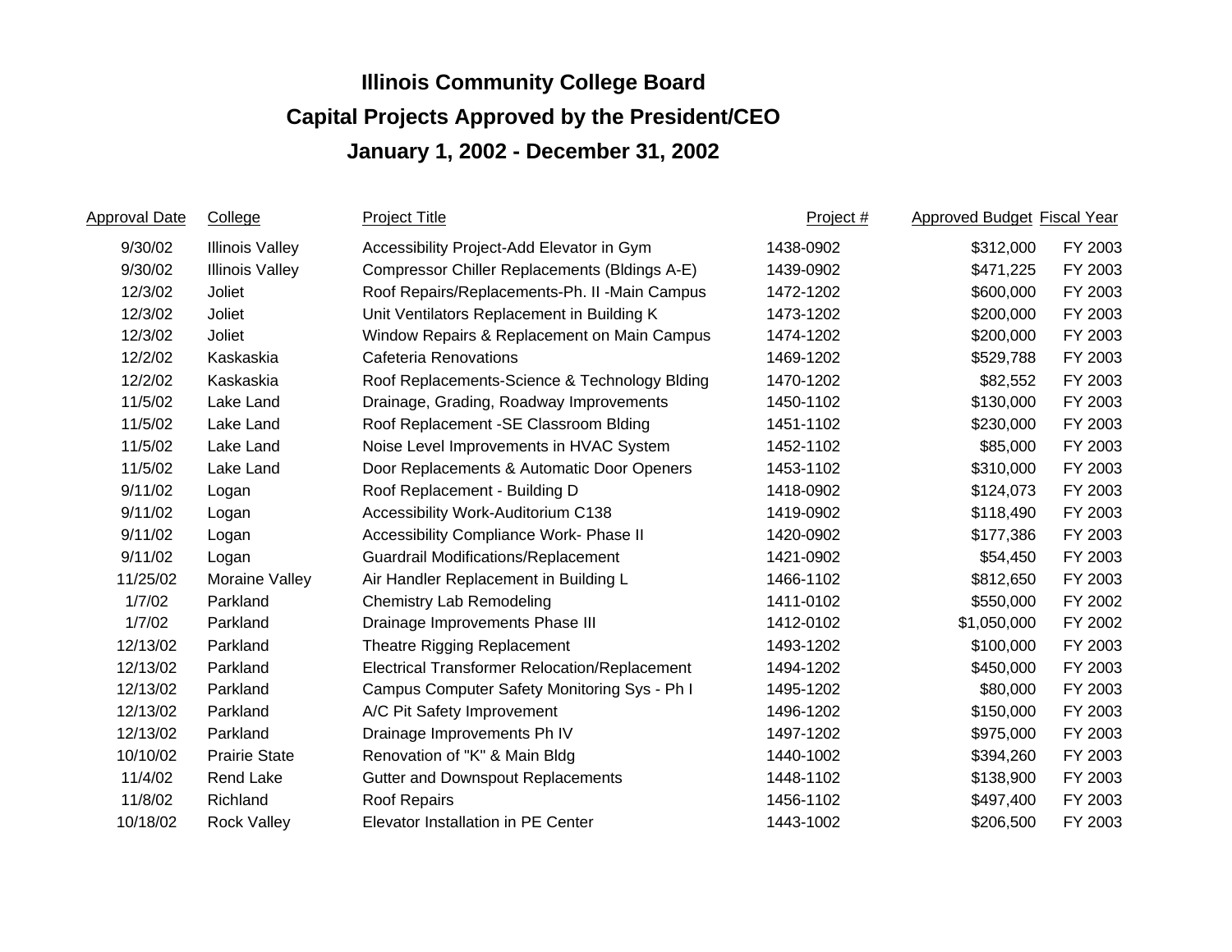# Illinois Community College Board

## Capital Projects Approved by the President/CEO

## January 1, 2002 - December 31, 2002

| Approval Date | College | Project Title | Project # | Approved Budget | Fiscal Year |
|---|---|---|---|---|---|
| 9/30/02 | Illinois Valley | Accessibility Project-Add Elevator in Gym | 1438-0902 | $312,000 | FY 2003 |
| 9/30/02 | Illinois Valley | Compressor Chiller Replacements (Bldings A-E) | 1439-0902 | $471,225 | FY 2003 |
| 12/3/02 | Joliet | Roof Repairs/Replacements-Ph. II -Main Campus | 1472-1202 | $600,000 | FY 2003 |
| 12/3/02 | Joliet | Unit Ventilators Replacement in Building K | 1473-1202 | $200,000 | FY 2003 |
| 12/3/02 | Joliet | Window Repairs & Replacement on Main Campus | 1474-1202 | $200,000 | FY 2003 |
| 12/2/02 | Kaskaskia | Cafeteria Renovations | 1469-1202 | $529,788 | FY 2003 |
| 12/2/02 | Kaskaskia | Roof Replacements-Science & Technology Blding | 1470-1202 | $82,552 | FY 2003 |
| 11/5/02 | Lake Land | Drainage, Grading, Roadway Improvements | 1450-1102 | $130,000 | FY 2003 |
| 11/5/02 | Lake Land | Roof Replacement -SE Classroom Blding | 1451-1102 | $230,000 | FY 2003 |
| 11/5/02 | Lake Land | Noise Level Improvements in HVAC System | 1452-1102 | $85,000 | FY 2003 |
| 11/5/02 | Lake Land | Door Replacements & Automatic Door Openers | 1453-1102 | $310,000 | FY 2003 |
| 9/11/02 | Logan | Roof Replacement - Building D | 1418-0902 | $124,073 | FY 2003 |
| 9/11/02 | Logan | Accessibility Work-Auditorium C138 | 1419-0902 | $118,490 | FY 2003 |
| 9/11/02 | Logan | Accessibility Compliance Work- Phase II | 1420-0902 | $177,386 | FY 2003 |
| 9/11/02 | Logan | Guardrail Modifications/Replacement | 1421-0902 | $54,450 | FY 2003 |
| 11/25/02 | Moraine Valley | Air Handler Replacement in Building L | 1466-1102 | $812,650 | FY 2003 |
| 1/7/02 | Parkland | Chemistry Lab Remodeling | 1411-0102 | $550,000 | FY 2002 |
| 1/7/02 | Parkland | Drainage Improvements Phase III | 1412-0102 | $1,050,000 | FY 2002 |
| 12/13/02 | Parkland | Theatre Rigging Replacement | 1493-1202 | $100,000 | FY 2003 |
| 12/13/02 | Parkland | Electrical Transformer Relocation/Replacement | 1494-1202 | $450,000 | FY 2003 |
| 12/13/02 | Parkland | Campus Computer Safety Monitoring Sys - Ph I | 1495-1202 | $80,000 | FY 2003 |
| 12/13/02 | Parkland | A/C Pit Safety Improvement | 1496-1202 | $150,000 | FY 2003 |
| 12/13/02 | Parkland | Drainage Improvements Ph IV | 1497-1202 | $975,000 | FY 2003 |
| 10/10/02 | Prairie State | Renovation of "K" & Main Bldg | 1440-1002 | $394,260 | FY 2003 |
| 11/4/02 | Rend Lake | Gutter and Downspout Replacements | 1448-1102 | $138,900 | FY 2003 |
| 11/8/02 | Richland | Roof Repairs | 1456-1102 | $497,400 | FY 2003 |
| 10/18/02 | Rock Valley | Elevator Installation in PE Center | 1443-1002 | $206,500 | FY 2003 |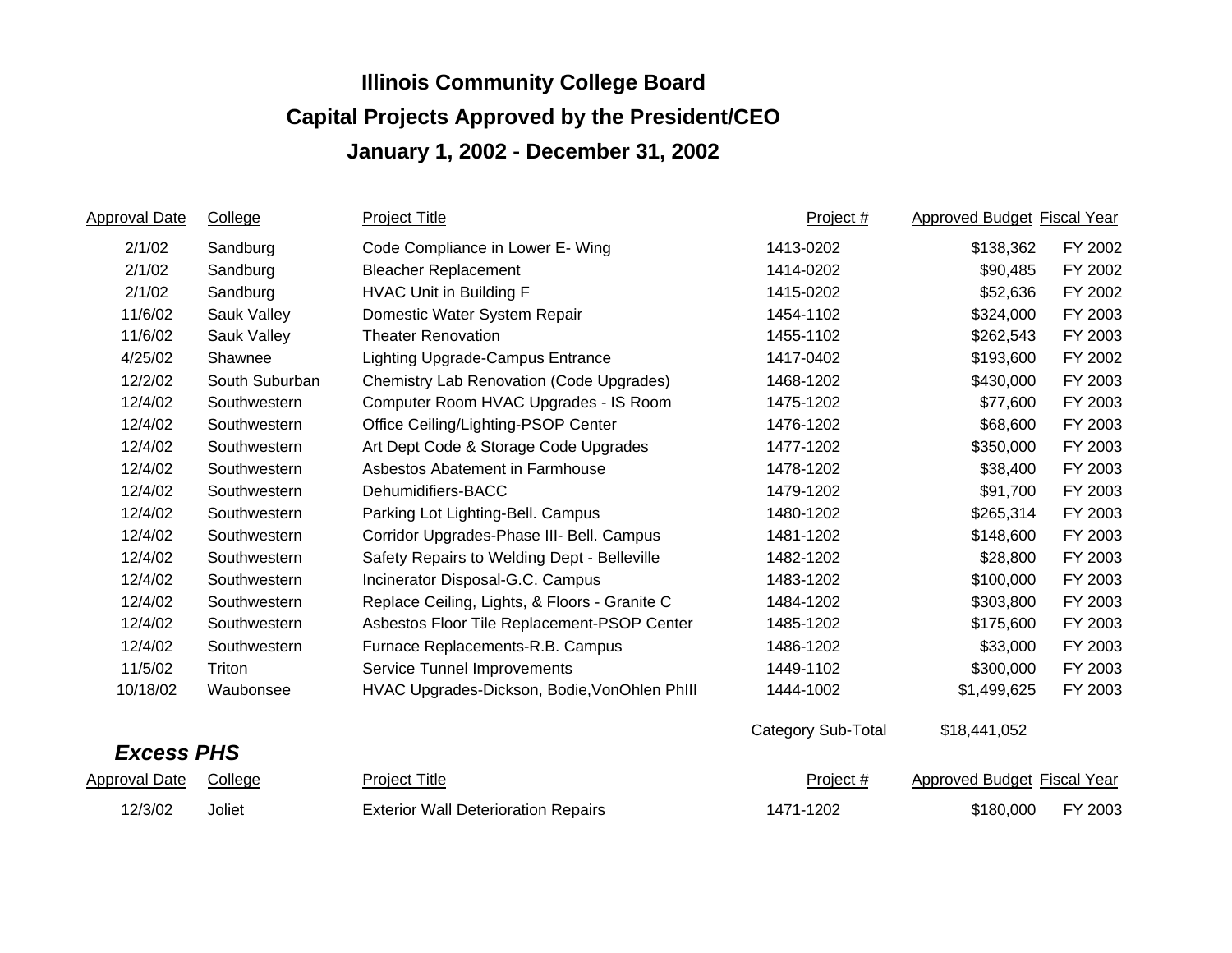# Illinois Community College Board

## Capital Projects Approved by the President/CEO

## January 1, 2002 - December 31, 2002

| Approval Date | College | Project Title | Project # | Approved Budget | Fiscal Year |
|---|---|---|---|---|---|
| 2/1/02 | Sandburg | Code Compliance in Lower E- Wing | 1413-0202 | $138,362 | FY 2002 |
| 2/1/02 | Sandburg | Bleacher Replacement | 1414-0202 | $90,485 | FY 2002 |
| 2/1/02 | Sandburg | HVAC Unit in Building F | 1415-0202 | $52,636 | FY 2002 |
| 11/6/02 | Sauk Valley | Domestic Water System Repair | 1454-1102 | $324,000 | FY 2003 |
| 11/6/02 | Sauk Valley | Theater Renovation | 1455-1102 | $262,543 | FY 2003 |
| 4/25/02 | Shawnee | Lighting Upgrade-Campus Entrance | 1417-0402 | $193,600 | FY 2002 |
| 12/2/02 | South Suburban | Chemistry Lab Renovation (Code Upgrades) | 1468-1202 | $430,000 | FY 2003 |
| 12/4/02 | Southwestern | Computer Room HVAC Upgrades - IS Room | 1475-1202 | $77,600 | FY 2003 |
| 12/4/02 | Southwestern | Office Ceiling/Lighting-PSOP Center | 1476-1202 | $68,600 | FY 2003 |
| 12/4/02 | Southwestern | Art Dept Code & Storage Code Upgrades | 1477-1202 | $350,000 | FY 2003 |
| 12/4/02 | Southwestern | Asbestos Abatement in Farmhouse | 1478-1202 | $38,400 | FY 2003 |
| 12/4/02 | Southwestern | Dehumidifiers-BACC | 1479-1202 | $91,700 | FY 2003 |
| 12/4/02 | Southwestern | Parking Lot Lighting-Bell. Campus | 1480-1202 | $265,314 | FY 2003 |
| 12/4/02 | Southwestern | Corridor Upgrades-Phase III- Bell. Campus | 1481-1202 | $148,600 | FY 2003 |
| 12/4/02 | Southwestern | Safety Repairs to Welding Dept - Belleville | 1482-1202 | $28,800 | FY 2003 |
| 12/4/02 | Southwestern | Incinerator Disposal-G.C. Campus | 1483-1202 | $100,000 | FY 2003 |
| 12/4/02 | Southwestern | Replace Ceiling, Lights, & Floors - Granite C | 1484-1202 | $303,800 | FY 2003 |
| 12/4/02 | Southwestern | Asbestos Floor Tile Replacement-PSOP Center | 1485-1202 | $175,600 | FY 2003 |
| 12/4/02 | Southwestern | Furnace Replacements-R.B. Campus | 1486-1202 | $33,000 | FY 2003 |
| 11/5/02 | Triton | Service Tunnel Improvements | 1449-1102 | $300,000 | FY 2003 |
| 10/18/02 | Waubonsee | HVAC Upgrades-Dickson, Bodie,VonOhlen PhIII | 1444-1002 | $1,499,625 | FY 2003 |
| | | | Category Sub-Total | $18,441,052 | |

### *Excess PHS*

| Approval Date | College | Project Title | Project # | Approved Budget | Fiscal Year |
|---|---|---|---|---|---|
| 12/3/02 | Joliet | Exterior Wall Deterioration Repairs | 1471-1202 | $180,000 | FY 2003 |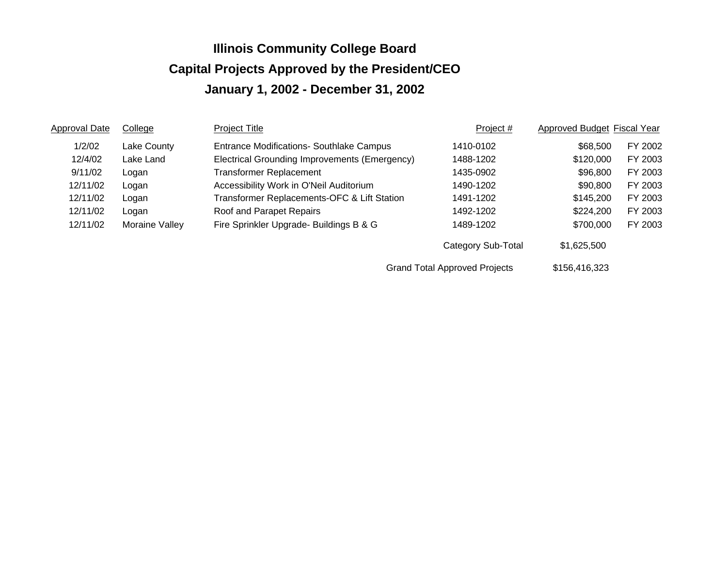# Illinois Community College Board

## Capital Projects Approved by the President/CEO

## January 1, 2002 - December 31, 2002

| Approval Date | College | Project Title | Project # | Approved Budget | Fiscal Year |
|---|---|---|---|---|---|
| 1/2/02 | Lake County | Entrance Modifications- Southlake Campus | 1410-0102 | $68,500 | FY 2002 |
| 12/4/02 | Lake Land | Electrical Grounding Improvements (Emergency) | 1488-1202 | $120,000 | FY 2003 |
| 9/11/02 | Logan | Transformer Replacement | 1435-0902 | $96,800 | FY 2003 |
| 12/11/02 | Logan | Accessibility Work in O'Neil Auditorium | 1490-1202 | $90,800 | FY 2003 |
| 12/11/02 | Logan | Transformer Replacements-OFC & Lift Station | 1491-1202 | $145,200 | FY 2003 |
| 12/11/02 | Logan | Roof and Parapet Repairs | 1492-1202 | $224,200 | FY 2003 |
| 12/11/02 | Moraine Valley | Fire Sprinkler Upgrade- Buildings B & G | 1489-1202 | $700,000 | FY 2003 |
| | | | Category Sub-Total | $1,625,500 | |
| | | | Grand Total Approved Projects | $156,416,323 | |